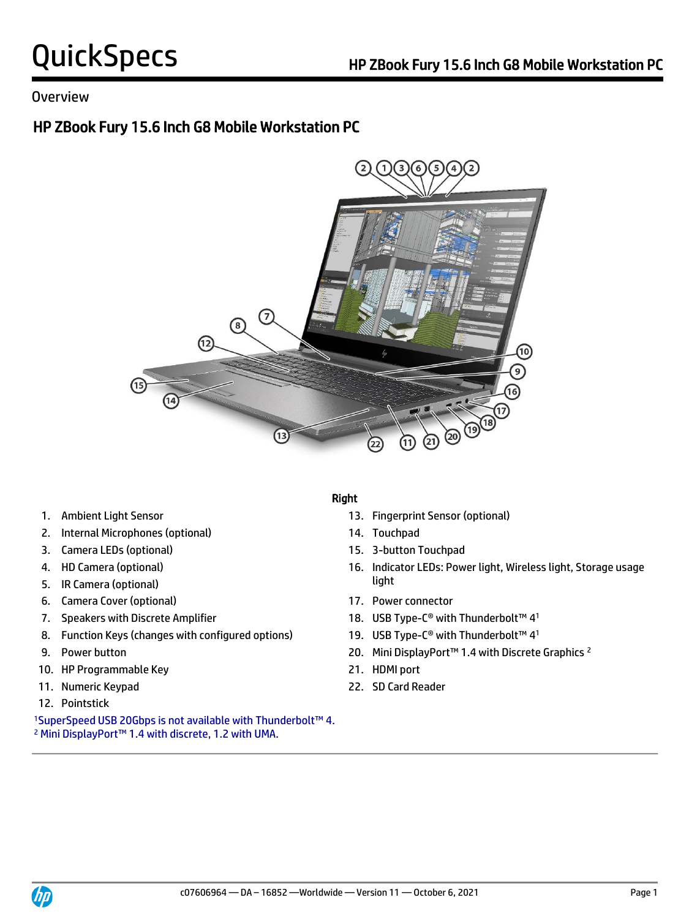# QuickSpecs

## Overview

## HP ZBook Fury 15.6 Inch G8 Mobile Workstation PC

1. Ambient Light Sensor
2. Internal Microphones (optional)
3. Camera LEDs (optional)
4. HD Camera (optional)
5. IR Camera (optional)
6. Camera Cover (optional)
7. Speakers with Discrete Amplifier
8. Function Keys (changes with configured options)
9. Power button
10. HP Programmable Key
11. Numeric Keypad
12. Pointstick

**Right**

13. Fingerprint Sensor (optional)
14. Touchpad
15. 3-button Touchpad
16. Indicator LEDs: Power light, Wireless light, Storage usage light
17. Power connector
18. USB Type-C® with Thunderbolt™ 4[1]
19. USB Type-C® with Thunderbolt™ 4[1]
20. Mini DisplayPort™ 1.4 with Discrete Graphics [2]
21. HDMI port
22. SD Card Reader

[1]SuperSpeed USB 20Gbps is not available with Thunderbolt™ 4.
[2] Mini DisplayPort™ 1.4 with discrete, 1.2 with UMA.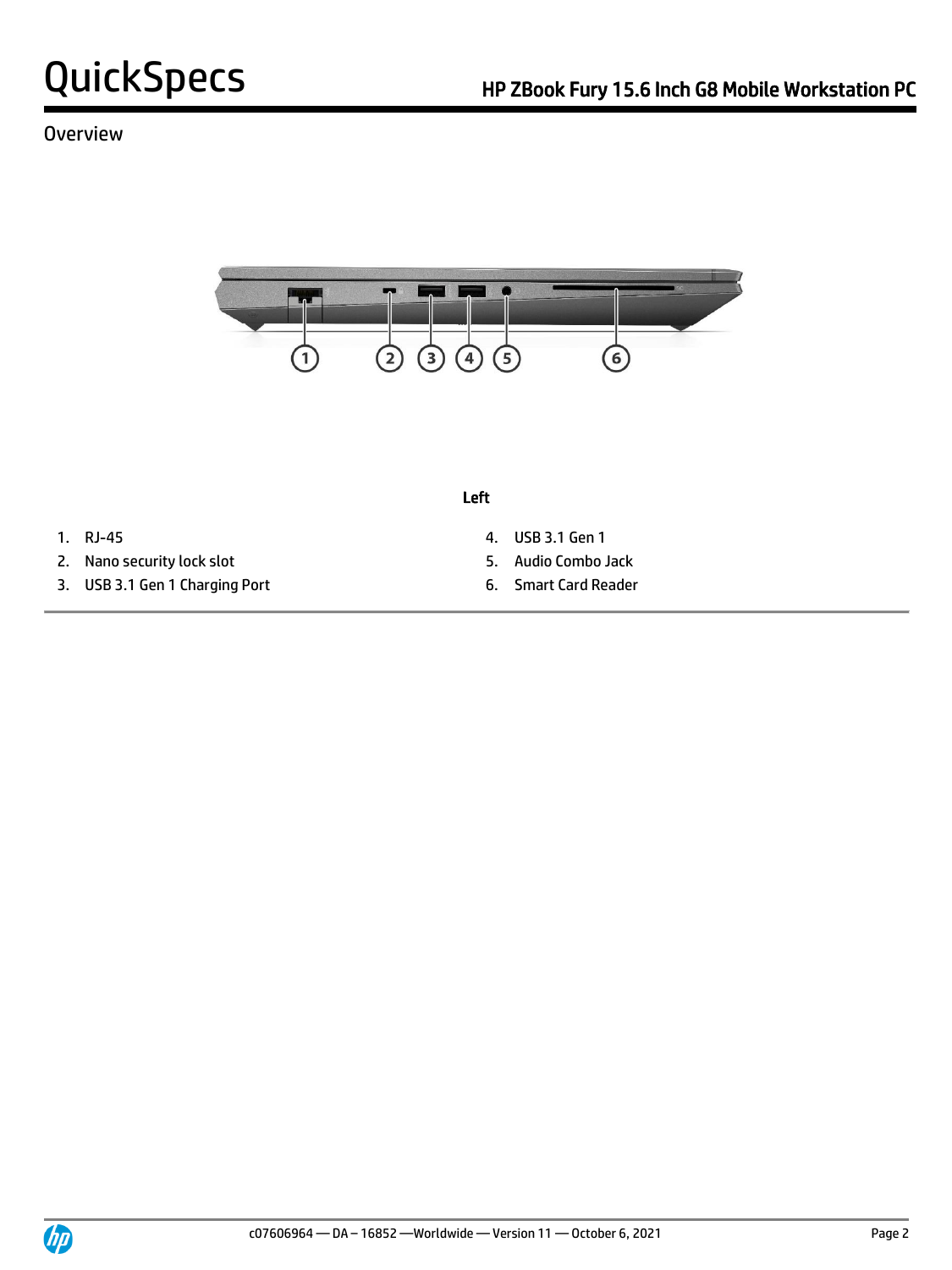## Overview

**Left**

1. RJ-45
2. Nano security lock slot
3. USB 3.1 Gen 1 Charging Port
4. USB 3.1 Gen 1
5. Audio Combo Jack
6. Smart Card Reader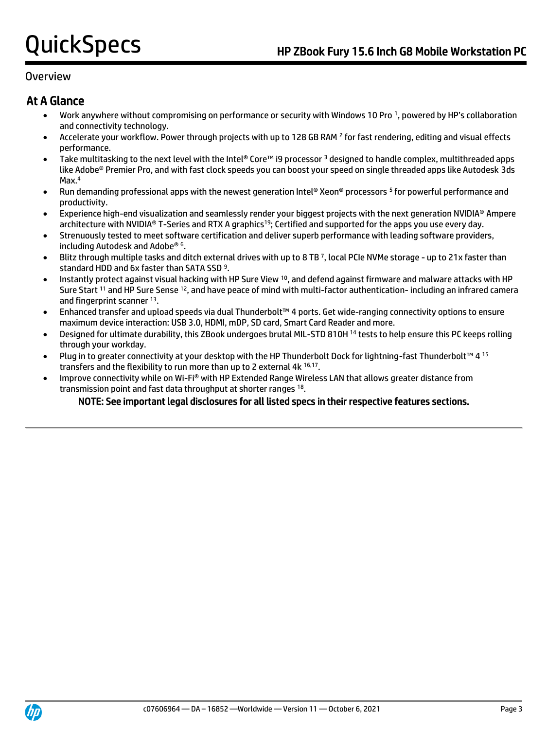Overview

## At A Glance

- Work anywhere without compromising on performance or security with Windows 10 Pro [1], powered by HP's collaboration and connectivity technology.
- Accelerate your workflow. Power through projects with up to 128 GB RAM [2] for fast rendering, editing and visual effects performance.
- Take multitasking to the next level with the Intel® Core™ i9 processor [3] designed to handle complex, multithreaded apps like Adobe® Premier Pro, and with fast clock speeds you can boost your speed on single threaded apps like Autodesk 3ds Max.[4]
- Run demanding professional apps with the newest generation Intel® Xeon® processors [5] for powerful performance and productivity.
- Experience high-end visualization and seamlessly render your biggest projects with the next generation NVIDIA® Ampere architecture with NVIDIA® T-Series and RTX A graphics[19]; Certified and supported for the apps you use every day.
- Strenuously tested to meet software certification and deliver superb performance with leading software providers, including Autodesk and Adobe® [6].
- Blitz through multiple tasks and ditch external drives with up to 8 TB [7], local PCIe NVMe storage - up to 21x faster than standard HDD and 6x faster than SATA SSD [9].
- Instantly protect against visual hacking with HP Sure View [10], and defend against firmware and malware attacks with HP Sure Start [11] and HP Sure Sense [12], and have peace of mind with multi-factor authentication- including an infrared camera and fingerprint scanner [13].
- Enhanced transfer and upload speeds via dual Thunderbolt™ 4 ports. Get wide-ranging connectivity options to ensure maximum device interaction: USB 3.0, HDMI, mDP, SD card, Smart Card Reader and more.
- Designed for ultimate durability, this ZBook undergoes brutal MIL-STD 810H [14] tests to help ensure this PC keeps rolling through your workday.
- Plug in to greater connectivity at your desktop with the HP Thunderbolt Dock for lightning-fast Thunderbolt™ 4 [15] transfers and the flexibility to run more than up to 2 external 4k [16,17].
- Improve connectivity while on Wi-Fi® with HP Extended Range Wireless LAN that allows greater distance from transmission point and fast data throughput at shorter ranges [18].

**NOTE: See important legal disclosures for all listed specs in their respective features sections.**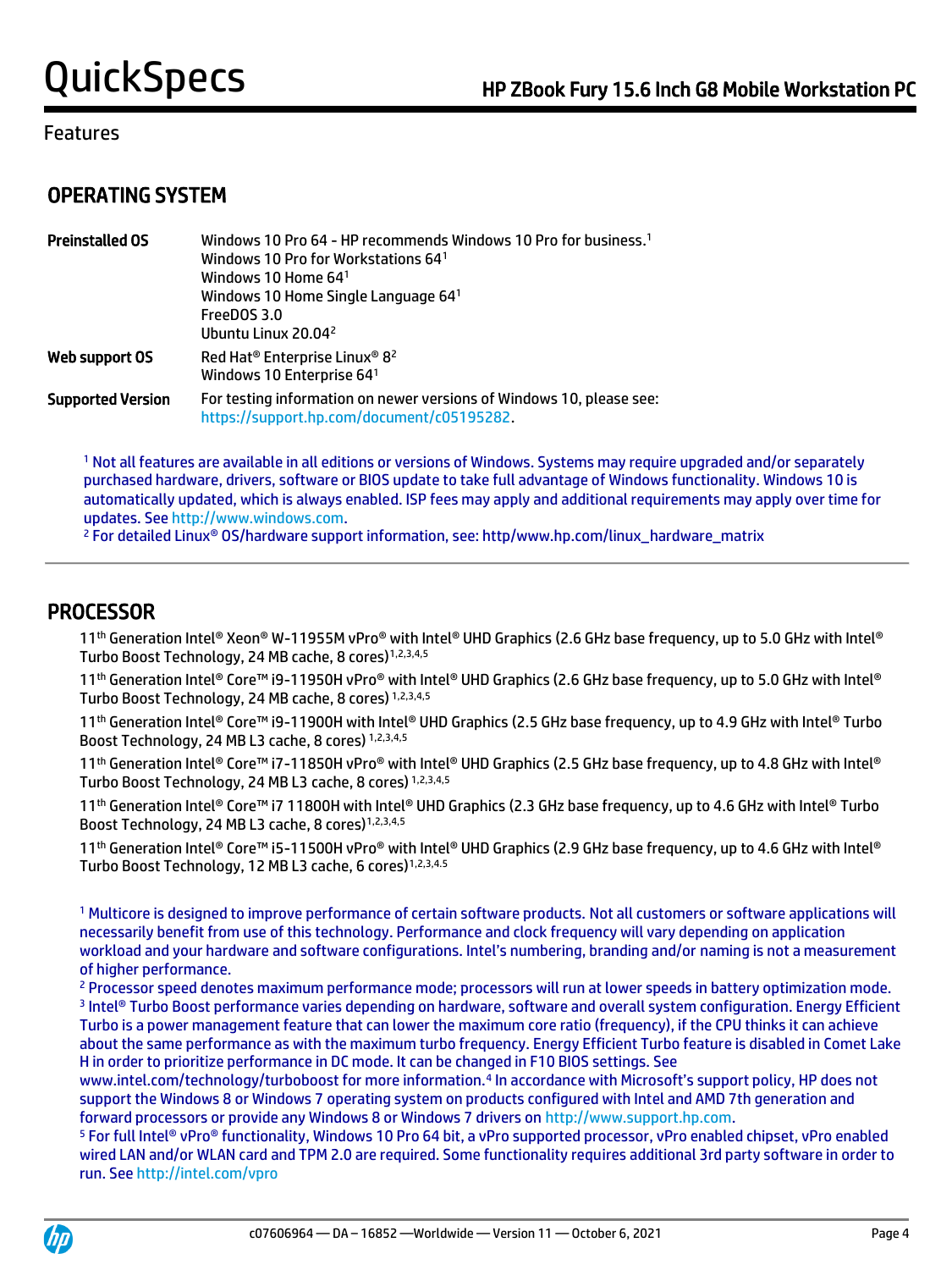Features

## OPERATING SYSTEM

| | |
|---|---|
| **Preinstalled OS** | Windows 10 Pro 64 - HP recommends Windows 10 Pro for business.[1]<br>Windows 10 Pro for Workstations 64[1]<br>Windows 10 Home 64[1]<br>Windows 10 Home Single Language 64[1]<br>FreeDOS 3.0<br>Ubuntu Linux 20.04[2] |
| **Web support OS** | Red Hat® Enterprise Linux® 8[2]<br>Windows 10 Enterprise 64[1] |
| **Supported Version** | For testing information on newer versions of Windows 10, please see: https://support.hp.com/document/c05195282. |

[1] Not all features are available in all editions or versions of Windows. Systems may require upgraded and/or separately purchased hardware, drivers, software or BIOS update to take full advantage of Windows functionality. Windows 10 is automatically updated, which is always enabled. ISP fees may apply and additional requirements may apply over time for updates. See http://www.windows.com.
[2] For detailed Linux® OS/hardware support information, see: http/www.hp.com/linux_hardware_matrix

## PROCESSOR

11th Generation Intel® Xeon® W-11955M vPro® with Intel® UHD Graphics (2.6 GHz base frequency, up to 5.0 GHz with Intel® Turbo Boost Technology, 24 MB cache, 8 cores)[1,2,3,4,5]

11th Generation Intel® Core™ i9-11950H vPro® with Intel® UHD Graphics (2.6 GHz base frequency, up to 5.0 GHz with Intel® Turbo Boost Technology, 24 MB cache, 8 cores)[1,2,3,4,5]

11th Generation Intel® Core™ i9-11900H with Intel® UHD Graphics (2.5 GHz base frequency, up to 4.9 GHz with Intel® Turbo Boost Technology, 24 MB L3 cache, 8 cores)[1,2,3,4,5]

11th Generation Intel® Core™ i7-11850H vPro® with Intel® UHD Graphics (2.5 GHz base frequency, up to 4.8 GHz with Intel® Turbo Boost Technology, 24 MB L3 cache, 8 cores)[1,2,3,4,5]

11th Generation Intel® Core™ i7 11800H with Intel® UHD Graphics (2.3 GHz base frequency, up to 4.6 GHz with Intel® Turbo Boost Technology, 24 MB L3 cache, 8 cores)[1,2,3,4,5]

11th Generation Intel® Core™ i5-11500H vPro® with Intel® UHD Graphics (2.9 GHz base frequency, up to 4.6 GHz with Intel® Turbo Boost Technology, 12 MB L3 cache, 6 cores)[1,2,3,4,5]

[1] Multicore is designed to improve performance of certain software products. Not all customers or software applications will necessarily benefit from use of this technology. Performance and clock frequency will vary depending on application workload and your hardware and software configurations. Intel's numbering, branding and/or naming is not a measurement of higher performance.
[2] Processor speed denotes maximum performance mode; processors will run at lower speeds in battery optimization mode.
[3] Intel® Turbo Boost performance varies depending on hardware, software and overall system configuration. Energy Efficient Turbo is a power management feature that can lower the maximum core ratio (frequency), if the CPU thinks it can achieve about the same performance as with the maximum turbo frequency. Energy Efficient Turbo feature is disabled in Comet Lake H in order to prioritize performance in DC mode. It can be changed in F10 BIOS settings. See www.intel.com/technology/turboboost for more information.[4] In accordance with Microsoft's support policy, HP does not support the Windows 8 or Windows 7 operating system on products configured with Intel and AMD 7th generation and forward processors or provide any Windows 8 or Windows 7 drivers on http://www.support.hp.com.
[5] For full Intel® vPro® functionality, Windows 10 Pro 64 bit, a vPro supported processor, vPro enabled chipset, vPro enabled wired LAN and/or WLAN card and TPM 2.0 are required. Some functionality requires additional 3rd party software in order to run. See http://intel.com/vpro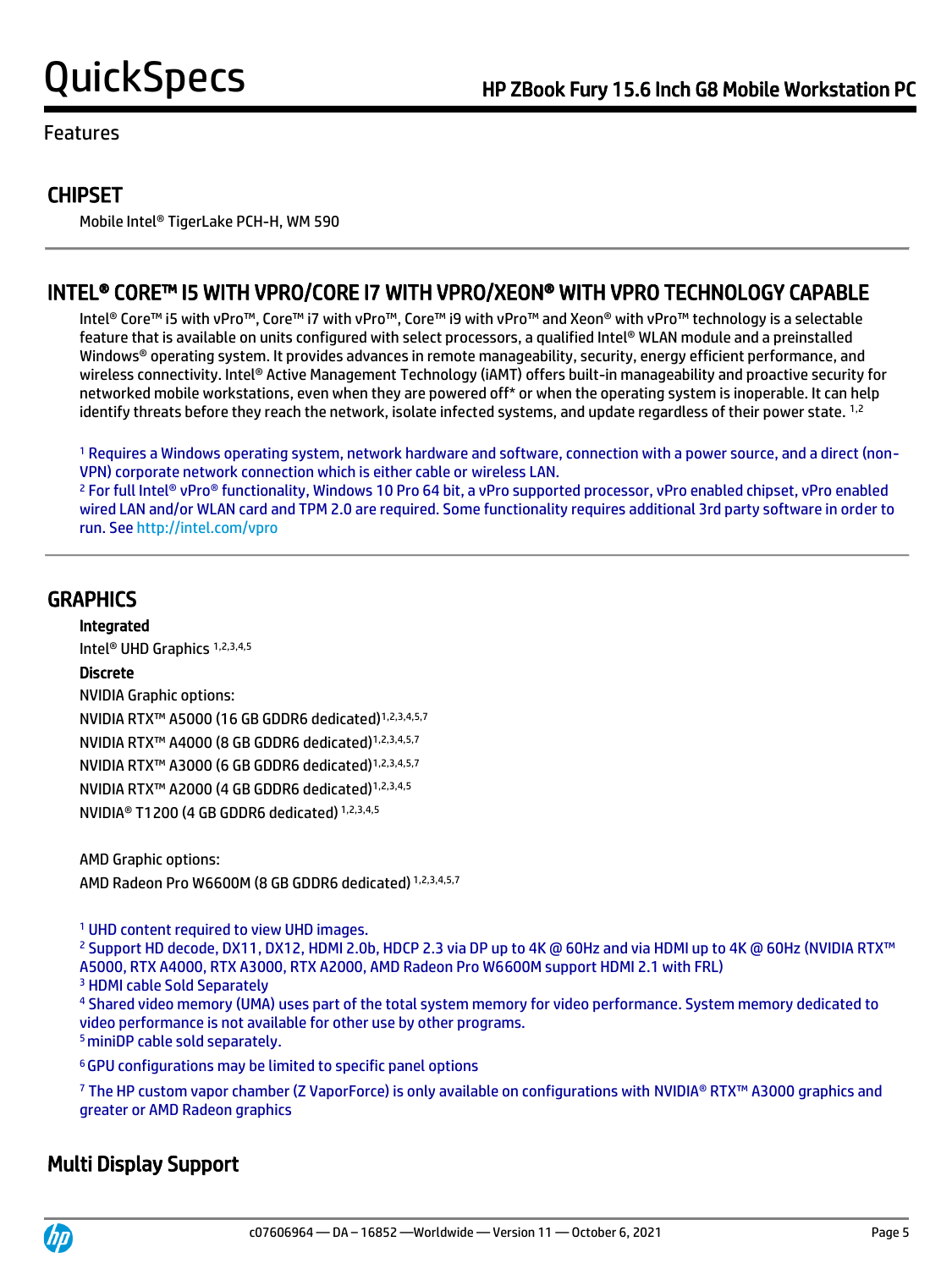Features

## CHIPSET

Mobile Intel® TigerLake PCH-H, WM 590

## INTEL® CORE™ I5 WITH VPRO/CORE I7 WITH VPRO/XEON® WITH VPRO TECHNOLOGY CAPABLE

Intel® Core™ i5 with vPro™, Core™ i7 with vPro™, Core™ i9 with vPro™ and Xeon® with vPro™ technology is a selectable feature that is available on units configured with select processors, a qualified Intel® WLAN module and a preinstalled Windows® operating system. It provides advances in remote manageability, security, energy efficient performance, and wireless connectivity. Intel® Active Management Technology (iAMT) offers built-in manageability and proactive security for networked mobile workstations, even when they are powered off* or when the operating system is inoperable. It can help identify threats before they reach the network, isolate infected systems, and update regardless of their power state. [1,2]

[1] Requires a Windows operating system, network hardware and software, connection with a power source, and a direct (non-VPN) corporate network connection which is either cable or wireless LAN.
[2] For full Intel® vPro® functionality, Windows 10 Pro 64 bit, a vPro supported processor, vPro enabled chipset, vPro enabled wired LAN and/or WLAN card and TPM 2.0 are required. Some functionality requires additional 3rd party software in order to run. See http://intel.com/vpro

## GRAPHICS

**Integrated**

Intel® UHD Graphics [1,2,3,4,5]

**Discrete**

NVIDIA Graphic options:

NVIDIA RTX™ A5000 (16 GB GDDR6 dedicated)[1,2,3,4,5,7]

NVIDIA RTX™ A4000 (8 GB GDDR6 dedicated)[1,2,3,4,5,7]

NVIDIA RTX™ A3000 (6 GB GDDR6 dedicated)[1,2,3,4,5,7]

NVIDIA RTX™ A2000 (4 GB GDDR6 dedicated)[1,2,3,4,5]

NVIDIA® T1200 (4 GB GDDR6 dedicated) [1,2,3,4,5]

AMD Graphic options:

AMD Radeon Pro W6600M (8 GB GDDR6 dedicated) [1,2,3,4,5,7]

[1] UHD content required to view UHD images.
[2] Support HD decode, DX11, DX12, HDMI 2.0b, HDCP 2.3 via DP up to 4K @ 60Hz and via HDMI up to 4K @ 60Hz (NVIDIA RTX™ A5000, RTX A4000, RTX A3000, RTX A2000, AMD Radeon Pro W6600M support HDMI 2.1 with FRL)
[3] HDMI cable Sold Separately
[4] Shared video memory (UMA) uses part of the total system memory for video performance. System memory dedicated to video performance is not available for other use by other programs.
[5] miniDP cable sold separately.
[6] GPU configurations may be limited to specific panel options
[7] The HP custom vapor chamber (Z VaporForce) is only available on configurations with NVIDIA® RTX™ A3000 graphics and greater or AMD Radeon graphics

## Multi Display Support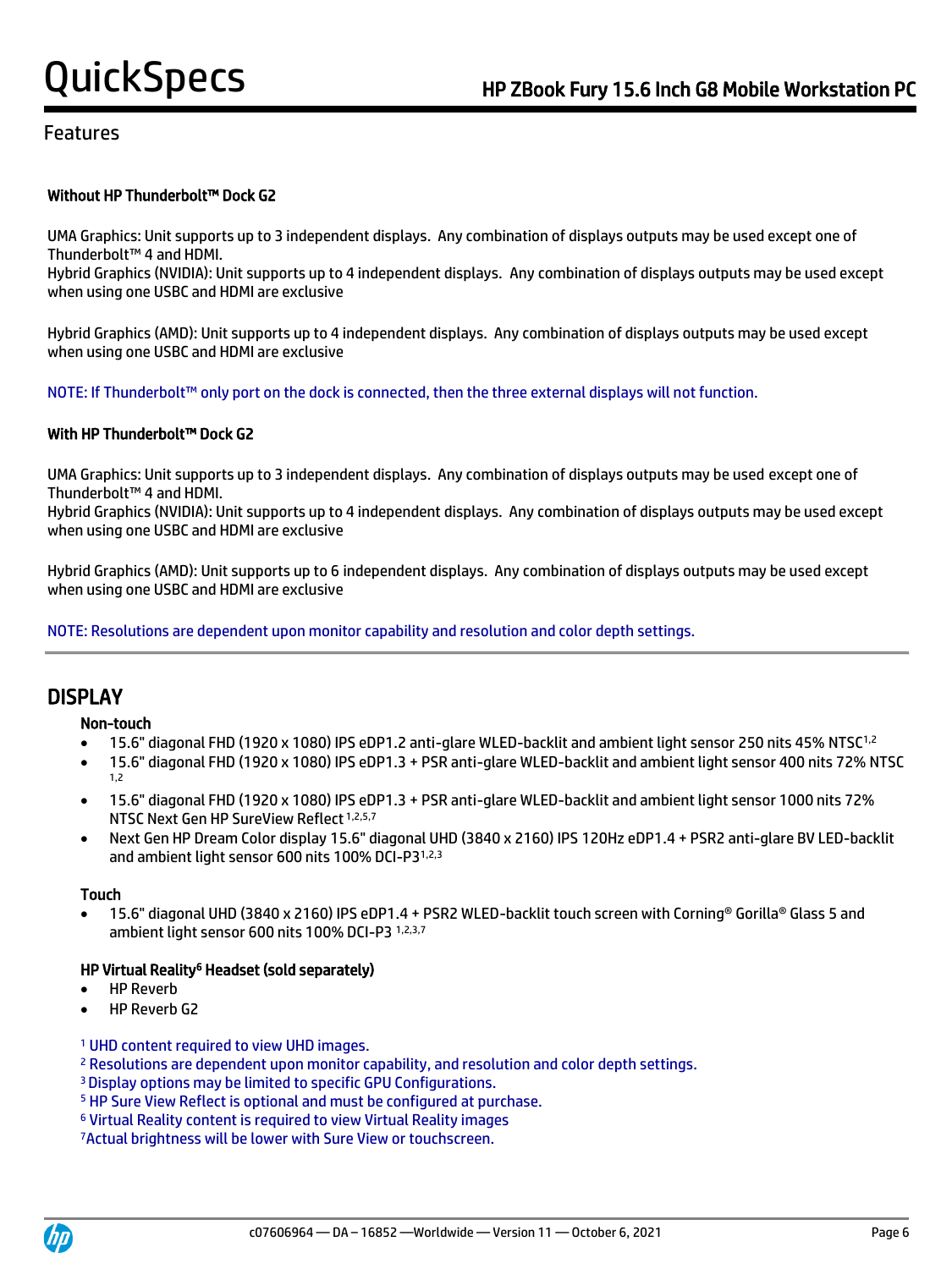## Features

**Without HP Thunderbolt™ Dock G2**

UMA Graphics: Unit supports up to 3 independent displays. Any combination of displays outputs may be used except one of Thunderbolt™ 4 and HDMI.
Hybrid Graphics (NVIDIA): Unit supports up to 4 independent displays. Any combination of displays outputs may be used except when using one USBC and HDMI are exclusive

Hybrid Graphics (AMD): Unit supports up to 4 independent displays. Any combination of displays outputs may be used except when using one USBC and HDMI are exclusive

NOTE: If Thunderbolt™ only port on the dock is connected, then the three external displays will not function.

**With HP Thunderbolt™ Dock G2**

UMA Graphics: Unit supports up to 3 independent displays. Any combination of displays outputs may be used except one of Thunderbolt™ 4 and HDMI.
Hybrid Graphics (NVIDIA): Unit supports up to 4 independent displays. Any combination of displays outputs may be used except when using one USBC and HDMI are exclusive

Hybrid Graphics (AMD): Unit supports up to 6 independent displays. Any combination of displays outputs may be used except when using one USBC and HDMI are exclusive

NOTE: Resolutions are dependent upon monitor capability and resolution and color depth settings.

## DISPLAY

**Non-touch**

- 15.6" diagonal FHD (1920 x 1080) IPS eDP1.2 anti-glare WLED-backlit and ambient light sensor 250 nits 45% NTSC[1,2]
- 15.6" diagonal FHD (1920 x 1080) IPS eDP1.3 + PSR anti-glare WLED-backlit and ambient light sensor 400 nits 72% NTSC [1,2]
- 15.6" diagonal FHD (1920 x 1080) IPS eDP1.3 + PSR anti-glare WLED-backlit and ambient light sensor 1000 nits 72% NTSC Next Gen HP SureView Reflect [1,2,5,7]
- Next Gen HP Dream Color display 15.6" diagonal UHD (3840 x 2160) IPS 120Hz eDP1.4 + PSR2 anti-glare BV LED-backlit and ambient light sensor 600 nits 100% DCI-P3[1,2,3]

**Touch**

- 15.6" diagonal UHD (3840 x 2160) IPS eDP1.4 + PSR2 WLED-backlit touch screen with Corning® Gorilla® Glass 5 and ambient light sensor 600 nits 100% DCI-P3 [1,2,3,7]

**HP Virtual Reality[6] Headset (sold separately)**

- HP Reverb
- HP Reverb G2

[1] UHD content required to view UHD images.
[2] Resolutions are dependent upon monitor capability, and resolution and color depth settings.
[3] Display options may be limited to specific GPU Configurations.
[5] HP Sure View Reflect is optional and must be configured at purchase.
[6] Virtual Reality content is required to view Virtual Reality images
[7] Actual brightness will be lower with Sure View or touchscreen.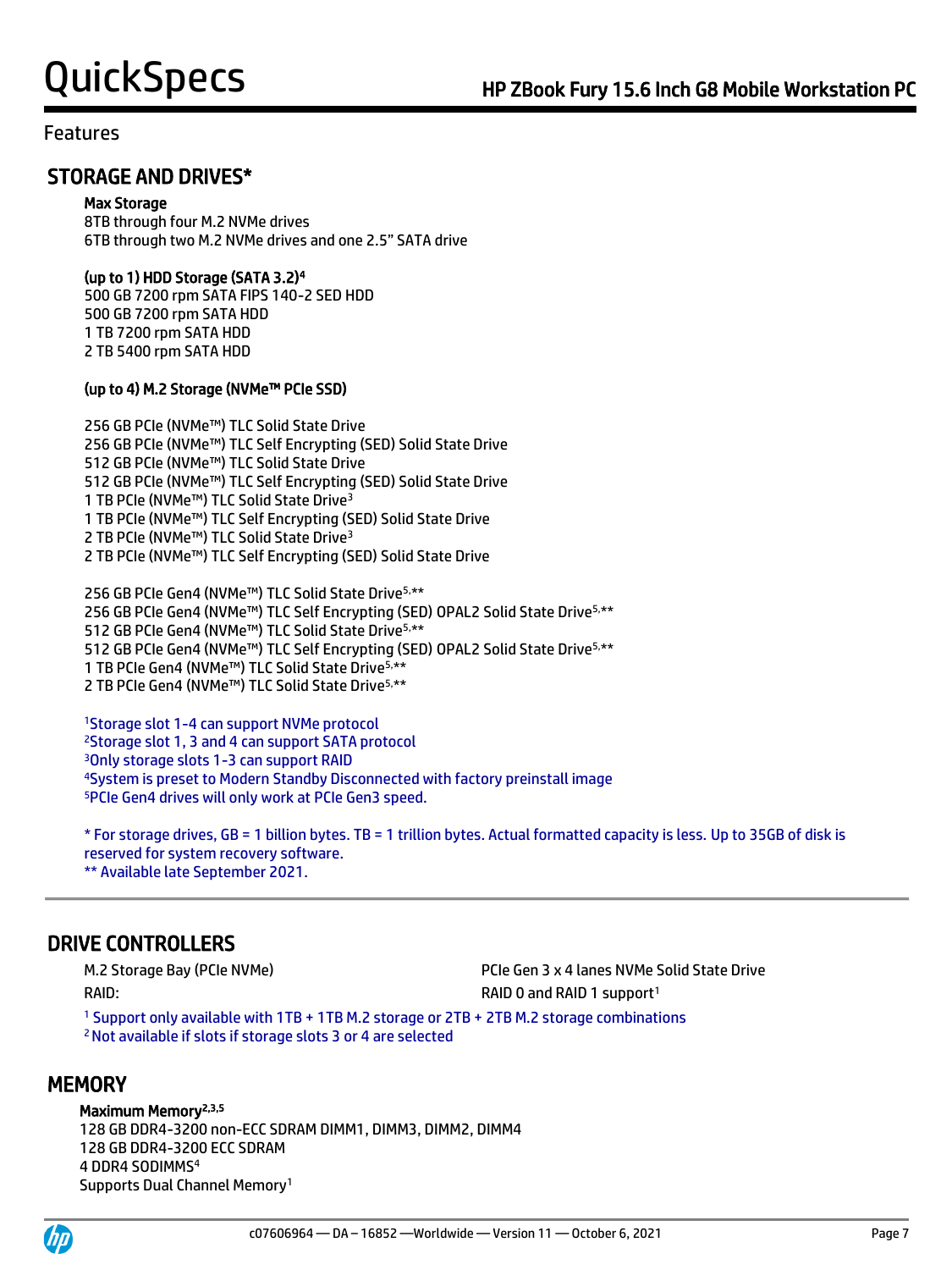## Features

## STORAGE AND DRIVES*

**Max Storage**
8TB through four M.2 NVMe drives
6TB through two M.2 NVMe drives and one 2.5" SATA drive

**(up to 1) HDD Storage (SATA 3.2)[4]**
500 GB 7200 rpm SATA FIPS 140-2 SED HDD
500 GB 7200 rpm SATA HDD
1 TB 7200 rpm SATA HDD
2 TB 5400 rpm SATA HDD

**(up to 4) M.2 Storage (NVMe™ PCIe SSD)**

256 GB PCIe (NVMe™) TLC Solid State Drive
256 GB PCIe (NVMe™) TLC Self Encrypting (SED) Solid State Drive
512 GB PCIe (NVMe™) TLC Solid State Drive
512 GB PCIe (NVMe™) TLC Self Encrypting (SED) Solid State Drive
1 TB PCIe (NVMe™) TLC Solid State Drive[3]
1 TB PCIe (NVMe™) TLC Self Encrypting (SED) Solid State Drive
2 TB PCIe (NVMe™) TLC Solid State Drive[3]
2 TB PCIe (NVMe™) TLC Self Encrypting (SED) Solid State Drive

256 GB PCIe Gen4 (NVMe™) TLC Solid State Drive[5,**]
256 GB PCIe Gen4 (NVMe™) TLC Self Encrypting (SED) OPAL2 Solid State Drive[5,**]
512 GB PCIe Gen4 (NVMe™) TLC Solid State Drive[5,**]
512 GB PCIe Gen4 (NVMe™) TLC Self Encrypting (SED) OPAL2 Solid State Drive[5,**]
1 TB PCIe Gen4 (NVMe™) TLC Solid State Drive[5,**]
2 TB PCIe Gen4 (NVMe™) TLC Solid State Drive[5,**]

[1]Storage slot 1-4 can support NVMe protocol
[2]Storage slot 1, 3 and 4 can support SATA protocol
[3]Only storage slots 1-3 can support RAID
[4]System is preset to Modern Standby Disconnected with factory preinstall image
[5]PCIe Gen4 drives will only work at PCIe Gen3 speed.

* For storage drives, GB = 1 billion bytes. TB = 1 trillion bytes. Actual formatted capacity is less. Up to 35GB of disk is reserved for system recovery software.
** Available late September 2021.

## DRIVE CONTROLLERS

| | |
|---|---|
| M.2 Storage Bay (PCIe NVMe) | PCIe Gen 3 x 4 lanes NVMe Solid State Drive |
| RAID: | RAID 0 and RAID 1 support[1] |

[1] Support only available with 1TB + 1TB M.2 storage or 2TB + 2TB M.2 storage combinations
[2] Not available if slots if storage slots 3 or 4 are selected

## MEMORY

**Maximum Memory[2,3,5]**
128 GB DDR4-3200 non-ECC SDRAM DIMM1, DIMM3, DIMM2, DIMM4
128 GB DDR4-3200 ECC SDRAM
4 DDR4 SODIMMS[4]
Supports Dual Channel Memory[1]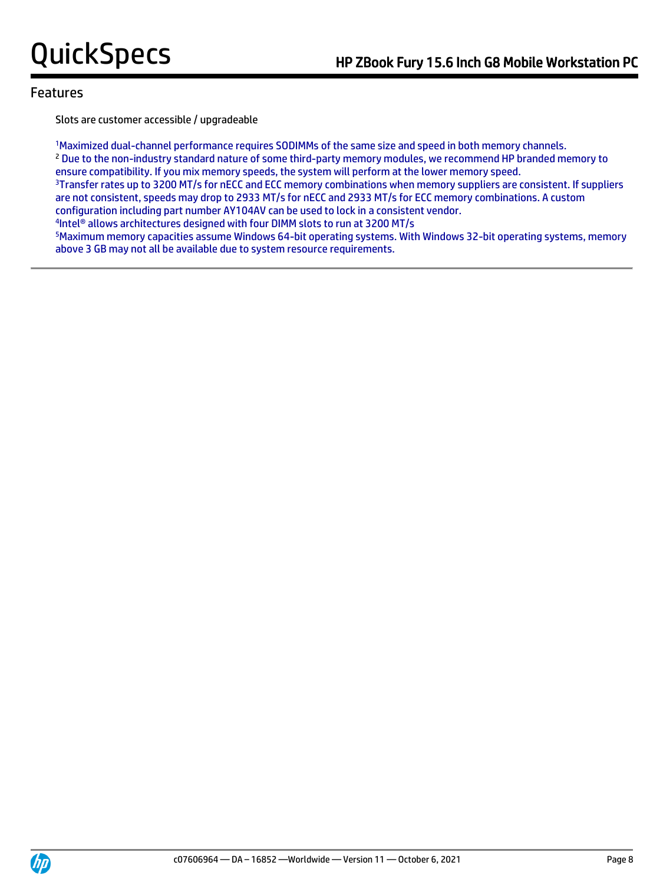## Features

Slots are customer accessible / upgradeable

[1]Maximized dual-channel performance requires SODIMMs of the same size and speed in both memory channels.
[2] Due to the non-industry standard nature of some third-party memory modules, we recommend HP branded memory to ensure compatibility. If you mix memory speeds, the system will perform at the lower memory speed.
[3]Transfer rates up to 3200 MT/s for nECC and ECC memory combinations when memory suppliers are consistent. If suppliers are not consistent, speeds may drop to 2933 MT/s for nECC and 2933 MT/s for ECC memory combinations. A custom configuration including part number AY104AV can be used to lock in a consistent vendor.
[4]Intel® allows architectures designed with four DIMM slots to run at 3200 MT/s
[5]Maximum memory capacities assume Windows 64-bit operating systems. With Windows 32-bit operating systems, memory above 3 GB may not all be available due to system resource requirements.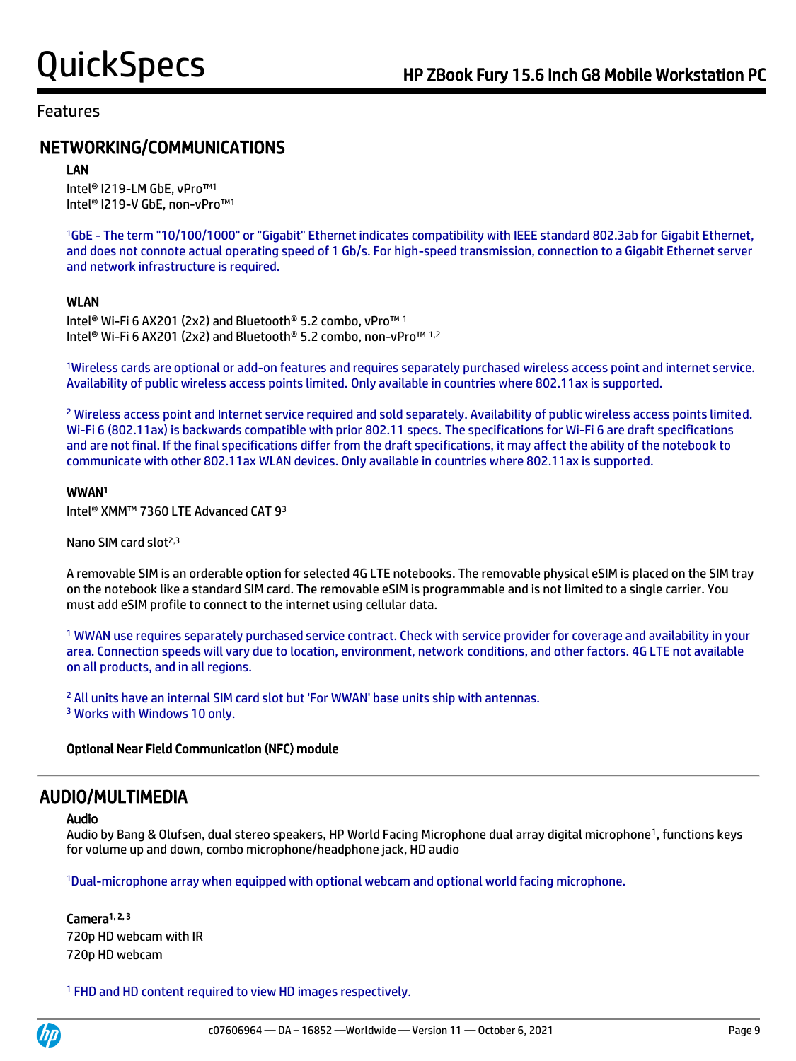## Features

## NETWORKING/COMMUNICATIONS

### LAN

Intel® I219-LM GbE, vPro™[1]
Intel® I219-V GbE, non-vPro™[1]

[1]GbE - The term "10/100/1000" or "Gigabit" Ethernet indicates compatibility with IEEE standard 802.3ab for Gigabit Ethernet, and does not connote actual operating speed of 1 Gb/s. For high-speed transmission, connection to a Gigabit Ethernet server and network infrastructure is required.

### WLAN

Intel® Wi-Fi 6 AX201 (2x2) and Bluetooth® 5.2 combo, vPro™ [1]
Intel® Wi-Fi 6 AX201 (2x2) and Bluetooth® 5.2 combo, non-vPro™ [1,2]

[1]Wireless cards are optional or add-on features and requires separately purchased wireless access point and internet service. Availability of public wireless access points limited. Only available in countries where 802.11ax is supported.

[2] Wireless access point and Internet service required and sold separately. Availability of public wireless access points limited. Wi-Fi 6 (802.11ax) is backwards compatible with prior 802.11 specs. The specifications for Wi-Fi 6 are draft specifications and are not final. If the final specifications differ from the draft specifications, it may affect the ability of the notebook to communicate with other 802.11ax WLAN devices. Only available in countries where 802.11ax is supported.

### WWAN[1]

Intel® XMM™ 7360 LTE Advanced CAT 9[3]

Nano SIM card slot[2,3]

A removable SIM is an orderable option for selected 4G LTE notebooks. The removable physical eSIM is placed on the SIM tray on the notebook like a standard SIM card. The removable eSIM is programmable and is not limited to a single carrier. You must add eSIM profile to connect to the internet using cellular data.

[1] WWAN use requires separately purchased service contract. Check with service provider for coverage and availability in your area. Connection speeds will vary due to location, environment, network conditions, and other factors. 4G LTE not available on all products, and in all regions.

[2] All units have an internal SIM card slot but 'For WWAN' base units ship with antennas.
[3] Works with Windows 10 only.

**Optional Near Field Communication (NFC) module**

## AUDIO/MULTIMEDIA

### Audio

Audio by Bang & Olufsen, dual stereo speakers, HP World Facing Microphone dual array digital microphone[1], functions keys for volume up and down, combo microphone/headphone jack, HD audio

[1]Dual-microphone array when equipped with optional webcam and optional world facing microphone.

### Camera[1, 2, 3]

720p HD webcam with IR
720p HD webcam

[1] FHD and HD content required to view HD images respectively.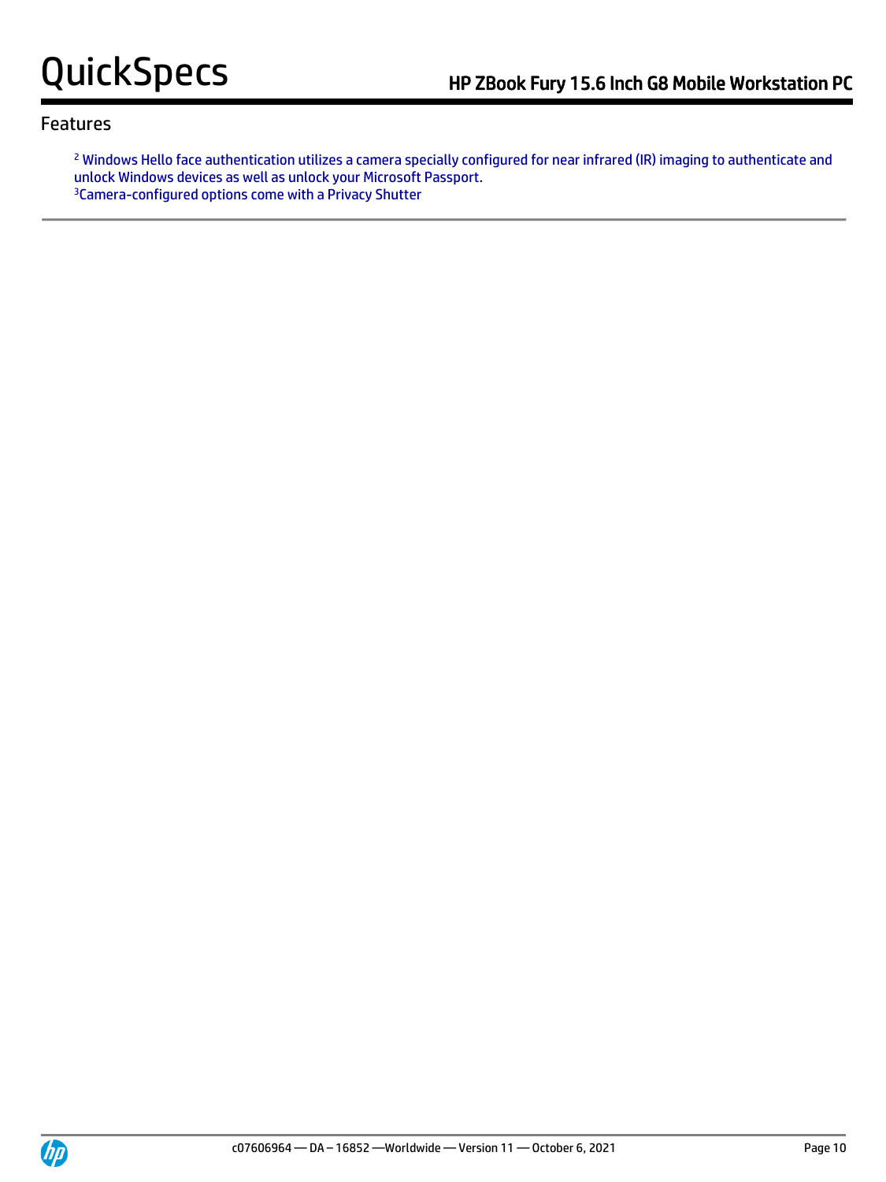## Features

[2] Windows Hello face authentication utilizes a camera specially configured for near infrared (IR) imaging to authenticate and unlock Windows devices as well as unlock your Microsoft Passport.
[3]Camera-configured options come with a Privacy Shutter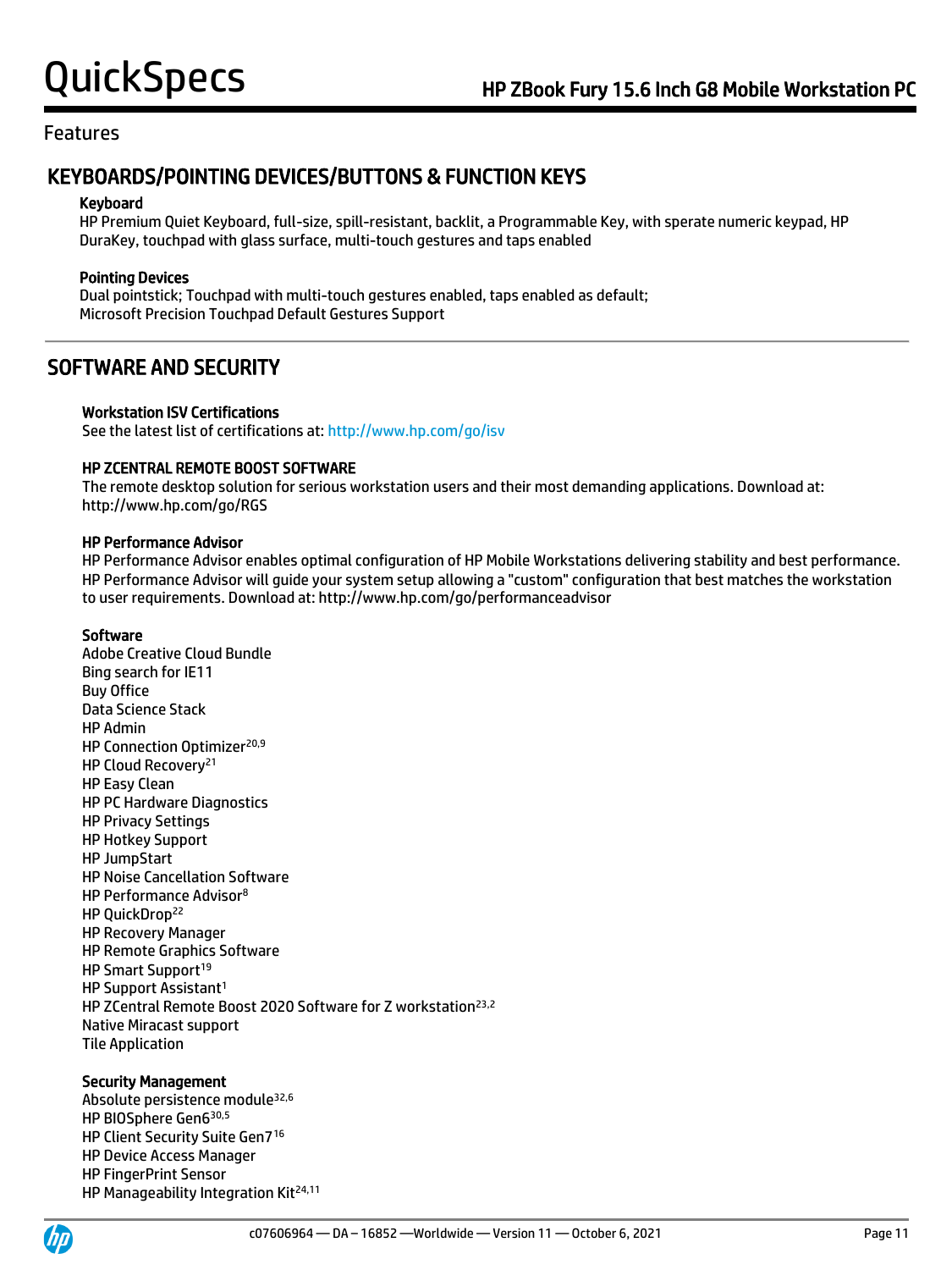## Features

## KEYBOARDS/POINTING DEVICES/BUTTONS & FUNCTION KEYS

**Keyboard**

HP Premium Quiet Keyboard, full-size, spill-resistant, backlit, a Programmable Key, with sperate numeric keypad, HP DuraKey, touchpad with glass surface, multi-touch gestures and taps enabled

**Pointing Devices**

Dual pointstick; Touchpad with multi-touch gestures enabled, taps enabled as default;
Microsoft Precision Touchpad Default Gestures Support

## SOFTWARE AND SECURITY

**Workstation ISV Certifications**

See the latest list of certifications at: http://www.hp.com/go/isv

**HP ZCENTRAL REMOTE BOOST SOFTWARE**

The remote desktop solution for serious workstation users and their most demanding applications. Download at: http://www.hp.com/go/RGS

**HP Performance Advisor**

HP Performance Advisor enables optimal configuration of HP Mobile Workstations delivering stability and best performance. HP Performance Advisor will guide your system setup allowing a "custom" configuration that best matches the workstation to user requirements. Download at: http://www.hp.com/go/performanceadvisor

**Software**

Adobe Creative Cloud Bundle
Bing search for IE11
Buy Office
Data Science Stack
HP Admin
HP Connection Optimizer[20,9]
HP Cloud Recovery[21]
HP Easy Clean
HP PC Hardware Diagnostics
HP Privacy Settings
HP Hotkey Support
HP JumpStart
HP Noise Cancellation Software
HP Performance Advisor[8]
HP QuickDrop[22]
HP Recovery Manager
HP Remote Graphics Software
HP Smart Support[19]
HP Support Assistant[1]
HP ZCentral Remote Boost 2020 Software for Z workstation[23,2]
Native Miracast support
Tile Application

**Security Management**

Absolute persistence module[32,6]
HP BIOSphere Gen6[30,5]
HP Client Security Suite Gen7[16]
HP Device Access Manager
HP FingerPrint Sensor
HP Manageability Integration Kit[24,11]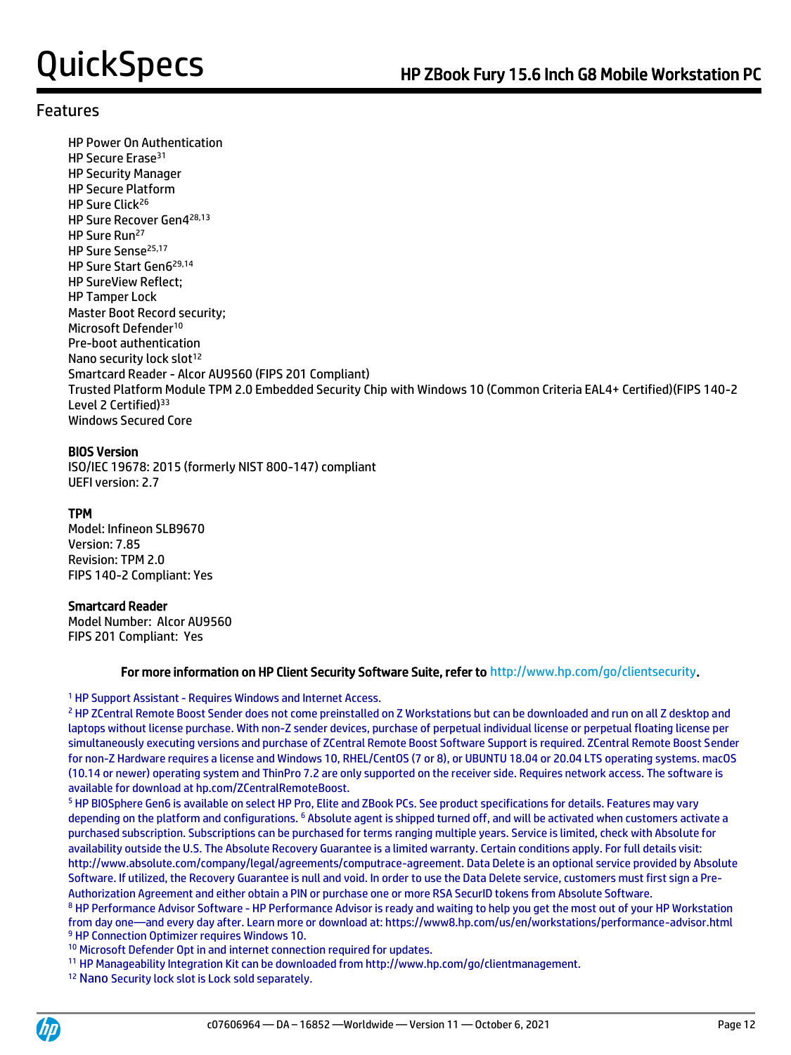## Features

HP Power On Authentication
HP Secure Erase[31]
HP Security Manager
HP Secure Platform
HP Sure Click[26]
HP Sure Recover Gen4[28,13]
HP Sure Run[27]
HP Sure Sense[25,17]
HP Sure Start Gen6[29,14]
HP SureView Reflect;
HP Tamper Lock
Master Boot Record security;
Microsoft Defender[10]
Pre-boot authentication
Nano security lock slot[12]
Smartcard Reader - Alcor AU9560 (FIPS 201 Compliant)
Trusted Platform Module TPM 2.0 Embedded Security Chip with Windows 10 (Common Criteria EAL4+ Certified)(FIPS 140-2 Level 2 Certified)[33]
Windows Secured Core

**BIOS Version**
ISO/IEC 19678: 2015 (formerly NIST 800-147) compliant
UEFI version: 2.7

**TPM**
Model: Infineon SLB9670
Version: 7.85
Revision: TPM 2.0
FIPS 140-2 Compliant: Yes

**Smartcard Reader**
Model Number: Alcor AU9560
FIPS 201 Compliant: Yes

**For more information on HP Client Security Software Suite, refer to** http://www.hp.com/go/clientsecurity**.**

[1] HP Support Assistant - Requires Windows and Internet Access.

[2] HP ZCentral Remote Boost Sender does not come preinstalled on Z Workstations but can be downloaded and run on all Z desktop and laptops without license purchase. With non-Z sender devices, purchase of perpetual individual license or perpetual floating license per simultaneously executing versions and purchase of ZCentral Remote Boost Software Support is required. ZCentral Remote Boost Sender for non-Z Hardware requires a license and Windows 10, RHEL/CentOS (7 or 8), or UBUNTU 18.04 or 20.04 LTS operating systems. macOS (10.14 or newer) operating system and ThinPro 7.2 are only supported on the receiver side. Requires network access. The software is available for download at hp.com/ZCentralRemoteBoost.

[5] HP BIOSphere Gen6 is available on select HP Pro, Elite and ZBook PCs. See product specifications for details. Features may vary depending on the platform and configurations. [6] Absolute agent is shipped turned off, and will be activated when customers activate a purchased subscription. Subscriptions can be purchased for terms ranging multiple years. Service is limited, check with Absolute for availability outside the U.S. The Absolute Recovery Guarantee is a limited warranty. Certain conditions apply. For full details visit: http://www.absolute.com/company/legal/agreements/computrace-agreement. Data Delete is an optional service provided by Absolute Software. If utilized, the Recovery Guarantee is null and void. In order to use the Data Delete service, customers must first sign a Pre-Authorization Agreement and either obtain a PIN or purchase one or more RSA SecurID tokens from Absolute Software.

[8] HP Performance Advisor Software - HP Performance Advisor is ready and waiting to help you get the most out of your HP Workstation from day one—and every day after. Learn more or download at: https://www8.hp.com/us/en/workstations/performance-advisor.html

[9] HP Connection Optimizer requires Windows 10.

[10] Microsoft Defender Opt in and internet connection required for updates.

[11] HP Manageability Integration Kit can be downloaded from http://www.hp.com/go/clientmanagement.

[12] Nano Security lock slot is Lock sold separately.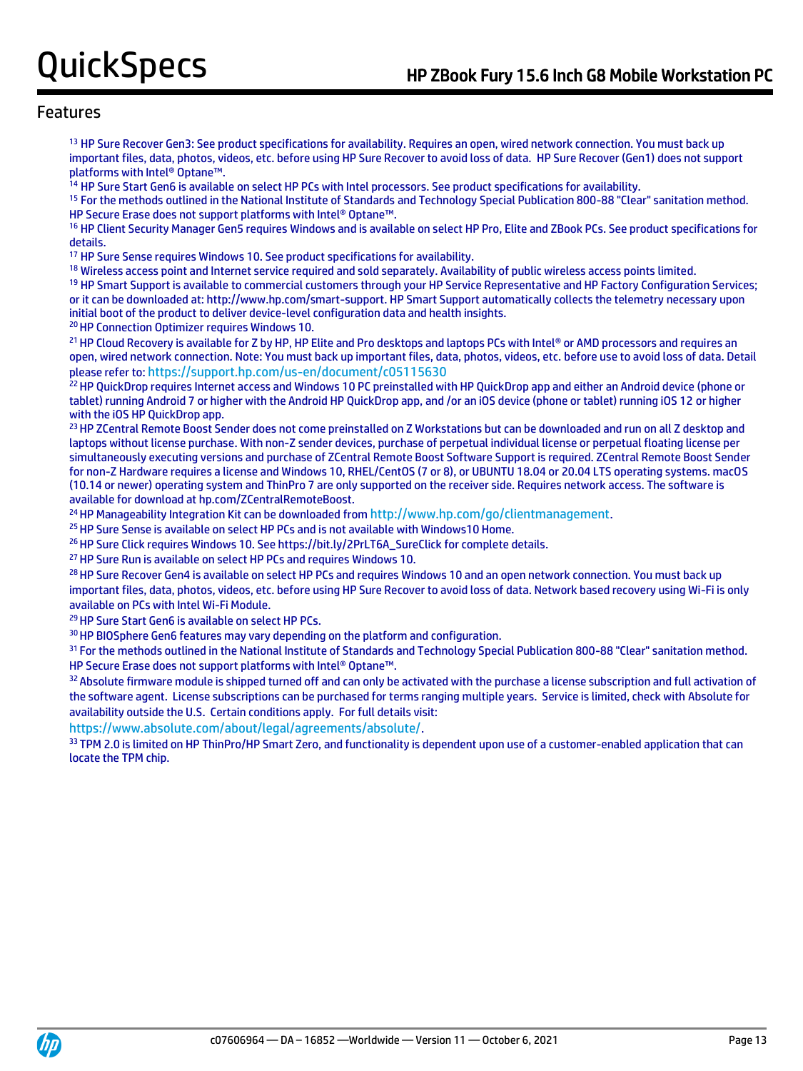## Features

[13] HP Sure Recover Gen3: See product specifications for availability. Requires an open, wired network connection. You must back up important files, data, photos, videos, etc. before using HP Sure Recover to avoid loss of data. HP Sure Recover (Gen1) does not support platforms with Intel® Optane™.

[14] HP Sure Start Gen6 is available on select HP PCs with Intel processors. See product specifications for availability.

[15] For the methods outlined in the National Institute of Standards and Technology Special Publication 800-88 "Clear" sanitation method. HP Secure Erase does not support platforms with Intel® Optane™.

[16] HP Client Security Manager Gen5 requires Windows and is available on select HP Pro, Elite and ZBook PCs. See product specifications for details.

[17] HP Sure Sense requires Windows 10. See product specifications for availability.

[18] Wireless access point and Internet service required and sold separately. Availability of public wireless access points limited.

[19] HP Smart Support is available to commercial customers through your HP Service Representative and HP Factory Configuration Services; or it can be downloaded at: http://www.hp.com/smart-support. HP Smart Support automatically collects the telemetry necessary upon initial boot of the product to deliver device-level configuration data and health insights.

[20] HP Connection Optimizer requires Windows 10.

[21] HP Cloud Recovery is available for Z by HP, HP Elite and Pro desktops and laptops PCs with Intel® or AMD processors and requires an open, wired network connection. Note: You must back up important files, data, photos, videos, etc. before use to avoid loss of data. Detail please refer to: https://support.hp.com/us-en/document/c05115630

[22] HP QuickDrop requires Internet access and Windows 10 PC preinstalled with HP QuickDrop app and either an Android device (phone or tablet) running Android 7 or higher with the Android HP QuickDrop app, and /or an iOS device (phone or tablet) running iOS 12 or higher with the iOS HP QuickDrop app.

[23] HP ZCentral Remote Boost Sender does not come preinstalled on Z Workstations but can be downloaded and run on all Z desktop and laptops without license purchase. With non-Z sender devices, purchase of perpetual individual license or perpetual floating license per simultaneously executing versions and purchase of ZCentral Remote Boost Software Support is required. ZCentral Remote Boost Sender for non-Z Hardware requires a license and Windows 10, RHEL/CentOS (7 or 8), or UBUNTU 18.04 or 20.04 LTS operating systems. macOS (10.14 or newer) operating system and ThinPro 7 are only supported on the receiver side. Requires network access. The software is available for download at hp.com/ZCentralRemoteBoost.

[24] HP Manageability Integration Kit can be downloaded from http://www.hp.com/go/clientmanagement.

[25] HP Sure Sense is available on select HP PCs and is not available with Windows10 Home.

[26] HP Sure Click requires Windows 10. See https://bit.ly/2PrLT6A_SureClick for complete details.

[27] HP Sure Run is available on select HP PCs and requires Windows 10.

[28] HP Sure Recover Gen4 is available on select HP PCs and requires Windows 10 and an open network connection. You must back up important files, data, photos, videos, etc. before using HP Sure Recover to avoid loss of data. Network based recovery using Wi-Fi is only available on PCs with Intel Wi-Fi Module.

[29] HP Sure Start Gen6 is available on select HP PCs.

[30] HP BIOSphere Gen6 features may vary depending on the platform and configuration.

[31] For the methods outlined in the National Institute of Standards and Technology Special Publication 800-88 "Clear" sanitation method. HP Secure Erase does not support platforms with Intel® Optane™.

[32] Absolute firmware module is shipped turned off and can only be activated with the purchase a license subscription and full activation of the software agent. License subscriptions can be purchased for terms ranging multiple years. Service is limited, check with Absolute for availability outside the U.S. Certain conditions apply. For full details visit: https://www.absolute.com/about/legal/agreements/absolute/.

[33] TPM 2.0 is limited on HP ThinPro/HP Smart Zero, and functionality is dependent upon use of a customer-enabled application that can locate the TPM chip.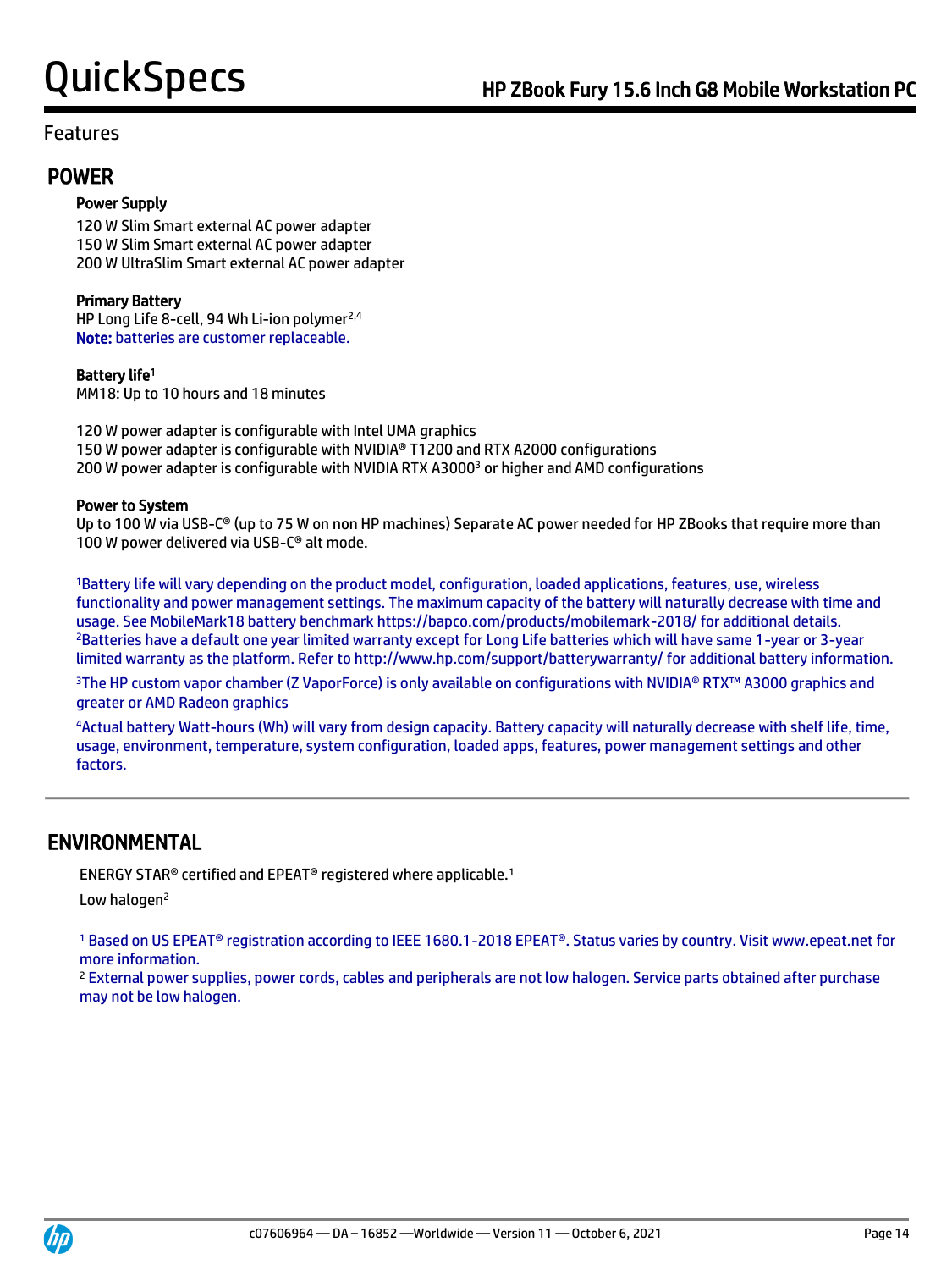Features

## POWER

### Power Supply

120 W Slim Smart external AC power adapter
150 W Slim Smart external AC power adapter
200 W UltraSlim Smart external AC power adapter

### Primary Battery

HP Long Life 8-cell, 94 Wh Li-ion polymer[2,4]
**Note:** batteries are customer replaceable.

### Battery life[1]

MM18: Up to 10 hours and 18 minutes

120 W power adapter is configurable with Intel UMA graphics
150 W power adapter is configurable with NVIDIA® T1200 and RTX A2000 configurations
200 W power adapter is configurable with NVIDIA RTX A3000[3] or higher and AMD configurations

### Power to System

Up to 100 W via USB-C® (up to 75 W on non HP machines) Separate AC power needed for HP ZBooks that require more than 100 W power delivered via USB-C® alt mode.

[1]Battery life will vary depending on the product model, configuration, loaded applications, features, use, wireless functionality and power management settings. The maximum capacity of the battery will naturally decrease with time and usage. See MobileMark18 battery benchmark https://bapco.com/products/mobilemark-2018/ for additional details.
[2]Batteries have a default one year limited warranty except for Long Life batteries which will have same 1-year or 3-year limited warranty as the platform. Refer to http://www.hp.com/support/batterywarranty/ for additional battery information.

[3]The HP custom vapor chamber (Z VaporForce) is only available on configurations with NVIDIA® RTX™ A3000 graphics and greater or AMD Radeon graphics

[4]Actual battery Watt-hours (Wh) will vary from design capacity. Battery capacity will naturally decrease with shelf life, time, usage, environment, temperature, system configuration, loaded apps, features, power management settings and other factors.

## ENVIRONMENTAL

ENERGY STAR® certified and EPEAT® registered where applicable.[1]

Low halogen[2]

[1] Based on US EPEAT® registration according to IEEE 1680.1-2018 EPEAT®. Status varies by country. Visit www.epeat.net for more information.
[2] External power supplies, power cords, cables and peripherals are not low halogen. Service parts obtained after purchase may not be low halogen.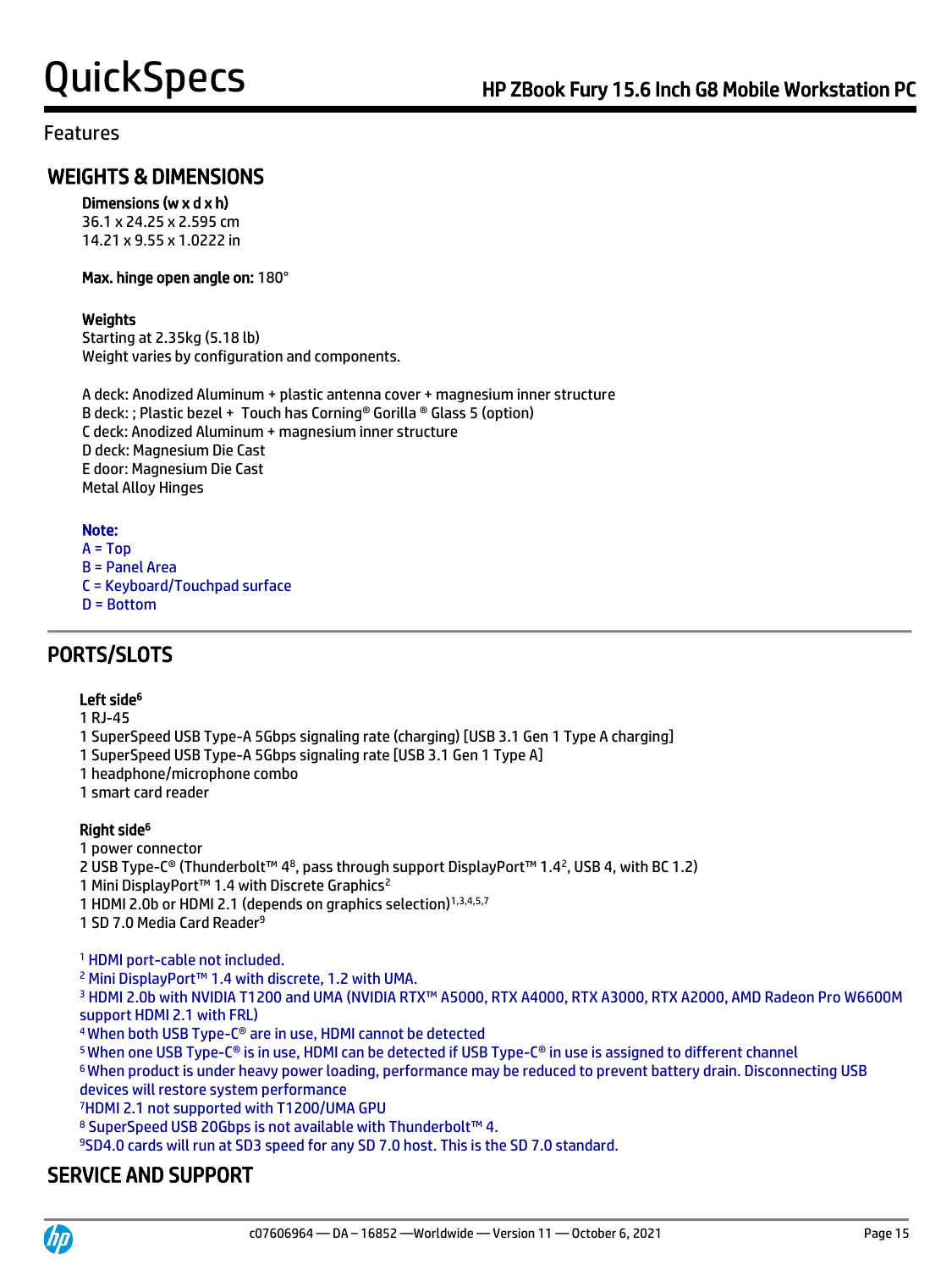## Features

### WEIGHTS & DIMENSIONS

**Dimensions (w x d x h)**
36.1 x 24.25 x 2.595 cm
14.21 x 9.55 x 1.0222 in

**Max. hinge open angle on:** 180°

**Weights**
Starting at 2.35kg (5.18 lb)
Weight varies by configuration and components.

A deck: Anodized Aluminum + plastic antenna cover + magnesium inner structure
B deck: ; Plastic bezel + Touch has Corning® Gorilla ® Glass 5 (option)
C deck: Anodized Aluminum + magnesium inner structure
D deck: Magnesium Die Cast
E door: Magnesium Die Cast
Metal Alloy Hinges

**Note:**
A = Top
B = Panel Area
C = Keyboard/Touchpad surface
D = Bottom

### PORTS/SLOTS

**Left side**[6]
1 RJ-45
1 SuperSpeed USB Type-A 5Gbps signaling rate (charging) [USB 3.1 Gen 1 Type A charging]
1 SuperSpeed USB Type-A 5Gbps signaling rate [USB 3.1 Gen 1 Type A]
1 headphone/microphone combo
1 smart card reader

**Right side**[6]
1 power connector
2 USB Type-C® (Thunderbolt™ 4[8], pass through support DisplayPort™ 1.4[2], USB 4, with BC 1.2)
1 Mini DisplayPort™ 1.4 with Discrete Graphics[2]
1 HDMI 2.0b or HDMI 2.1 (depends on graphics selection)[1,3,4,5,7]
1 SD 7.0 Media Card Reader[9]

[1] HDMI port-cable not included.
[2] Mini DisplayPort™ 1.4 with discrete, 1.2 with UMA.
[3] HDMI 2.0b with NVIDIA T1200 and UMA (NVIDIA RTX™ A5000, RTX A4000, RTX A3000, RTX A2000, AMD Radeon Pro W6600M support HDMI 2.1 with FRL)
[4] When both USB Type-C® are in use, HDMI cannot be detected
[5] When one USB Type-C® is in use, HDMI can be detected if USB Type-C® in use is assigned to different channel
[6] When product is under heavy power loading, performance may be reduced to prevent battery drain. Disconnecting USB devices will restore system performance
[7] HDMI 2.1 not supported with T1200/UMA GPU
[8] SuperSpeed USB 20Gbps is not available with Thunderbolt™ 4.
[9] SD4.0 cards will run at SD3 speed for any SD 7.0 host. This is the SD 7.0 standard.

### SERVICE AND SUPPORT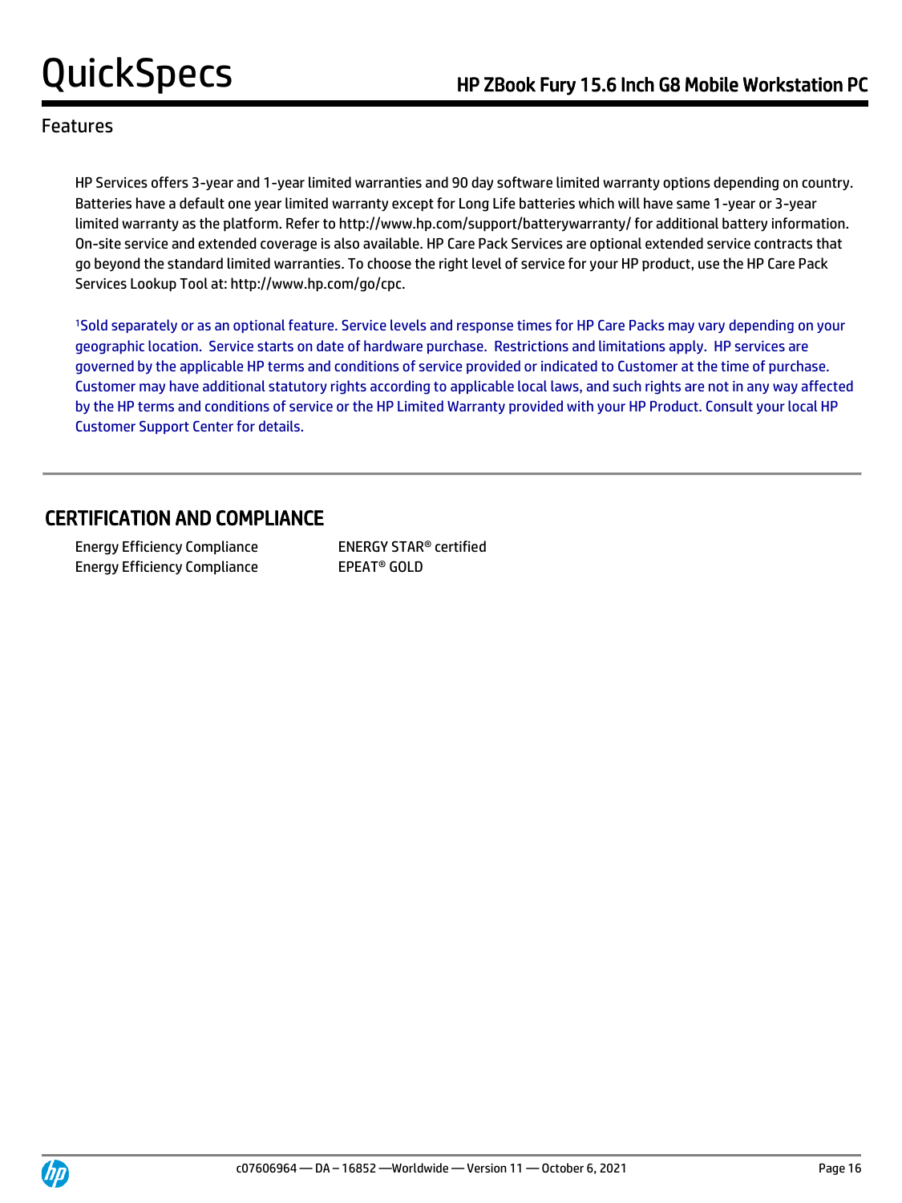## Features

HP Services offers 3-year and 1-year limited warranties and 90 day software limited warranty options depending on country. Batteries have a default one year limited warranty except for Long Life batteries which will have same 1-year or 3-year limited warranty as the platform. Refer to http://www.hp.com/support/batterywarranty/ for additional battery information. On-site service and extended coverage is also available. HP Care Pack Services are optional extended service contracts that go beyond the standard limited warranties. To choose the right level of service for your HP product, use the HP Care Pack Services Lookup Tool at: http://www.hp.com/go/cpc.

[1]Sold separately or as an optional feature. Service levels and response times for HP Care Packs may vary depending on your geographic location. Service starts on date of hardware purchase. Restrictions and limitations apply. HP services are governed by the applicable HP terms and conditions of service provided or indicated to Customer at the time of purchase. Customer may have additional statutory rights according to applicable local laws, and such rights are not in any way affected by the HP terms and conditions of service or the HP Limited Warranty provided with your HP Product. Consult your local HP Customer Support Center for details.

## CERTIFICATION AND COMPLIANCE

| | |
|---|---|
| Energy Efficiency Compliance | ENERGY STAR® certified |
| Energy Efficiency Compliance | EPEAT® GOLD |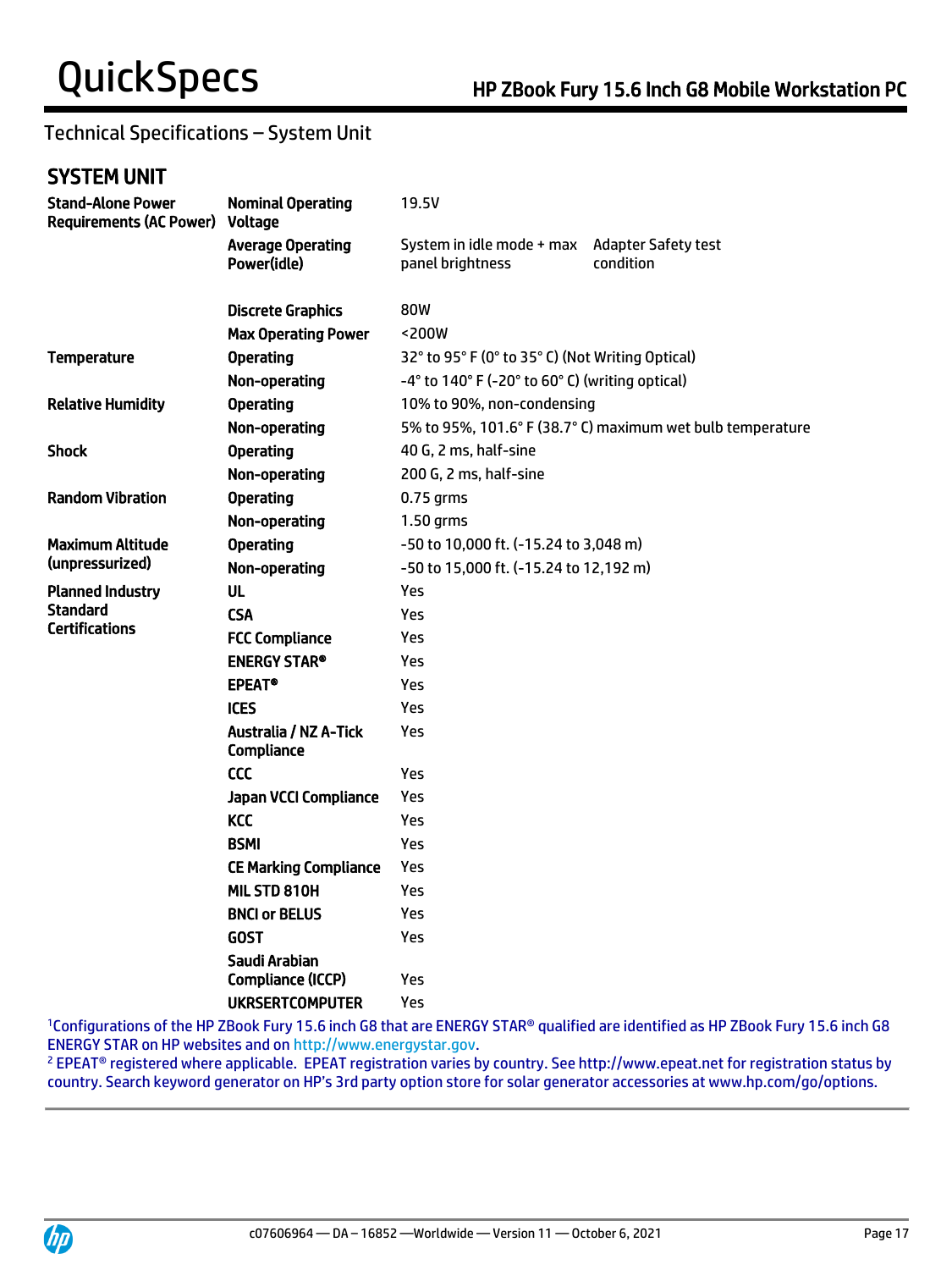# Technical Specifications – System Unit

## SYSTEM UNIT

| | | | |
|---|---|---|---|
| **Stand-Alone Power Requirements (AC Power)** | **Nominal Operating Voltage** | 19.5V | |
| | **Average Operating Power(idle)** | System in idle mode + max panel brightness | Adapter Safety test condition |
| | **Discrete Graphics** | 80W | |
| | **Max Operating Power** | <200W | |
| **Temperature** | **Operating** | 32° to 95° F (0° to 35° C) (Not Writing Optical) | |
| | **Non-operating** | -4° to 140° F (-20° to 60° C) (writing optical) | |
| **Relative Humidity** | **Operating** | 10% to 90%, non-condensing | |
| | **Non-operating** | 5% to 95%, 101.6° F (38.7° C) maximum wet bulb temperature | |
| **Shock** | **Operating** | 40 G, 2 ms, half-sine | |
| | **Non-operating** | 200 G, 2 ms, half-sine | |
| **Random Vibration** | **Operating** | 0.75 grms | |
| | **Non-operating** | 1.50 grms | |
| **Maximum Altitude (unpressurized)** | **Operating** | -50 to 10,000 ft. (-15.24 to 3,048 m) | |
| | **Non-operating** | -50 to 15,000 ft. (-15.24 to 12,192 m) | |
| **Planned Industry Standard Certifications** | **UL** | Yes | |
| | **CSA** | Yes | |
| | **FCC Compliance** | Yes | |
| | **ENERGY STAR®** | Yes | |
| | **EPEAT®** | Yes | |
| | **ICES** | Yes | |
| | **Australia / NZ A-Tick Compliance** | Yes | |
| | **CCC** | Yes | |
| | **Japan VCCI Compliance** | Yes | |
| | **KCC** | Yes | |
| | **BSMI** | Yes | |
| | **CE Marking Compliance** | Yes | |
| | **MIL STD 810H** | Yes | |
| | **BNCI or BELUS** | Yes | |
| | **GOST** | Yes | |
| | **Saudi Arabian Compliance (ICCP)** | Yes | |
| | **UKRSERTCOMPUTER** | Yes | |

[1]Configurations of the HP ZBook Fury 15.6 inch G8 that are ENERGY STAR® qualified are identified as HP ZBook Fury 15.6 inch G8 ENERGY STAR on HP websites and on http://www.energystar.gov.

[2] EPEAT® registered where applicable. EPEAT registration varies by country. See http://www.epeat.net for registration status by country. Search keyword generator on HP's 3rd party option store for solar generator accessories at www.hp.com/go/options.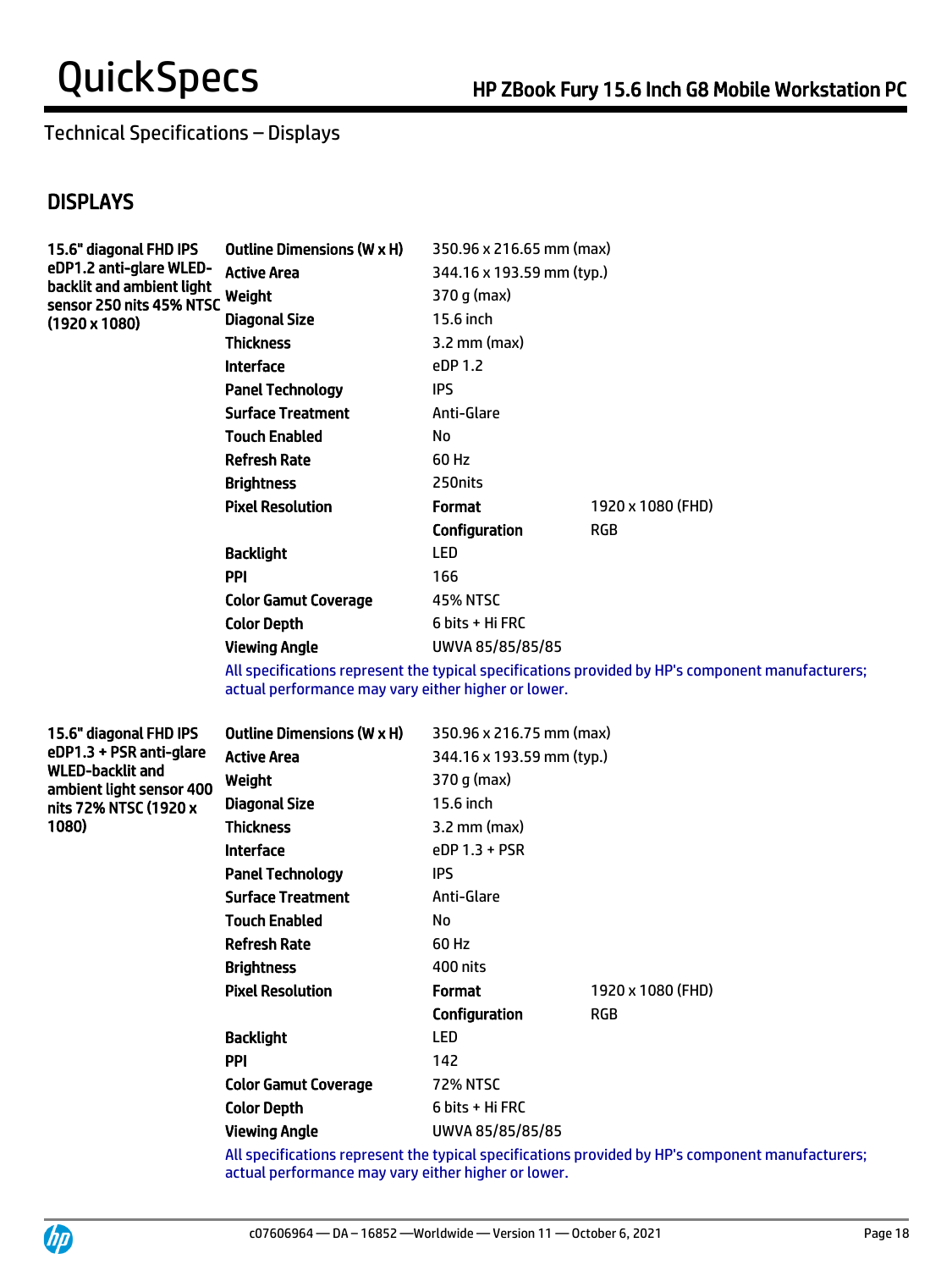Technical Specifications – Displays

## DISPLAYS

| 15.6" diagonal FHD IPS eDP1.2 anti-glare WLED-backlit and ambient light sensor 250 nits 45% NTSC (1920 x 1080) | | | |
|---|---|---|---|
| | **Outline Dimensions (W x H)** | 350.96 x 216.65 mm (max) | |
| | **Active Area** | 344.16 x 193.59 mm (typ.) | |
| | **Weight** | 370 g (max) | |
| | **Diagonal Size** | 15.6 inch | |
| | **Thickness** | 3.2 mm (max) | |
| | **Interface** | eDP 1.2 | |
| | **Panel Technology** | IPS | |
| | **Surface Treatment** | Anti-Glare | |
| | **Touch Enabled** | No | |
| | **Refresh Rate** | 60 Hz | |
| | **Brightness** | 250nits | |
| | **Pixel Resolution** | **Format** | 1920 x 1080 (FHD) |
| | | **Configuration** | RGB |
| | **Backlight** | LED | |
| | **PPI** | 166 | |
| | **Color Gamut Coverage** | 45% NTSC | |
| | **Color Depth** | 6 bits + Hi FRC | |
| | **Viewing Angle** | UWVA 85/85/85/85 | |

All specifications represent the typical specifications provided by HP's component manufacturers; actual performance may vary either higher or lower.

| 15.6" diagonal FHD IPS eDP1.3 + PSR anti-glare WLED-backlit and ambient light sensor 400 nits 72% NTSC (1920 x 1080) | | | |
|---|---|---|---|
| | **Outline Dimensions (W x H)** | 350.96 x 216.75 mm (max) | |
| | **Active Area** | 344.16 x 193.59 mm (typ.) | |
| | **Weight** | 370 g (max) | |
| | **Diagonal Size** | 15.6 inch | |
| | **Thickness** | 3.2 mm (max) | |
| | **Interface** | eDP 1.3 + PSR | |
| | **Panel Technology** | IPS | |
| | **Surface Treatment** | Anti-Glare | |
| | **Touch Enabled** | No | |
| | **Refresh Rate** | 60 Hz | |
| | **Brightness** | 400 nits | |
| | **Pixel Resolution** | **Format** | 1920 x 1080 (FHD) |
| | | **Configuration** | RGB |
| | **Backlight** | LED | |
| | **PPI** | 142 | |
| | **Color Gamut Coverage** | 72% NTSC | |
| | **Color Depth** | 6 bits + Hi FRC | |
| | **Viewing Angle** | UWVA 85/85/85/85 | |

All specifications represent the typical specifications provided by HP's component manufacturers; actual performance may vary either higher or lower.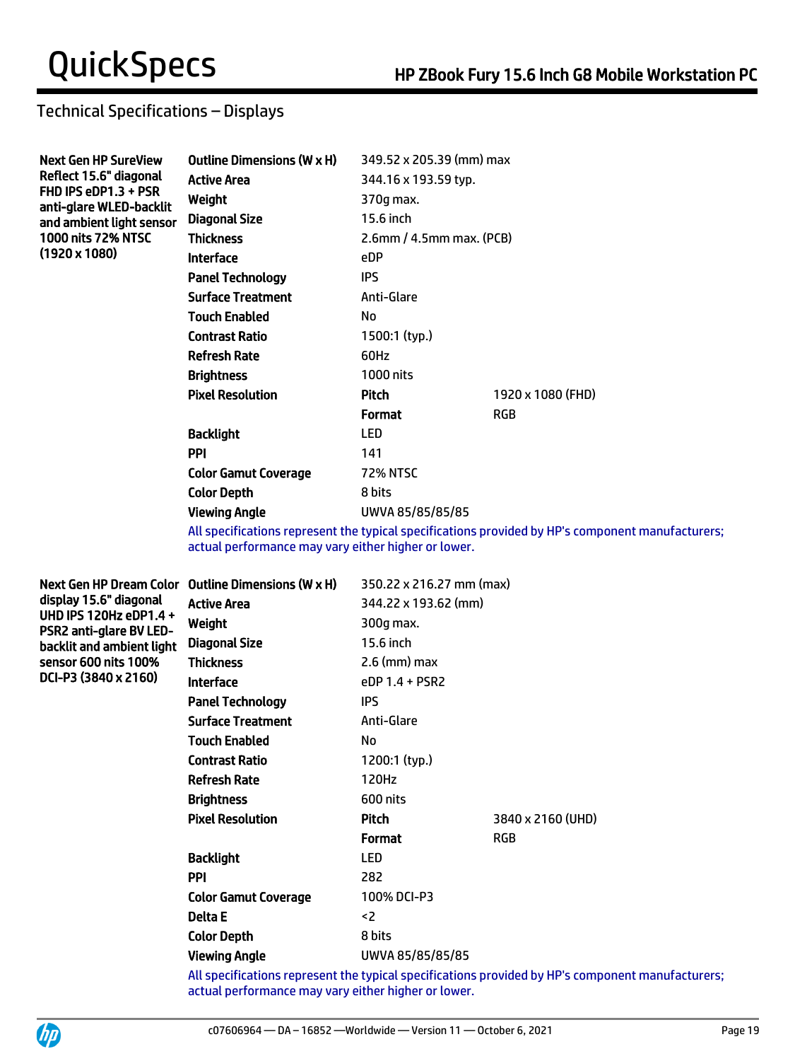## Technical Specifications – Displays

| | | | |
|---|---|---|---|
| **Next Gen HP SureView Reflect 15.6" diagonal FHD IPS eDP1.3 + PSR anti-glare WLED-backlit and ambient light sensor 1000 nits 72% NTSC (1920 x 1080)** | **Outline Dimensions (W x H)** | 349.52 x 205.39 (mm) max | |
| | **Active Area** | 344.16 x 193.59 typ. | |
| | **Weight** | 370g max. | |
| | **Diagonal Size** | 15.6 inch | |
| | **Thickness** | 2.6mm / 4.5mm max. (PCB) | |
| | **Interface** | eDP | |
| | **Panel Technology** | IPS | |
| | **Surface Treatment** | Anti-Glare | |
| | **Touch Enabled** | No | |
| | **Contrast Ratio** | 1500:1 (typ.) | |
| | **Refresh Rate** | 60Hz | |
| | **Brightness** | 1000 nits | |
| | **Pixel Resolution** | **Pitch** | 1920 x 1080 (FHD) |
| | | **Format** | RGB |
| | **Backlight** | LED | |
| | **PPI** | 141 | |
| | **Color Gamut Coverage** | 72% NTSC | |
| | **Color Depth** | 8 bits | |
| | **Viewing Angle** | UWVA 85/85/85/85 | |

All specifications represent the typical specifications provided by HP's component manufacturers; actual performance may vary either higher or lower.

| | | | |
|---|---|---|---|
| **Next Gen HP Dream Color display 15.6" diagonal UHD IPS 120Hz eDP1.4 + PSR2 anti-glare BV LED-backlit and ambient light sensor 600 nits 100% DCI-P3 (3840 x 2160)** | **Outline Dimensions (W x H)** | 350.22 x 216.27 mm (max) | |
| | **Active Area** | 344.22 x 193.62 (mm) | |
| | **Weight** | 300g max. | |
| | **Diagonal Size** | 15.6 inch | |
| | **Thickness** | 2.6 (mm) max | |
| | **Interface** | eDP 1.4 + PSR2 | |
| | **Panel Technology** | IPS | |
| | **Surface Treatment** | Anti-Glare | |
| | **Touch Enabled** | No | |
| | **Contrast Ratio** | 1200:1 (typ.) | |
| | **Refresh Rate** | 120Hz | |
| | **Brightness** | 600 nits | |
| | **Pixel Resolution** | **Pitch** | 3840 x 2160 (UHD) |
| | | **Format** | RGB |
| | **Backlight** | LED | |
| | **PPI** | 282 | |
| | **Color Gamut Coverage** | 100% DCI-P3 | |
| | **Delta E** | <2 | |
| | **Color Depth** | 8 bits | |
| | **Viewing Angle** | UWVA 85/85/85/85 | |

All specifications represent the typical specifications provided by HP's component manufacturers; actual performance may vary either higher or lower.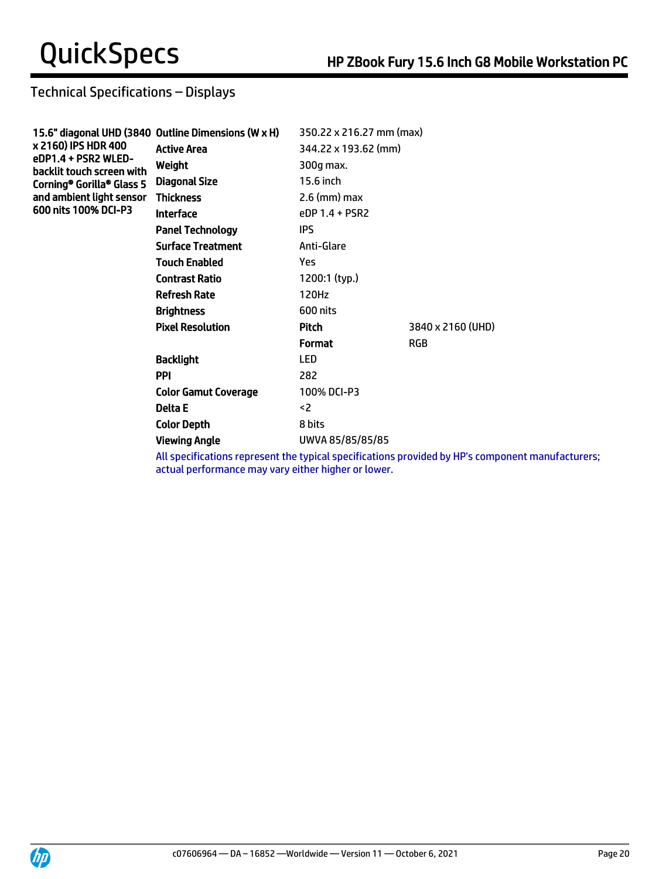## Technical Specifications – Displays

| | | | |
|---|---|---|---|
| **15.6" diagonal UHD (3840 x 2160) IPS HDR 400 eDP1.4 + PSR2 WLED-backlit touch screen with Corning® Gorilla® Glass 5 and ambient light sensor 600 nits 100% DCI-P3** | **Outline Dimensions (W x H)** | 350.22 x 216.27 mm (max) | |
| | **Active Area** | 344.22 x 193.62 (mm) | |
| | **Weight** | 300g max. | |
| | **Diagonal Size** | 15.6 inch | |
| | **Thickness** | 2.6 (mm) max | |
| | **Interface** | eDP 1.4 + PSR2 | |
| | **Panel Technology** | IPS | |
| | **Surface Treatment** | Anti-Glare | |
| | **Touch Enabled** | Yes | |
| | **Contrast Ratio** | 1200:1 (typ.) | |
| | **Refresh Rate** | 120Hz | |
| | **Brightness** | 600 nits | |
| | **Pixel Resolution** | **Pitch** | 3840 x 2160 (UHD) |
| | | **Format** | RGB |
| | **Backlight** | LED | |
| | **PPI** | 282 | |
| | **Color Gamut Coverage** | 100% DCI-P3 | |
| | **Delta E** | <2 | |
| | **Color Depth** | 8 bits | |
| | **Viewing Angle** | UWVA 85/85/85/85 | |

All specifications represent the typical specifications provided by HP's component manufacturers; actual performance may vary either higher or lower.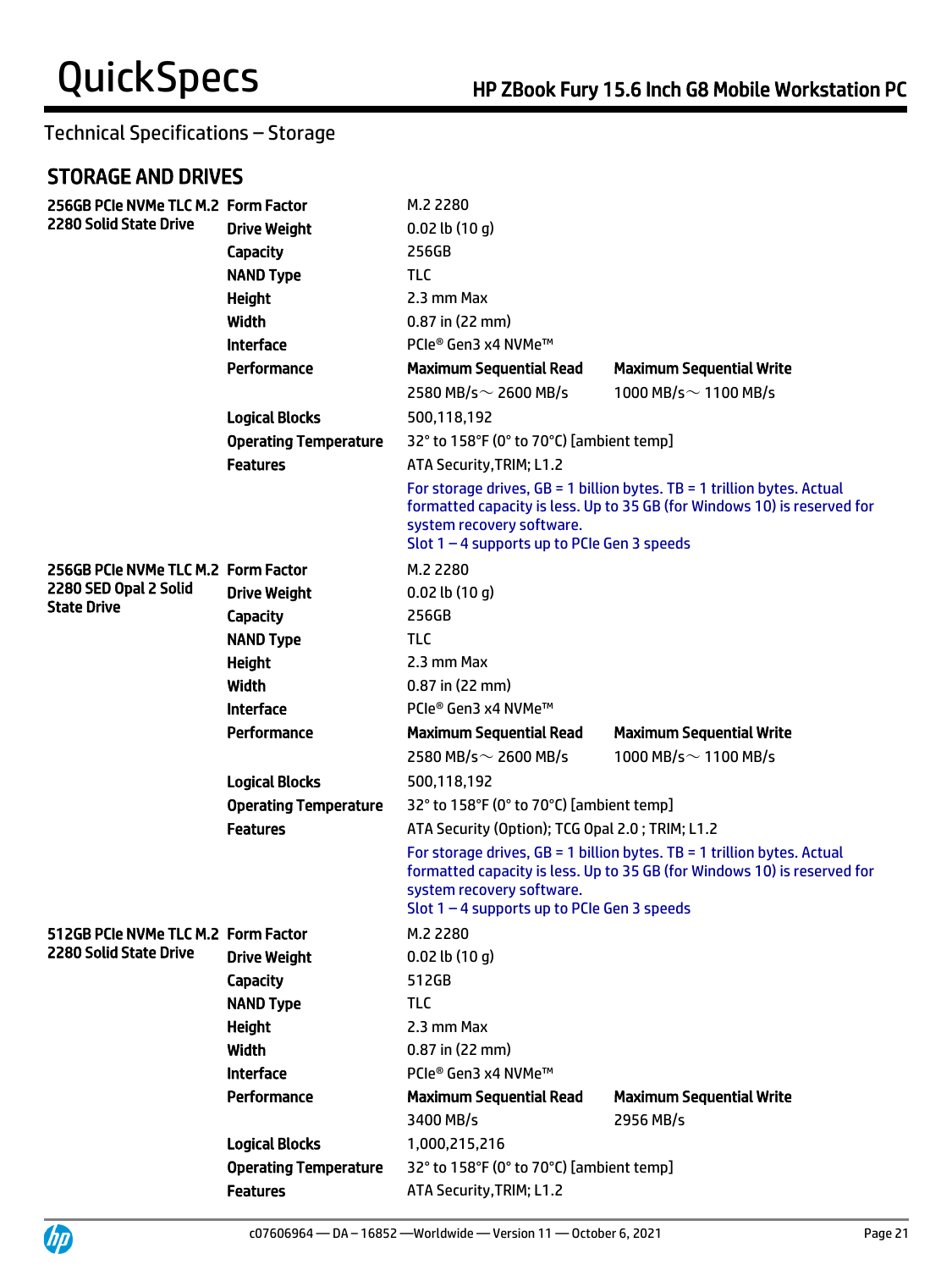## Technical Specifications – Storage

### STORAGE AND DRIVES

| | | | |
|---|---|---|---|
| **256GB PCIe NVMe TLC M.2 2280 Solid State Drive** | **Form Factor** | M.2 2280 | |
| | **Drive Weight** | 0.02 lb (10 g) | |
| | **Capacity** | 256GB | |
| | **NAND Type** | TLC | |
| | **Height** | 2.3 mm Max | |
| | **Width** | 0.87 in (22 mm) | |
| | **Interface** | PCIe® Gen3 x4 NVMe™ | |
| | **Performance** | **Maximum Sequential Read** | **Maximum Sequential Write** |
| | | 2580 MB/s～ 2600 MB/s | 1000 MB/s～ 1100 MB/s |
| | **Logical Blocks** | 500,118,192 | |
| | **Operating Temperature** | 32° to 158°F (0° to 70°C) [ambient temp] | |
| | **Features** | ATA Security,TRIM; L1.2 | |
| | | For storage drives, GB = 1 billion bytes. TB = 1 trillion bytes. Actual formatted capacity is less. Up to 35 GB (for Windows 10) is reserved for system recovery software. Slot 1 – 4 supports up to PCIe Gen 3 speeds | |
| **256GB PCIe NVMe TLC M.2 2280 SED Opal 2 Solid State Drive** | **Form Factor** | M.2 2280 | |
| | **Drive Weight** | 0.02 lb (10 g) | |
| | **Capacity** | 256GB | |
| | **NAND Type** | TLC | |
| | **Height** | 2.3 mm Max | |
| | **Width** | 0.87 in (22 mm) | |
| | **Interface** | PCIe® Gen3 x4 NVMe™ | |
| | **Performance** | **Maximum Sequential Read** | **Maximum Sequential Write** |
| | | 2580 MB/s～ 2600 MB/s | 1000 MB/s～ 1100 MB/s |
| | **Logical Blocks** | 500,118,192 | |
| | **Operating Temperature** | 32° to 158°F (0° to 70°C) [ambient temp] | |
| | **Features** | ATA Security (Option); TCG Opal 2.0 ; TRIM; L1.2 | |
| | | For storage drives, GB = 1 billion bytes. TB = 1 trillion bytes. Actual formatted capacity is less. Up to 35 GB (for Windows 10) is reserved for system recovery software. Slot 1 – 4 supports up to PCIe Gen 3 speeds | |
| **512GB PCIe NVMe TLC M.2 2280 Solid State Drive** | **Form Factor** | M.2 2280 | |
| | **Drive Weight** | 0.02 lb (10 g) | |
| | **Capacity** | 512GB | |
| | **NAND Type** | TLC | |
| | **Height** | 2.3 mm Max | |
| | **Width** | 0.87 in (22 mm) | |
| | **Interface** | PCIe® Gen3 x4 NVMe™ | |
| | **Performance** | **Maximum Sequential Read** | **Maximum Sequential Write** |
| | | 3400 MB/s | 2956 MB/s |
| | **Logical Blocks** | 1,000,215,216 | |
| | **Operating Temperature** | 32° to 158°F (0° to 70°C) [ambient temp] | |
| | **Features** | ATA Security,TRIM; L1.2 | |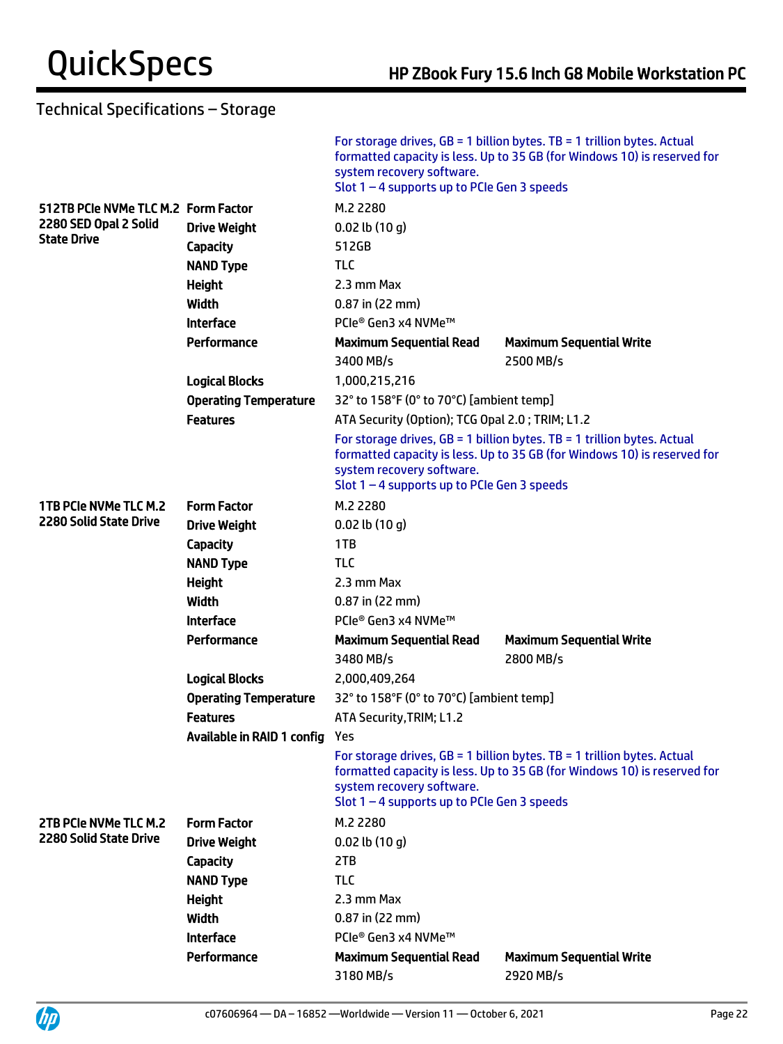## Technical Specifications – Storage

| | | | |
|---|---|---|---|
| | | For storage drives, GB = 1 billion bytes. TB = 1 trillion bytes. Actual formatted capacity is less. Up to 35 GB (for Windows 10) is reserved for system recovery software. Slot 1 – 4 supports up to PCIe Gen 3 speeds | |
| **512TB PCIe NVMe TLC M.2 2280 SED Opal 2 Solid State Drive** | **Form Factor** | M.2 2280 | |
| | **Drive Weight** | 0.02 lb (10 g) | |
| | **Capacity** | 512GB | |
| | **NAND Type** | TLC | |
| | **Height** | 2.3 mm Max | |
| | **Width** | 0.87 in (22 mm) | |
| | **Interface** | PCIe® Gen3 x4 NVMe™ | |
| | **Performance** | **Maximum Sequential Read** | **Maximum Sequential Write** |
| | | 3400 MB/s | 2500 MB/s |
| | **Logical Blocks** | 1,000,215,216 | |
| | **Operating Temperature** | 32° to 158°F (0° to 70°C) [ambient temp] | |
| | **Features** | ATA Security (Option); TCG Opal 2.0 ; TRIM; L1.2 | |
| | | For storage drives, GB = 1 billion bytes. TB = 1 trillion bytes. Actual formatted capacity is less. Up to 35 GB (for Windows 10) is reserved for system recovery software. Slot 1 – 4 supports up to PCIe Gen 3 speeds | |
| **1TB PCIe NVMe TLC M.2 2280 Solid State Drive** | **Form Factor** | M.2 2280 | |
| | **Drive Weight** | 0.02 lb (10 g) | |
| | **Capacity** | 1TB | |
| | **NAND Type** | TLC | |
| | **Height** | 2.3 mm Max | |
| | **Width** | 0.87 in (22 mm) | |
| | **Interface** | PCIe® Gen3 x4 NVMe™ | |
| | **Performance** | **Maximum Sequential Read** | **Maximum Sequential Write** |
| | | 3480 MB/s | 2800 MB/s |
| | **Logical Blocks** | 2,000,409,264 | |
| | **Operating Temperature** | 32° to 158°F (0° to 70°C) [ambient temp] | |
| | **Features** | ATA Security,TRIM; L1.2 | |
| | **Available in RAID 1 config** | Yes | |
| | | For storage drives, GB = 1 billion bytes. TB = 1 trillion bytes. Actual formatted capacity is less. Up to 35 GB (for Windows 10) is reserved for system recovery software. Slot 1 – 4 supports up to PCIe Gen 3 speeds | |
| **2TB PCIe NVMe TLC M.2 2280 Solid State Drive** | **Form Factor** | M.2 2280 | |
| | **Drive Weight** | 0.02 lb (10 g) | |
| | **Capacity** | 2TB | |
| | **NAND Type** | TLC | |
| | **Height** | 2.3 mm Max | |
| | **Width** | 0.87 in (22 mm) | |
| | **Interface** | PCIe® Gen3 x4 NVMe™ | |
| | **Performance** | **Maximum Sequential Read** | **Maximum Sequential Write** |
| | | 3180 MB/s | 2920 MB/s |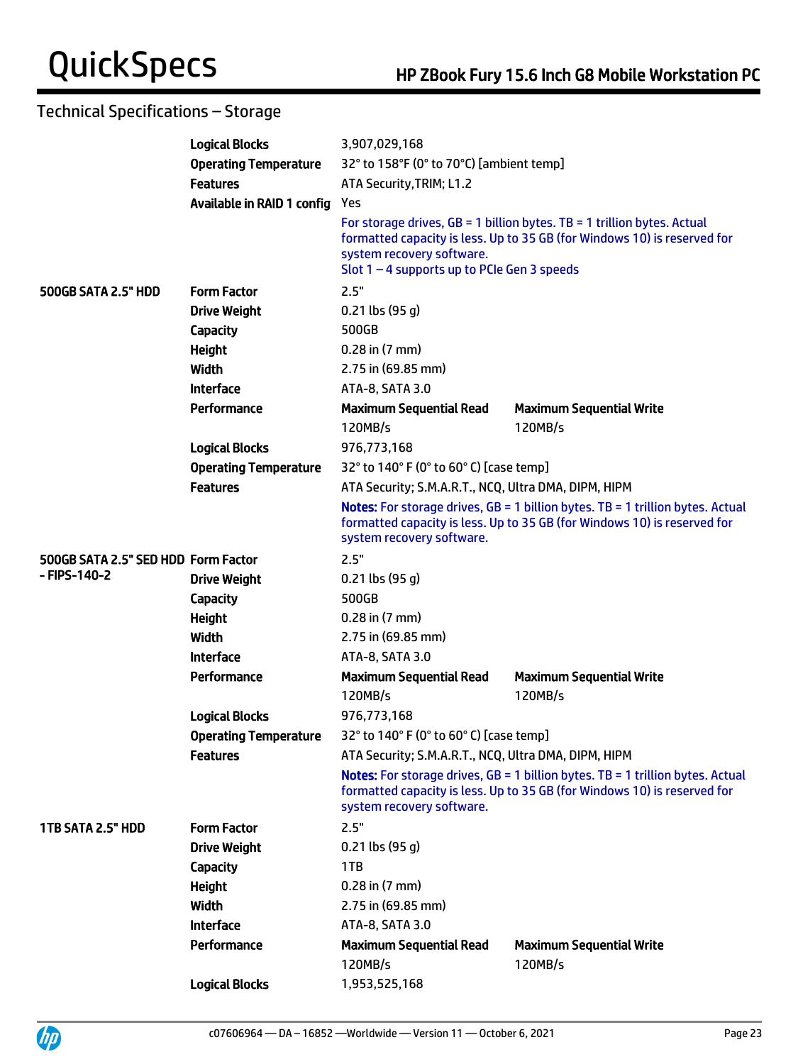## Technical Specifications – Storage

| | | | |
|---|---|---|---|
| | **Logical Blocks** | 3,907,029,168 | |
| | **Operating Temperature** | 32° to 158°F (0° to 70°C) [ambient temp] | |
| | **Features** | ATA Security,TRIM; L1.2 | |
| | **Available in RAID 1 config** | Yes | |
| | | For storage drives, GB = 1 billion bytes. TB = 1 trillion bytes. Actual formatted capacity is less. Up to 35 GB (for Windows 10) is reserved for system recovery software. Slot 1 – 4 supports up to PCIe Gen 3 speeds | |
| **500GB SATA 2.5" HDD** | **Form Factor** | 2.5" | |
| | **Drive Weight** | 0.21 lbs (95 g) | |
| | **Capacity** | 500GB | |
| | **Height** | 0.28 in (7 mm) | |
| | **Width** | 2.75 in (69.85 mm) | |
| | **Interface** | ATA-8, SATA 3.0 | |
| | **Performance** | **Maximum Sequential Read** | **Maximum Sequential Write** |
| | | 120MB/s | 120MB/s |
| | **Logical Blocks** | 976,773,168 | |
| | **Operating Temperature** | 32° to 140° F (0° to 60° C) [case temp] | |
| | **Features** | ATA Security; S.M.A.R.T., NCQ, Ultra DMA, DIPM, HIPM | |
| | | **Notes:** For storage drives, GB = 1 billion bytes. TB = 1 trillion bytes. Actual formatted capacity is less. Up to 35 GB (for Windows 10) is reserved for system recovery software. | |
| **500GB SATA 2.5" SED HDD - FIPS-140-2** | **Form Factor** | 2.5" | |
| | **Drive Weight** | 0.21 lbs (95 g) | |
| | **Capacity** | 500GB | |
| | **Height** | 0.28 in (7 mm) | |
| | **Width** | 2.75 in (69.85 mm) | |
| | **Interface** | ATA-8, SATA 3.0 | |
| | **Performance** | **Maximum Sequential Read** | **Maximum Sequential Write** |
| | | 120MB/s | 120MB/s |
| | **Logical Blocks** | 976,773,168 | |
| | **Operating Temperature** | 32° to 140° F (0° to 60° C) [case temp] | |
| | **Features** | ATA Security; S.M.A.R.T., NCQ, Ultra DMA, DIPM, HIPM | |
| | | **Notes:** For storage drives, GB = 1 billion bytes. TB = 1 trillion bytes. Actual formatted capacity is less. Up to 35 GB (for Windows 10) is reserved for system recovery software. | |
| **1TB SATA 2.5" HDD** | **Form Factor** | 2.5" | |
| | **Drive Weight** | 0.21 lbs (95 g) | |
| | **Capacity** | 1TB | |
| | **Height** | 0.28 in (7 mm) | |
| | **Width** | 2.75 in (69.85 mm) | |
| | **Interface** | ATA-8, SATA 3.0 | |
| | **Performance** | **Maximum Sequential Read** | **Maximum Sequential Write** |
| | | 120MB/s | 120MB/s |
| | **Logical Blocks** | 1,953,525,168 | |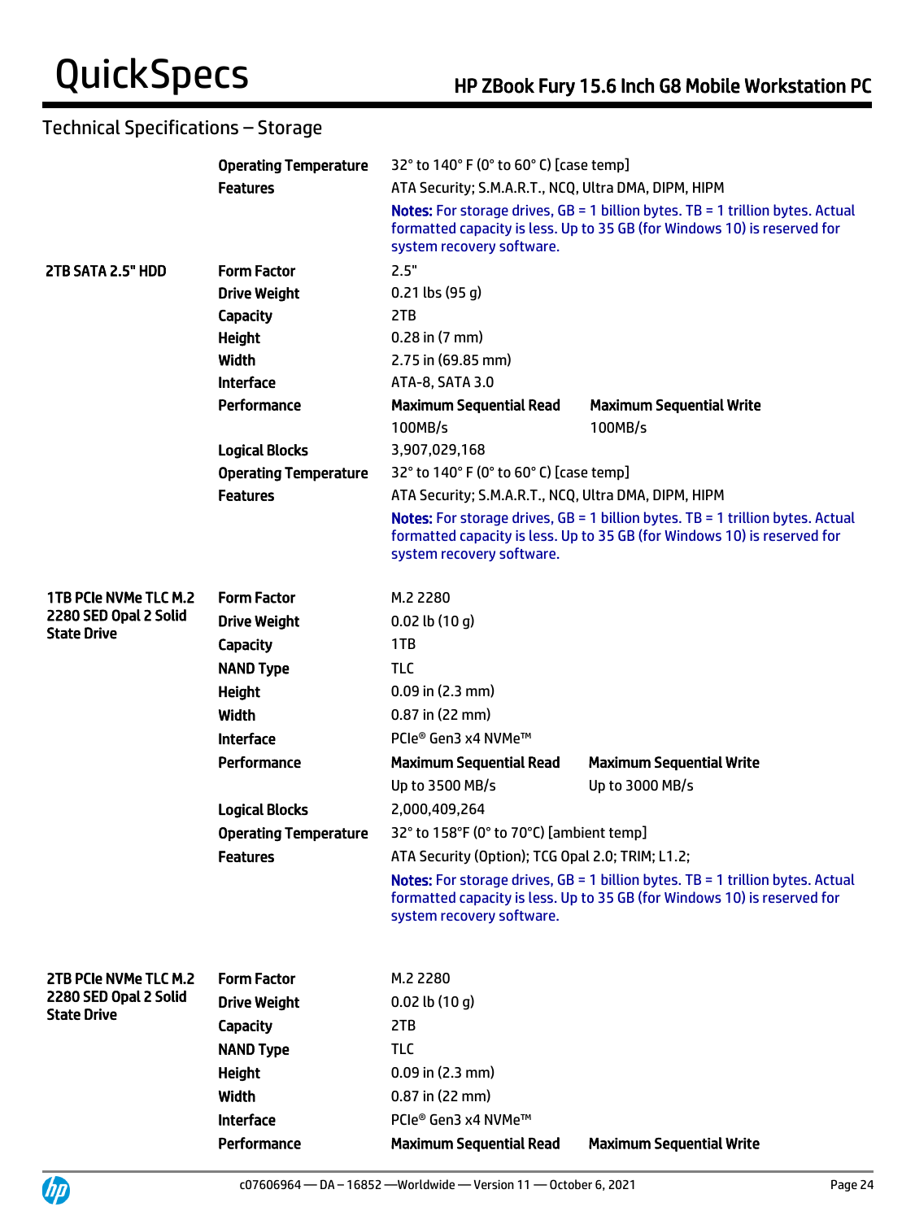## Technical Specifications – Storage

| | | | |
|---|---|---|---|
| | **Operating Temperature** | 32° to 140° F (0° to 60° C) [case temp] | |
| | **Features** | ATA Security; S.M.A.R.T., NCQ, Ultra DMA, DIPM, HIPM | |
| | | **Notes:** For storage drives, GB = 1 billion bytes. TB = 1 trillion bytes. Actual formatted capacity is less. Up to 35 GB (for Windows 10) is reserved for system recovery software. | |
| **2TB SATA 2.5" HDD** | **Form Factor** | 2.5" | |
| | **Drive Weight** | 0.21 lbs (95 g) | |
| | **Capacity** | 2TB | |
| | **Height** | 0.28 in (7 mm) | |
| | **Width** | 2.75 in (69.85 mm) | |
| | **Interface** | ATA-8, SATA 3.0 | |
| | **Performance** | **Maximum Sequential Read** | **Maximum Sequential Write** |
| | | 100MB/s | 100MB/s |
| | **Logical Blocks** | 3,907,029,168 | |
| | **Operating Temperature** | 32° to 140° F (0° to 60° C) [case temp] | |
| | **Features** | ATA Security; S.M.A.R.T., NCQ, Ultra DMA, DIPM, HIPM | |
| | | **Notes:** For storage drives, GB = 1 billion bytes. TB = 1 trillion bytes. Actual formatted capacity is less. Up to 35 GB (for Windows 10) is reserved for system recovery software. | |
| **1TB PCIe NVMe TLC M.2 2280 SED Opal 2 Solid State Drive** | **Form Factor** | M.2 2280 | |
| | **Drive Weight** | 0.02 lb (10 g) | |
| | **Capacity** | 1TB | |
| | **NAND Type** | TLC | |
| | **Height** | 0.09 in (2.3 mm) | |
| | **Width** | 0.87 in (22 mm) | |
| | **Interface** | PCIe® Gen3 x4 NVMe™ | |
| | **Performance** | **Maximum Sequential Read** | **Maximum Sequential Write** |
| | | Up to 3500 MB/s | Up to 3000 MB/s |
| | **Logical Blocks** | 2,000,409,264 | |
| | **Operating Temperature** | 32° to 158°F (0° to 70°C) [ambient temp] | |
| | **Features** | ATA Security (Option); TCG Opal 2.0; TRIM; L1.2; | |
| | | **Notes:** For storage drives, GB = 1 billion bytes. TB = 1 trillion bytes. Actual formatted capacity is less. Up to 35 GB (for Windows 10) is reserved for system recovery software. | |
| **2TB PCIe NVMe TLC M.2 2280 SED Opal 2 Solid State Drive** | **Form Factor** | M.2 2280 | |
| | **Drive Weight** | 0.02 lb (10 g) | |
| | **Capacity** | 2TB | |
| | **NAND Type** | TLC | |
| | **Height** | 0.09 in (2.3 mm) | |
| | **Width** | 0.87 in (22 mm) | |
| | **Interface** | PCIe® Gen3 x4 NVMe™ | |
| | **Performance** | **Maximum Sequential Read** | **Maximum Sequential Write** |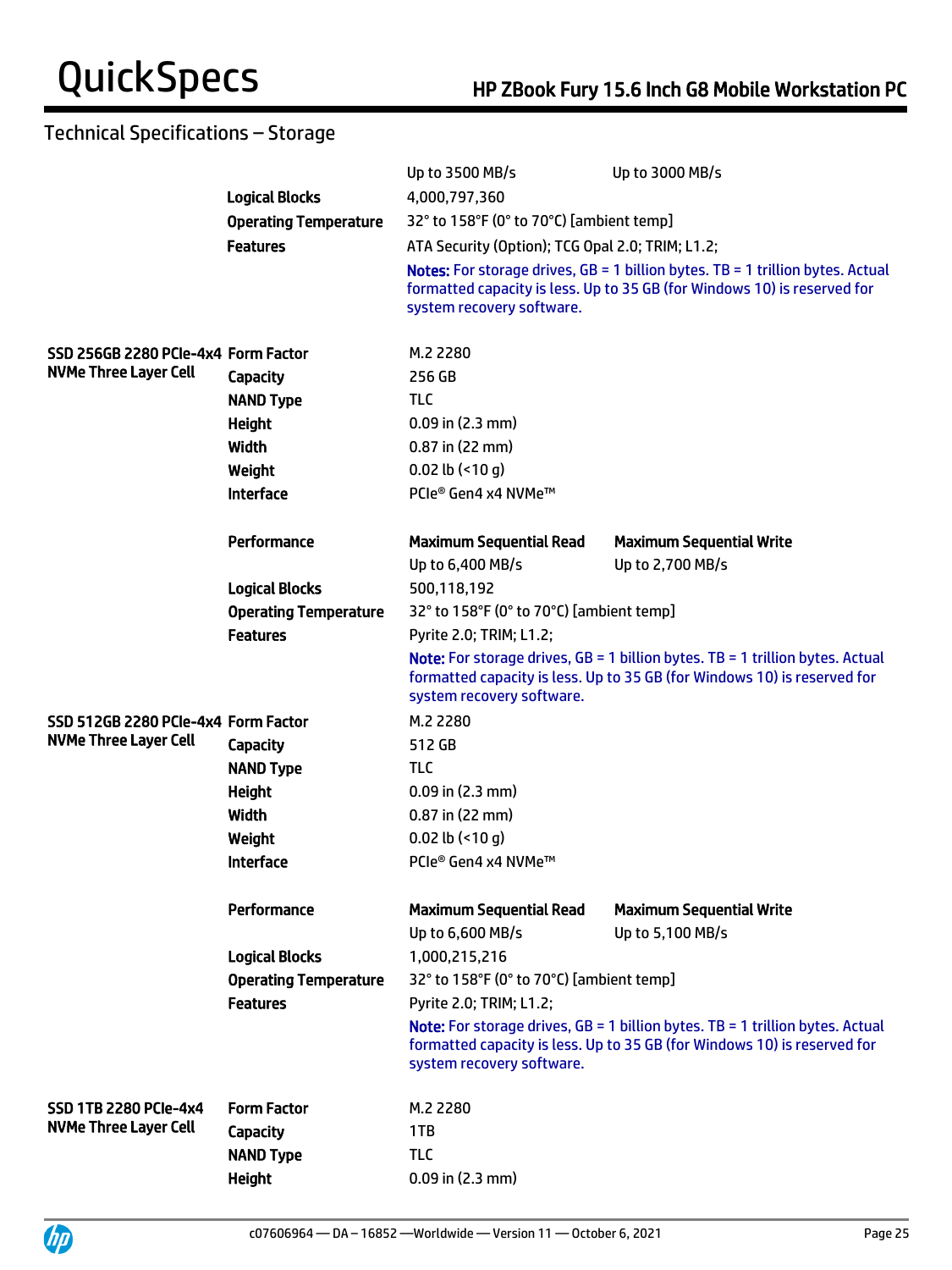## Technical Specifications – Storage

| | | | |
|---|---|---|---|
| | | Up to 3500 MB/s | Up to 3000 MB/s |
| | **Logical Blocks** | 4,000,797,360 | |
| | **Operating Temperature** | 32° to 158°F (0° to 70°C) [ambient temp] | |
| | **Features** | ATA Security (Option); TCG Opal 2.0; TRIM; L1.2; | |
| | | **Notes:** For storage drives, GB = 1 billion bytes. TB = 1 trillion bytes. Actual formatted capacity is less. Up to 35 GB (for Windows 10) is reserved for system recovery software. | |
| **SSD 256GB 2280 PCIe-4x4 NVMe Three Layer Cell** | **Form Factor** | M.2 2280 | |
| | **Capacity** | 256 GB | |
| | **NAND Type** | TLC | |
| | **Height** | 0.09 in (2.3 mm) | |
| | **Width** | 0.87 in (22 mm) | |
| | **Weight** | 0.02 lb (<10 g) | |
| | **Interface** | PCIe® Gen4 x4 NVMe™ | |
| | **Performance** | **Maximum Sequential Read** | **Maximum Sequential Write** |
| | | Up to 6,400 MB/s | Up to 2,700 MB/s |
| | **Logical Blocks** | 500,118,192 | |
| | **Operating Temperature** | 32° to 158°F (0° to 70°C) [ambient temp] | |
| | **Features** | Pyrite 2.0; TRIM; L1.2; | |
| | | **Note:** For storage drives, GB = 1 billion bytes. TB = 1 trillion bytes. Actual formatted capacity is less. Up to 35 GB (for Windows 10) is reserved for system recovery software. | |
| **SSD 512GB 2280 PCIe-4x4 NVMe Three Layer Cell** | **Form Factor** | M.2 2280 | |
| | **Capacity** | 512 GB | |
| | **NAND Type** | TLC | |
| | **Height** | 0.09 in (2.3 mm) | |
| | **Width** | 0.87 in (22 mm) | |
| | **Weight** | 0.02 lb (<10 g) | |
| | **Interface** | PCIe® Gen4 x4 NVMe™ | |
| | **Performance** | **Maximum Sequential Read** | **Maximum Sequential Write** |
| | | Up to 6,600 MB/s | Up to 5,100 MB/s |
| | **Logical Blocks** | 1,000,215,216 | |
| | **Operating Temperature** | 32° to 158°F (0° to 70°C) [ambient temp] | |
| | **Features** | Pyrite 2.0; TRIM; L1.2; | |
| | | **Note:** For storage drives, GB = 1 billion bytes. TB = 1 trillion bytes. Actual formatted capacity is less. Up to 35 GB (for Windows 10) is reserved for system recovery software. | |
| **SSD 1TB 2280 PCIe-4x4 NVMe Three Layer Cell** | **Form Factor** | M.2 2280 | |
| | **Capacity** | 1TB | |
| | **NAND Type** | TLC | |
| | **Height** | 0.09 in (2.3 mm) | |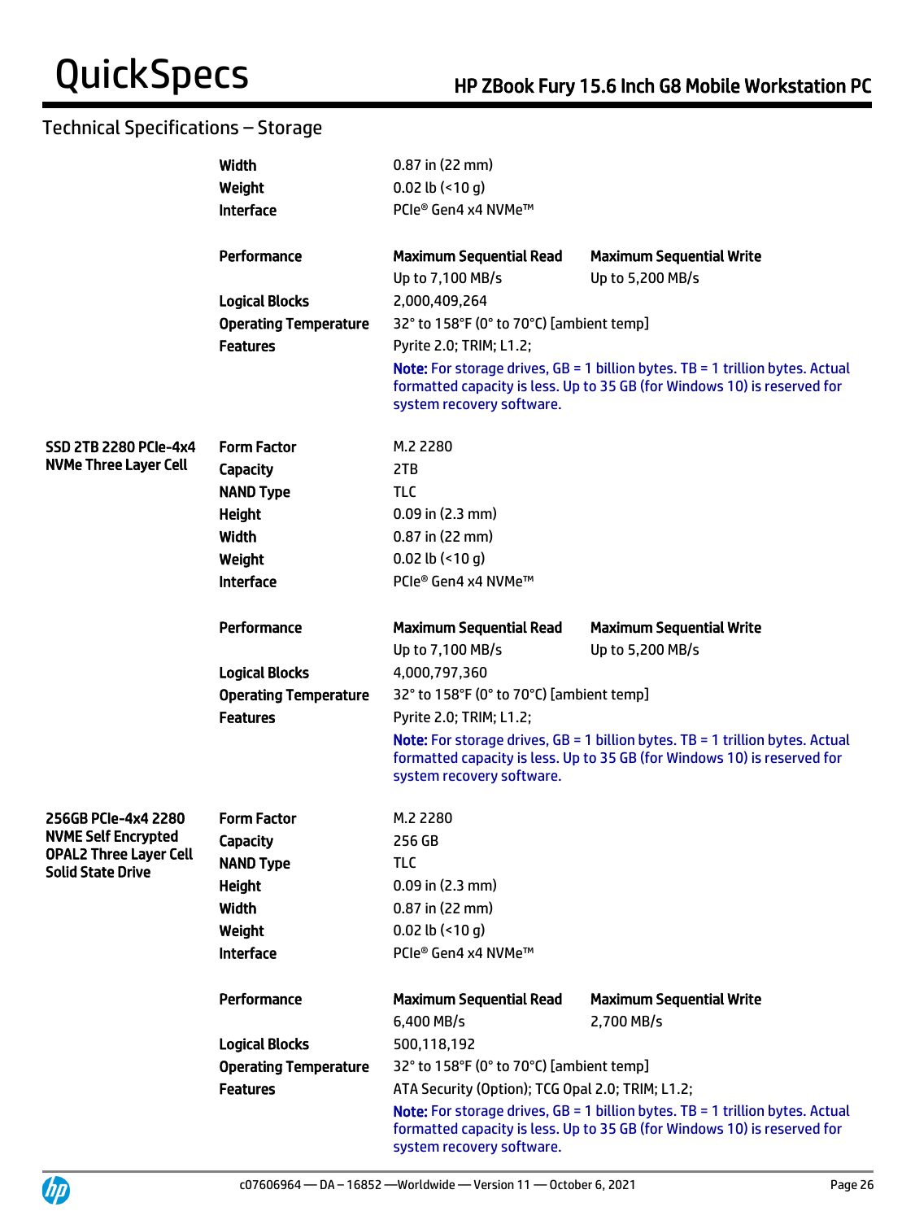## Technical Specifications – Storage

| | | | |
|---|---|---|---|
| | **Width** | 0.87 in (22 mm) | |
| | **Weight** | 0.02 lb (<10 g) | |
| | **Interface** | PCIe® Gen4 x4 NVMe™ | |
| | **Performance** | **Maximum Sequential Read** | **Maximum Sequential Write** |
| | | Up to 7,100 MB/s | Up to 5,200 MB/s |
| | **Logical Blocks** | 2,000,409,264 | |
| | **Operating Temperature** | 32° to 158°F (0° to 70°C) [ambient temp] | |
| | **Features** | Pyrite 2.0; TRIM; L1.2; | |
| | | **Note:** For storage drives, GB = 1 billion bytes. TB = 1 trillion bytes. Actual formatted capacity is less. Up to 35 GB (for Windows 10) is reserved for system recovery software. | |
| **SSD 2TB 2280 PCIe-4x4 NVMe Three Layer Cell** | **Form Factor** | M.2 2280 | |
| | **Capacity** | 2TB | |
| | **NAND Type** | TLC | |
| | **Height** | 0.09 in (2.3 mm) | |
| | **Width** | 0.87 in (22 mm) | |
| | **Weight** | 0.02 lb (<10 g) | |
| | **Interface** | PCIe® Gen4 x4 NVMe™ | |
| | **Performance** | **Maximum Sequential Read** | **Maximum Sequential Write** |
| | | Up to 7,100 MB/s | Up to 5,200 MB/s |
| | **Logical Blocks** | 4,000,797,360 | |
| | **Operating Temperature** | 32° to 158°F (0° to 70°C) [ambient temp] | |
| | **Features** | Pyrite 2.0; TRIM; L1.2; | |
| | | **Note:** For storage drives, GB = 1 billion bytes. TB = 1 trillion bytes. Actual formatted capacity is less. Up to 35 GB (for Windows 10) is reserved for system recovery software. | |
| **256GB PCIe-4x4 2280 NVME Self Encrypted OPAL2 Three Layer Cell Solid State Drive** | **Form Factor** | M.2 2280 | |
| | **Capacity** | 256 GB | |
| | **NAND Type** | TLC | |
| | **Height** | 0.09 in (2.3 mm) | |
| | **Width** | 0.87 in (22 mm) | |
| | **Weight** | 0.02 lb (<10 g) | |
| | **Interface** | PCIe® Gen4 x4 NVMe™ | |
| | **Performance** | **Maximum Sequential Read** | **Maximum Sequential Write** |
| | | 6,400 MB/s | 2,700 MB/s |
| | **Logical Blocks** | 500,118,192 | |
| | **Operating Temperature** | 32° to 158°F (0° to 70°C) [ambient temp] | |
| | **Features** | ATA Security (Option); TCG Opal 2.0; TRIM; L1.2; | |
| | | **Note:** For storage drives, GB = 1 billion bytes. TB = 1 trillion bytes. Actual formatted capacity is less. Up to 35 GB (for Windows 10) is reserved for system recovery software. | |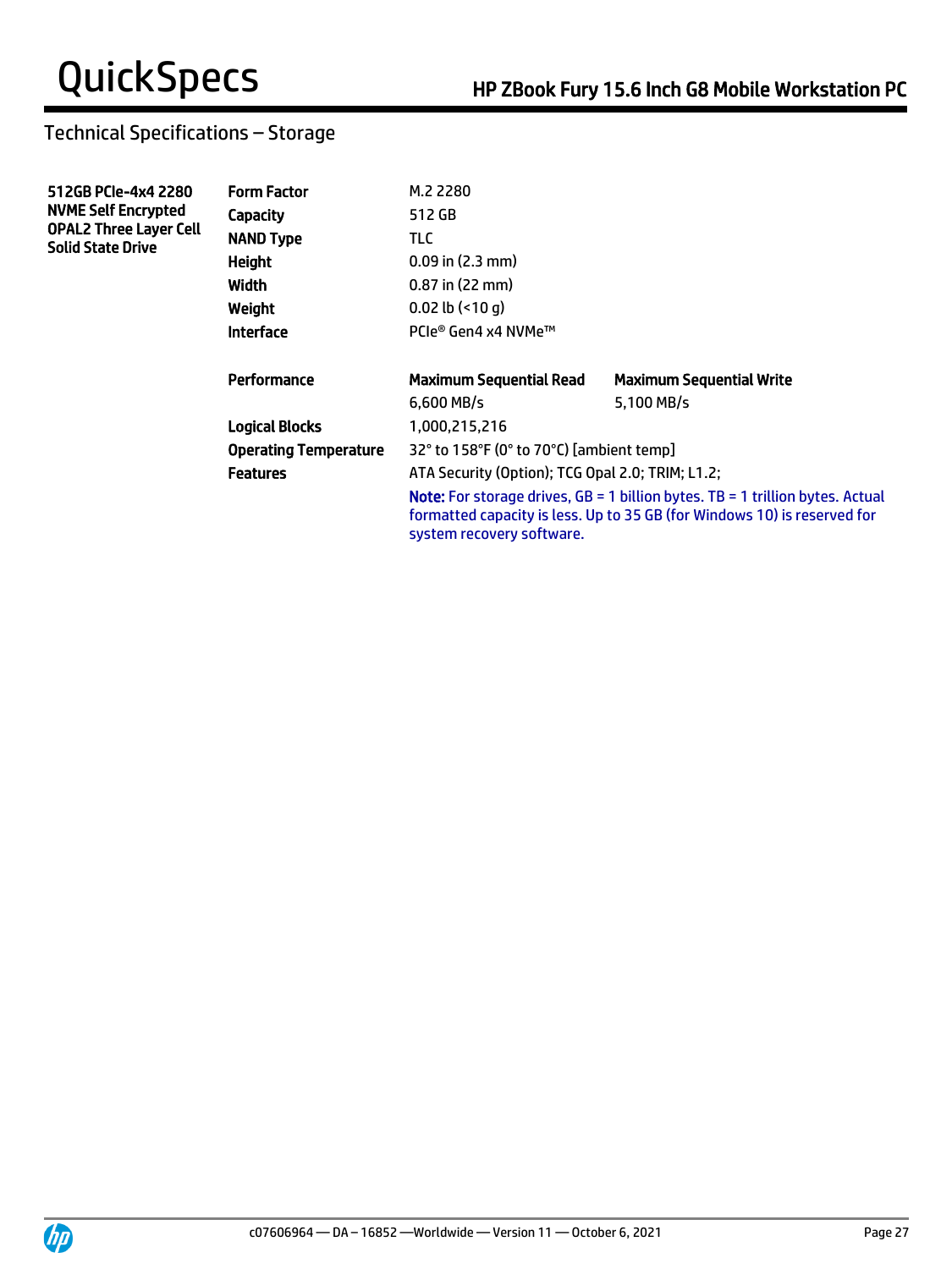## Technical Specifications – Storage

| | | | |
|---|---|---|---|
| **512GB PCIe-4x4 2280 NVME Self Encrypted OPAL2 Three Layer Cell Solid State Drive** | **Form Factor** | M.2 2280 | |
| | **Capacity** | 512 GB | |
| | **NAND Type** | TLC | |
| | **Height** | 0.09 in (2.3 mm) | |
| | **Width** | 0.87 in (22 mm) | |
| | **Weight** | 0.02 lb (<10 g) | |
| | **Interface** | PCIe® Gen4 x4 NVMe™ | |
| | **Performance** | **Maximum Sequential Read** | **Maximum Sequential Write** |
| | | 6,600 MB/s | 5,100 MB/s |
| | **Logical Blocks** | 1,000,215,216 | |
| | **Operating Temperature** | 32° to 158°F (0° to 70°C) [ambient temp] | |
| | **Features** | ATA Security (Option); TCG Opal 2.0; TRIM; L1.2; | |

**Note:** For storage drives, GB = 1 billion bytes. TB = 1 trillion bytes. Actual formatted capacity is less. Up to 35 GB (for Windows 10) is reserved for system recovery software.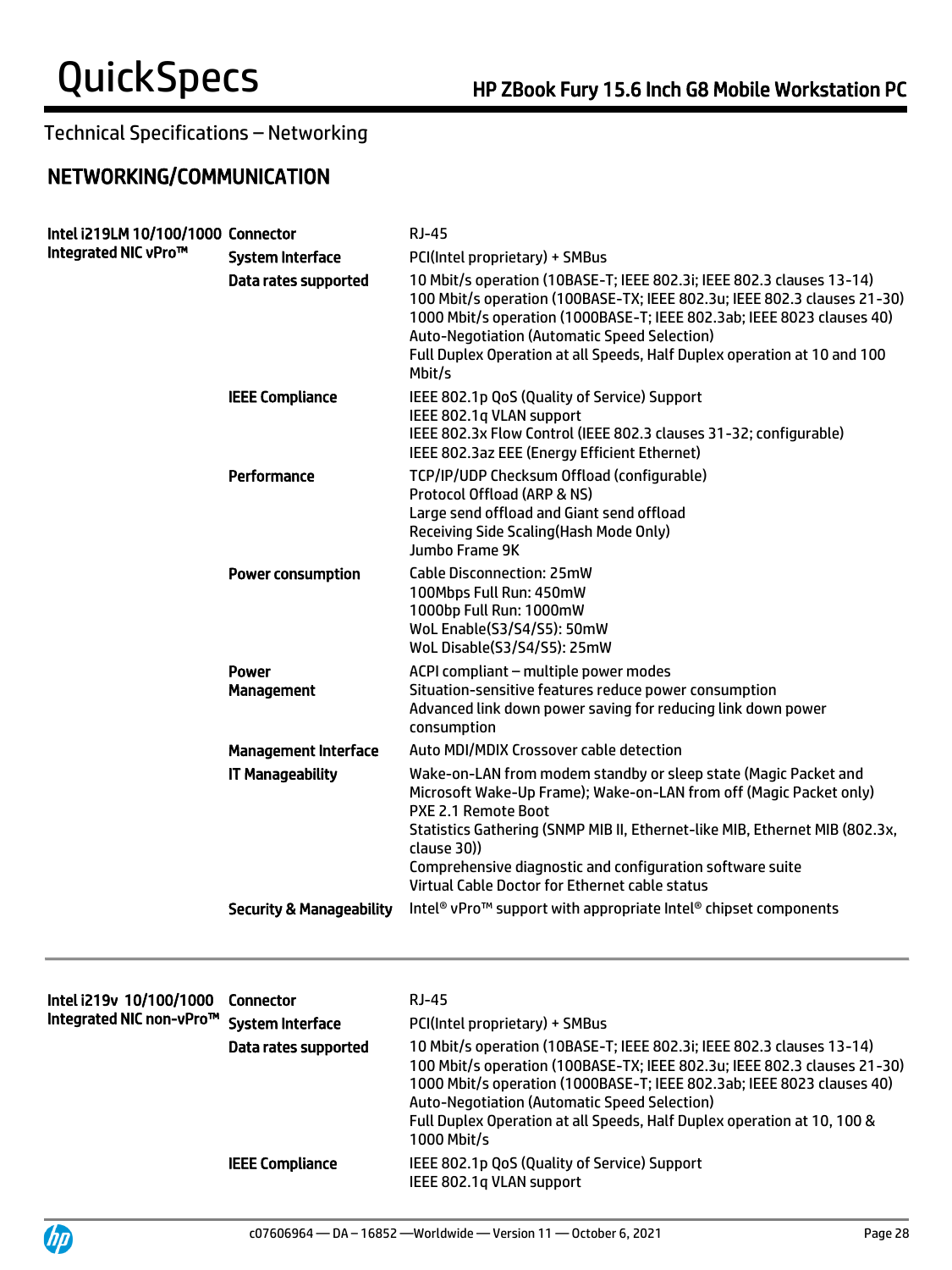## Technical Specifications – Networking

## NETWORKING/COMMUNICATION

| | | |
|---|---|---|
| **Intel i219LM 10/100/1000 Integrated NIC vPro™** | **Connector** | RJ-45 |
| | **System Interface** | PCI(Intel proprietary) + SMBus |
| | **Data rates supported** | 10 Mbit/s operation (10BASE-T; IEEE 802.3i; IEEE 802.3 clauses 13-14)<br>100 Mbit/s operation (100BASE-TX; IEEE 802.3u; IEEE 802.3 clauses 21-30)<br>1000 Mbit/s operation (1000BASE-T; IEEE 802.3ab; IEEE 8023 clauses 40)<br>Auto-Negotiation (Automatic Speed Selection)<br>Full Duplex Operation at all Speeds, Half Duplex operation at 10 and 100 Mbit/s |
| | **IEEE Compliance** | IEEE 802.1p QoS (Quality of Service) Support<br>IEEE 802.1q VLAN support<br>IEEE 802.3x Flow Control (IEEE 802.3 clauses 31-32; configurable)<br>IEEE 802.3az EEE (Energy Efficient Ethernet) |
| | **Performance** | TCP/IP/UDP Checksum Offload (configurable)<br>Protocol Offload (ARP & NS)<br>Large send offload and Giant send offload<br>Receiving Side Scaling(Hash Mode Only)<br>Jumbo Frame 9K |
| | **Power consumption** | Cable Disconnection: 25mW<br>100Mbps Full Run: 450mW<br>1000bp Full Run: 1000mW<br>WoL Enable(S3/S4/S5): 50mW<br>WoL Disable(S3/S4/S5): 25mW |
| | **Power Management** | ACPI compliant – multiple power modes<br>Situation-sensitive features reduce power consumption<br>Advanced link down power saving for reducing link down power consumption |
| | **Management Interface** | Auto MDI/MDIX Crossover cable detection |
| | **IT Manageability** | Wake-on-LAN from modem standby or sleep state (Magic Packet and Microsoft Wake-Up Frame); Wake-on-LAN from off (Magic Packet only)<br>PXE 2.1 Remote Boot<br>Statistics Gathering (SNMP MIB II, Ethernet-like MIB, Ethernet MIB (802.3x, clause 30))<br>Comprehensive diagnostic and configuration software suite<br>Virtual Cable Doctor for Ethernet cable status |
| | **Security & Manageability** | Intel® vPro™ support with appropriate Intel® chipset components |

| | | |
|---|---|---|
| **Intel i219v 10/100/1000 Integrated NIC non-vPro™** | **Connector** | RJ-45 |
| | **System Interface** | PCI(Intel proprietary) + SMBus |
| | **Data rates supported** | 10 Mbit/s operation (10BASE-T; IEEE 802.3i; IEEE 802.3 clauses 13-14)<br>100 Mbit/s operation (100BASE-TX; IEEE 802.3u; IEEE 802.3 clauses 21-30)<br>1000 Mbit/s operation (1000BASE-T; IEEE 802.3ab; IEEE 8023 clauses 40)<br>Auto-Negotiation (Automatic Speed Selection)<br>Full Duplex Operation at all Speeds, Half Duplex operation at 10, 100 & 1000 Mbit/s |
| | **IEEE Compliance** | IEEE 802.1p QoS (Quality of Service) Support<br>IEEE 802.1q VLAN support |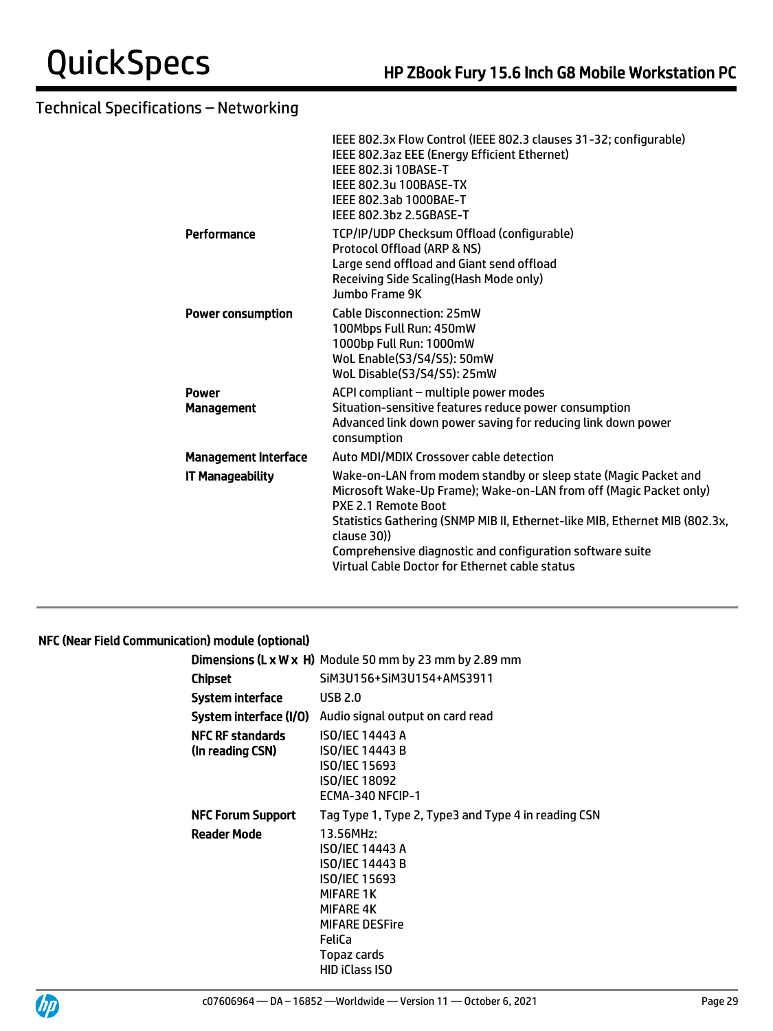## Technical Specifications – Networking

| | |
|---|---|
| | IEEE 802.3x Flow Control (IEEE 802.3 clauses 31-32; configurable)<br>IEEE 802.3az EEE (Energy Efficient Ethernet)<br>IEEE 802.3i 10BASE-T<br>IEEE 802.3u 100BASE-TX<br>IEEE 802.3ab 1000BAE-T<br>IEEE 802.3bz 2.5GBASE-T |
| **Performance** | TCP/IP/UDP Checksum Offload (configurable)<br>Protocol Offload (ARP & NS)<br>Large send offload and Giant send offload<br>Receiving Side Scaling(Hash Mode only)<br>Jumbo Frame 9K |
| **Power consumption** | Cable Disconnection: 25mW<br>100Mbps Full Run: 450mW<br>1000bp Full Run: 1000mW<br>WoL Enable(S3/S4/S5): 50mW<br>WoL Disable(S3/S4/S5): 25mW |
| **Power Management** | ACPI compliant – multiple power modes<br>Situation-sensitive features reduce power consumption<br>Advanced link down power saving for reducing link down power consumption |
| **Management Interface** | Auto MDI/MDIX Crossover cable detection |
| **IT Manageability** | Wake-on-LAN from modem standby or sleep state (Magic Packet and Microsoft Wake-Up Frame); Wake-on-LAN from off (Magic Packet only)<br>PXE 2.1 Remote Boot<br>Statistics Gathering (SNMP MIB II, Ethernet-like MIB, Ethernet MIB (802.3x, clause 30))<br>Comprehensive diagnostic and configuration software suite<br>Virtual Cable Doctor for Ethernet cable status |

### NFC (Near Field Communication) module (optional)

| | |
|---|---|
| **Dimensions (L x W x H)** | Module 50 mm by 23 mm by 2.89 mm |
| **Chipset** | SiM3U156+SiM3U154+AMS3911 |
| **System interface** | USB 2.0 |
| **System interface (I/O)** | Audio signal output on card read |
| **NFC RF standards (In reading CSN)** | ISO/IEC 14443 A<br>ISO/IEC 14443 B<br>ISO/IEC 15693<br>ISO/IEC 18092<br>ECMA-340 NFCIP-1 |
| **NFC Forum Support** | Tag Type 1, Type 2, Type3 and Type 4 in reading CSN |
| **Reader Mode** | 13.56MHz:<br>ISO/IEC 14443 A<br>ISO/IEC 14443 B<br>ISO/IEC 15693<br>MIFARE 1K<br>MIFARE 4K<br>MIFARE DESFire<br>FeliCa<br>Topaz cards<br>HID iClass ISO |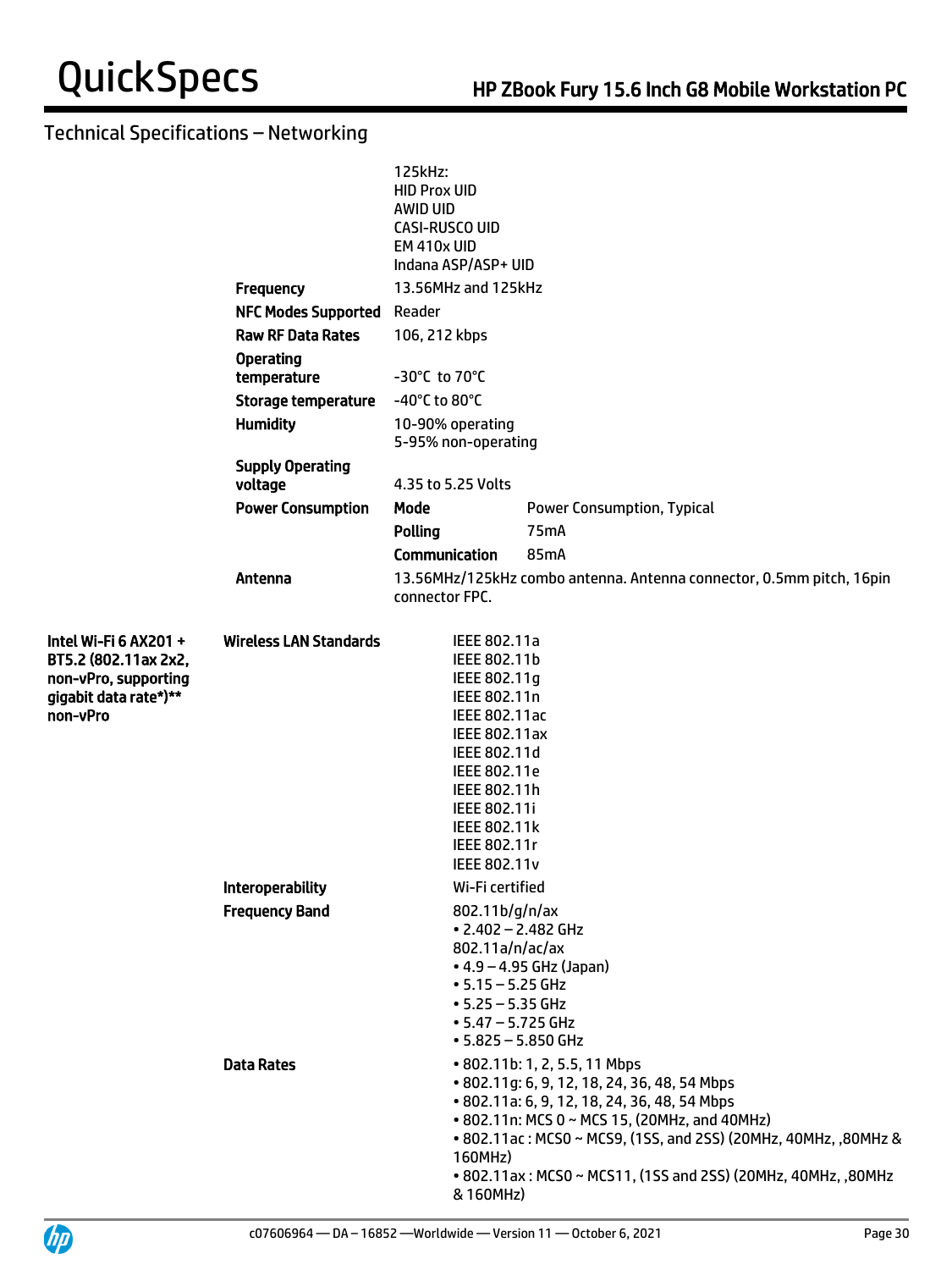## Technical Specifications – Networking

| | | | |
|---|---|---|---|
| | | 125kHz:<br>HID Prox UID<br>AWID UID<br>CASI-RUSCO UID<br>EM 410x UID<br>Indana ASP/ASP+ UID | |
| | **Frequency** | 13.56MHz and 125kHz | |
| | **NFC Modes Supported** | Reader | |
| | **Raw RF Data Rates** | 106, 212 kbps | |
| | **Operating temperature** | -30°C to 70°C | |
| | **Storage temperature** | -40°C to 80°C | |
| | **Humidity** | 10-90% operating<br>5-95% non-operating | |
| | **Supply Operating voltage** | 4.35 to 5.25 Volts | |
| | **Power Consumption** | **Mode** | Power Consumption, Typical |
| | | **Polling** | 75mA |
| | | **Communication** | 85mA |
| | **Antenna** | 13.56MHz/125kHz combo antenna. Antenna connector, 0.5mm pitch, 16pin connector FPC. | |

| | | |
|---|---|---|
| **Intel Wi-Fi 6 AX201 + BT5.2 (802.11ax 2x2, non-vPro, supporting gigabit data rate*)** non-vPro** | **Wireless LAN Standards** | IEEE 802.11a<br>IEEE 802.11b<br>IEEE 802.11g<br>IEEE 802.11n<br>IEEE 802.11ac<br>IEEE 802.11ax<br>IEEE 802.11d<br>IEEE 802.11e<br>IEEE 802.11h<br>IEEE 802.11i<br>IEEE 802.11k<br>IEEE 802.11r<br>IEEE 802.11v |
| | **Interoperability** | Wi-Fi certified |
| | **Frequency Band** | 802.11b/g/n/ax<br>• 2.402 – 2.482 GHz<br>802.11a/n/ac/ax<br>• 4.9 – 4.95 GHz (Japan)<br>• 5.15 – 5.25 GHz<br>• 5.25 – 5.35 GHz<br>• 5.47 – 5.725 GHz<br>• 5.825 – 5.850 GHz |
| | **Data Rates** | • 802.11b: 1, 2, 5.5, 11 Mbps<br>• 802.11g: 6, 9, 12, 18, 24, 36, 48, 54 Mbps<br>• 802.11a: 6, 9, 12, 18, 24, 36, 48, 54 Mbps<br>• 802.11n: MCS 0 ~ MCS 15, (20MHz, and 40MHz)<br>• 802.11ac : MCS0 ~ MCS9, (1SS, and 2SS) (20MHz, 40MHz, ,80MHz & 160MHz)<br>• 802.11ax : MCS0 ~ MCS11, (1SS and 2SS) (20MHz, 40MHz, ,80MHz & 160MHz) |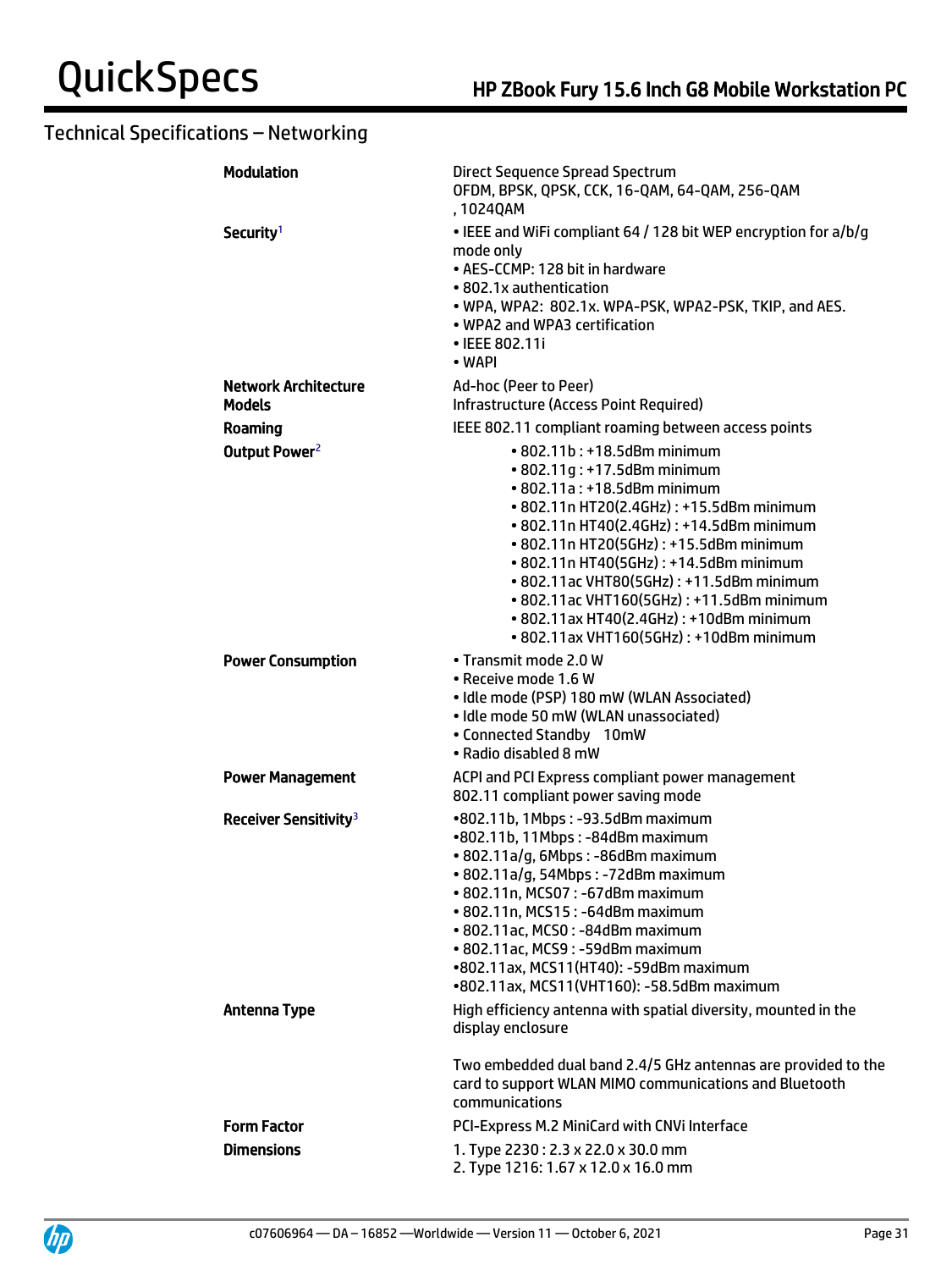## Technical Specifications – Networking

| | |
|---|---|
| **Modulation** | Direct Sequence Spread Spectrum<br>OFDM, BPSK, QPSK, CCK, 16-QAM, 64-QAM, 256-QAM , 1024QAM |
| **Security**[1] | • IEEE and WiFi compliant 64 / 128 bit WEP encryption for a/b/g mode only<br>• AES-CCMP: 128 bit in hardware<br>• 802.1x authentication<br>• WPA, WPA2: 802.1x. WPA-PSK, WPA2-PSK, TKIP, and AES.<br>• WPA2 and WPA3 certification<br>• IEEE 802.11i<br>• WAPI |
| **Network Architecture Models** | Ad-hoc (Peer to Peer)<br>Infrastructure (Access Point Required) |
| **Roaming** | IEEE 802.11 compliant roaming between access points |
| **Output Power**[2] | • 802.11b : +18.5dBm minimum<br>• 802.11g : +17.5dBm minimum<br>• 802.11a : +18.5dBm minimum<br>• 802.11n HT20(2.4GHz) : +15.5dBm minimum<br>• 802.11n HT40(2.4GHz) : +14.5dBm minimum<br>• 802.11n HT20(5GHz) : +15.5dBm minimum<br>• 802.11n HT40(5GHz) : +14.5dBm minimum<br>• 802.11ac VHT80(5GHz) : +11.5dBm minimum<br>• 802.11ac VHT160(5GHz) : +11.5dBm minimum<br>• 802.11ax HT40(2.4GHz) : +10dBm minimum<br>• 802.11ax VHT160(5GHz) : +10dBm minimum |
| **Power Consumption** | • Transmit mode 2.0 W<br>• Receive mode 1.6 W<br>• Idle mode (PSP) 180 mW (WLAN Associated)<br>• Idle mode 50 mW (WLAN unassociated)<br>• Connected Standby 10mW<br>• Radio disabled 8 mW |
| **Power Management** | ACPI and PCI Express compliant power management<br>802.11 compliant power saving mode |
| **Receiver Sensitivity**[3] | •802.11b, 1Mbps : -93.5dBm maximum<br>•802.11b, 11Mbps : -84dBm maximum<br>• 802.11a/g, 6Mbps : -86dBm maximum<br>• 802.11a/g, 54Mbps : -72dBm maximum<br>• 802.11n, MCS07 : -67dBm maximum<br>• 802.11n, MCS15 : -64dBm maximum<br>• 802.11ac, MCS0 : -84dBm maximum<br>• 802.11ac, MCS9 : -59dBm maximum<br>•802.11ax, MCS11(HT40): -59dBm maximum<br>•802.11ax, MCS11(VHT160): -58.5dBm maximum |
| **Antenna Type** | High efficiency antenna with spatial diversity, mounted in the display enclosure<br><br>Two embedded dual band 2.4/5 GHz antennas are provided to the card to support WLAN MIMO communications and Bluetooth communications |
| **Form Factor** | PCI-Express M.2 MiniCard with CNVi Interface |
| **Dimensions** | 1. Type 2230 : 2.3 x 22.0 x 30.0 mm<br>2. Type 1216: 1.67 x 12.0 x 16.0 mm |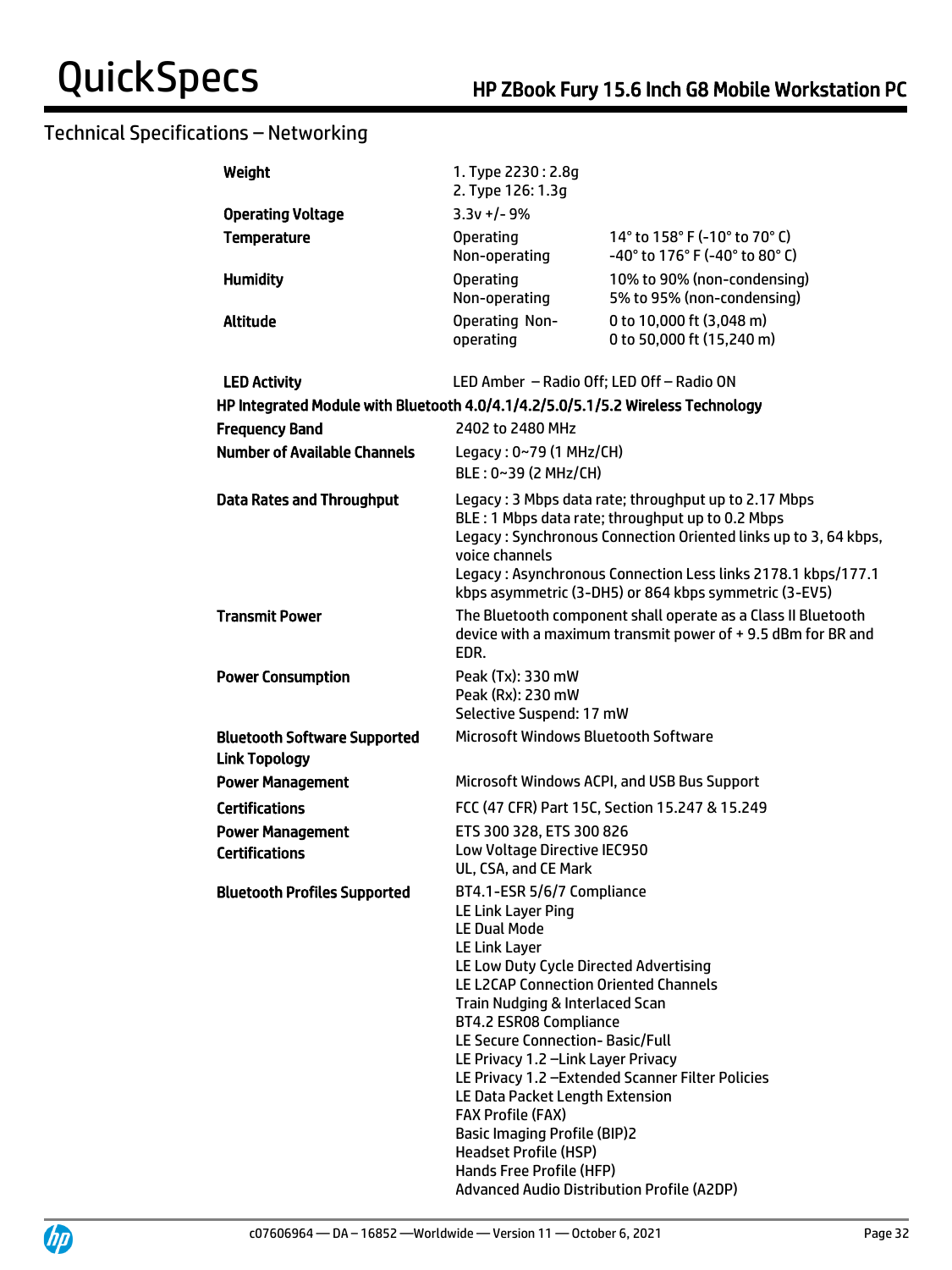## Technical Specifications – Networking

| | | |
|---|---|---|
| **Weight** | 1. Type 2230 : 2.8g<br>2. Type 126: 1.3g | |
| **Operating Voltage** | 3.3v +/- 9% | |
| **Temperature** | Operating<br>Non-operating | 14° to 158° F (-10° to 70° C)<br>-40° to 176° F (-40° to 80° C) |
| **Humidity** | Operating<br>Non-operating | 10% to 90% (non-condensing)<br>5% to 95% (non-condensing) |
| **Altitude** | Operating Non-operating | 0 to 10,000 ft (3,048 m)<br>0 to 50,000 ft (15,240 m) |
| **LED Activity** | LED Amber – Radio Off; LED Off – Radio ON | |

**HP Integrated Module with Bluetooth 4.0/4.1/4.2/5.0/5.1/5.2 Wireless Technology**

| | |
|---|---|
| **Frequency Band** | 2402 to 2480 MHz |
| **Number of Available Channels** | Legacy : 0~79 (1 MHz/CH)<br>BLE : 0~39 (2 MHz/CH) |
| **Data Rates and Throughput** | Legacy : 3 Mbps data rate; throughput up to 2.17 Mbps<br>BLE : 1 Mbps data rate; throughput up to 0.2 Mbps<br>Legacy : Synchronous Connection Oriented links up to 3, 64 kbps, voice channels<br>Legacy : Asynchronous Connection Less links 2178.1 kbps/177.1 kbps asymmetric (3-DH5) or 864 kbps symmetric (3-EV5) |
| **Transmit Power** | The Bluetooth component shall operate as a Class II Bluetooth device with a maximum transmit power of + 9.5 dBm for BR and EDR. |
| **Power Consumption** | Peak (Tx): 330 mW<br>Peak (Rx): 230 mW<br>Selective Suspend: 17 mW |
| **Bluetooth Software Supported Link Topology** | Microsoft Windows Bluetooth Software |
| **Power Management** | Microsoft Windows ACPI, and USB Bus Support |
| **Certifications** | FCC (47 CFR) Part 15C, Section 15.247 & 15.249 |
| **Power Management Certifications** | ETS 300 328, ETS 300 826<br>Low Voltage Directive IEC950<br>UL, CSA, and CE Mark |
| **Bluetooth Profiles Supported** | BT4.1-ESR 5/6/7 Compliance<br>LE Link Layer Ping<br>LE Dual Mode<br>LE Link Layer<br>LE Low Duty Cycle Directed Advertising<br>LE L2CAP Connection Oriented Channels<br>Train Nudging & Interlaced Scan<br>BT4.2 ESR08 Compliance<br>LE Secure Connection- Basic/Full<br>LE Privacy 1.2 –Link Layer Privacy<br>LE Privacy 1.2 –Extended Scanner Filter Policies<br>LE Data Packet Length Extension<br>FAX Profile (FAX)<br>Basic Imaging Profile (BIP)2<br>Headset Profile (HSP)<br>Hands Free Profile (HFP)<br>Advanced Audio Distribution Profile (A2DP) |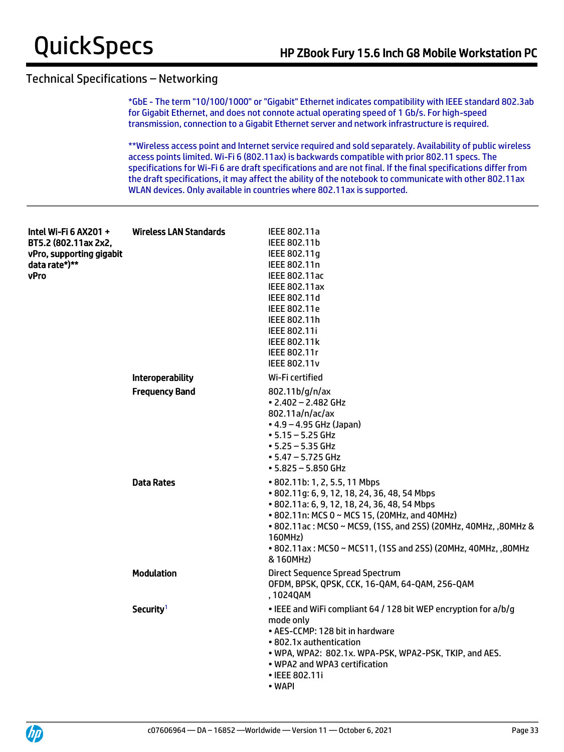## Technical Specifications – Networking

*GbE - The term "10/100/1000" or "Gigabit" Ethernet indicates compatibility with IEEE standard 802.3ab for Gigabit Ethernet, and does not connote actual operating speed of 1 Gb/s. For high-speed transmission, connection to a Gigabit Ethernet server and network infrastructure is required.

**Wireless access point and Internet service required and sold separately. Availability of public wireless access points limited. Wi-Fi 6 (802.11ax) is backwards compatible with prior 802.11 specs. The specifications for Wi-Fi 6 are draft specifications and are not final. If the final specifications differ from the draft specifications, it may affect the ability of the notebook to communicate with other 802.11ax WLAN devices. Only available in countries where 802.11ax is supported.

---

| | | |
|---|---|---|
| **Intel Wi-Fi 6 AX201 + BT5.2 (802.11ax 2x2, vPro, supporting gigabit data rate*)\*\* vPro** | **Wireless LAN Standards** | IEEE 802.11a<br>IEEE 802.11b<br>IEEE 802.11g<br>IEEE 802.11n<br>IEEE 802.11ac<br>IEEE 802.11ax<br>IEEE 802.11d<br>IEEE 802.11e<br>IEEE 802.11h<br>IEEE 802.11i<br>IEEE 802.11k<br>IEEE 802.11r<br>IEEE 802.11v |
| | **Interoperability** | Wi-Fi certified |
| | **Frequency Band** | 802.11b/g/n/ax<br>• 2.402 – 2.482 GHz<br>802.11a/n/ac/ax<br>• 4.9 – 4.95 GHz (Japan)<br>• 5.15 – 5.25 GHz<br>• 5.25 – 5.35 GHz<br>• 5.47 – 5.725 GHz<br>• 5.825 – 5.850 GHz |
| | **Data Rates** | • 802.11b: 1, 2, 5.5, 11 Mbps<br>• 802.11g: 6, 9, 12, 18, 24, 36, 48, 54 Mbps<br>• 802.11a: 6, 9, 12, 18, 24, 36, 48, 54 Mbps<br>• 802.11n: MCS 0 ~ MCS 15, (20MHz, and 40MHz)<br>• 802.11ac : MCS0 ~ MCS9, (1SS, and 2SS) (20MHz, 40MHz, ,80MHz & 160MHz)<br>• 802.11ax : MCS0 ~ MCS11, (1SS and 2SS) (20MHz, 40MHz, ,80MHz & 160MHz) |
| | **Modulation** | Direct Sequence Spread Spectrum<br>OFDM, BPSK, QPSK, CCK, 16-QAM, 64-QAM, 256-QAM , 1024QAM |
| | **Security**[1] | • IEEE and WiFi compliant 64 / 128 bit WEP encryption for a/b/g mode only<br>• AES-CCMP: 128 bit in hardware<br>• 802.1x authentication<br>• WPA, WPA2: 802.1x. WPA-PSK, WPA2-PSK, TKIP, and AES.<br>• WPA2 and WPA3 certification<br>• IEEE 802.11i<br>• WAPI |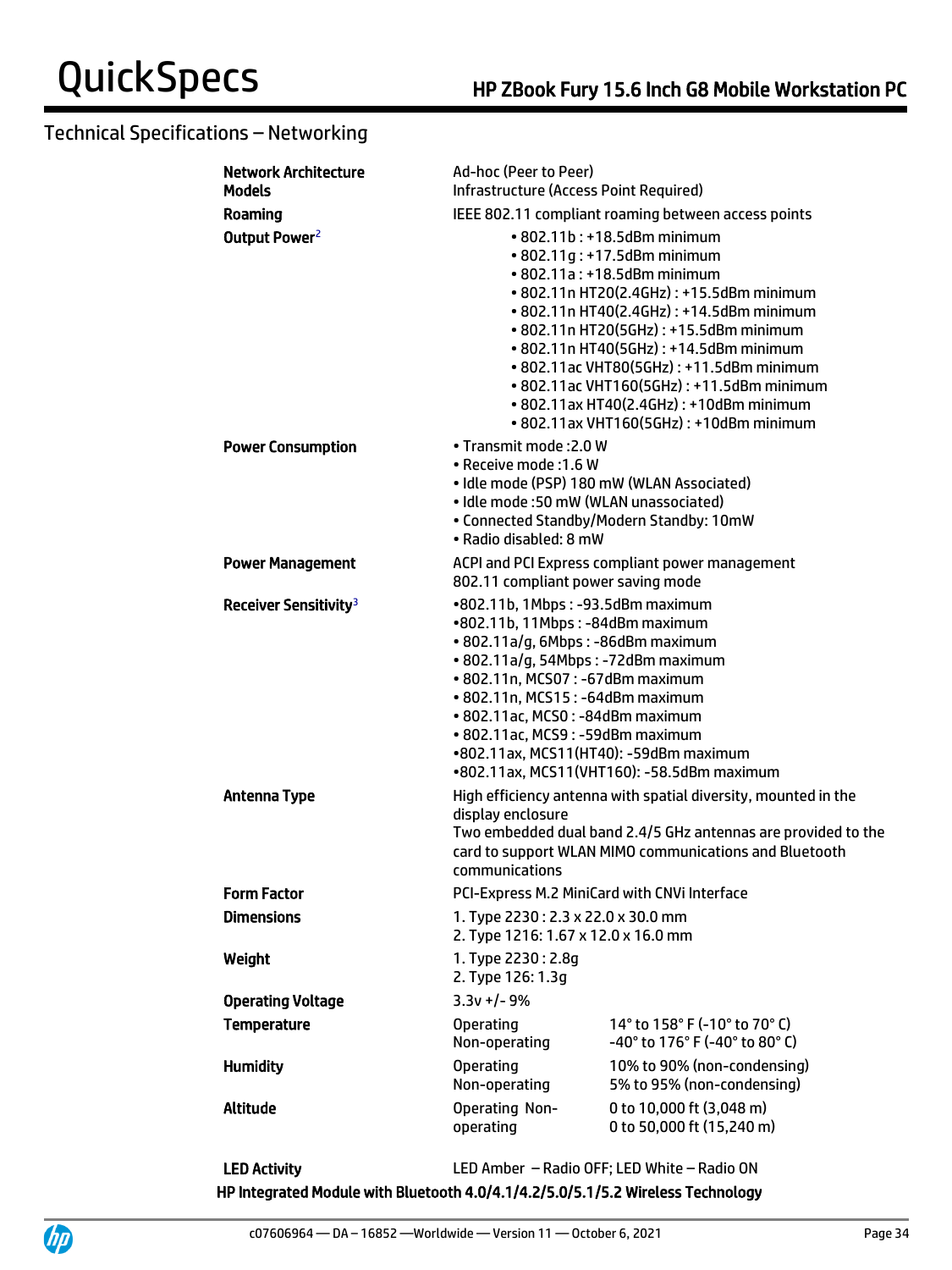## Technical Specifications – Networking

| | | |
|---|---|---|
| **Network Architecture Models** | Ad-hoc (Peer to Peer)<br>Infrastructure (Access Point Required) | |
| **Roaming** | IEEE 802.11 compliant roaming between access points | |
| **Output Power**[2] | • 802.11b : +18.5dBm minimum<br>• 802.11g : +17.5dBm minimum<br>• 802.11a : +18.5dBm minimum<br>• 802.11n HT20(2.4GHz) : +15.5dBm minimum<br>• 802.11n HT40(2.4GHz) : +14.5dBm minimum<br>• 802.11n HT20(5GHz) : +15.5dBm minimum<br>• 802.11n HT40(5GHz) : +14.5dBm minimum<br>• 802.11ac VHT80(5GHz) : +11.5dBm minimum<br>• 802.11ac VHT160(5GHz) : +11.5dBm minimum<br>• 802.11ax HT40(2.4GHz) : +10dBm minimum<br>• 802.11ax VHT160(5GHz) : +10dBm minimum | |
| **Power Consumption** | • Transmit mode :2.0 W<br>• Receive mode :1.6 W<br>• Idle mode (PSP) 180 mW (WLAN Associated)<br>• Idle mode :50 mW (WLAN unassociated)<br>• Connected Standby/Modern Standby: 10mW<br>• Radio disabled: 8 mW | |
| **Power Management** | ACPI and PCI Express compliant power management<br>802.11 compliant power saving mode | |
| **Receiver Sensitivity**[3] | •802.11b, 1Mbps : -93.5dBm maximum<br>•802.11b, 11Mbps : -84dBm maximum<br>• 802.11a/g, 6Mbps : -86dBm maximum<br>• 802.11a/g, 54Mbps : -72dBm maximum<br>• 802.11n, MCS07 : -67dBm maximum<br>• 802.11n, MCS15 : -64dBm maximum<br>• 802.11ac, MCS0 : -84dBm maximum<br>• 802.11ac, MCS9 : -59dBm maximum<br>•802.11ax, MCS11(HT40): -59dBm maximum<br>•802.11ax, MCS11(VHT160): -58.5dBm maximum | |
| **Antenna Type** | High efficiency antenna with spatial diversity, mounted in the display enclosure<br>Two embedded dual band 2.4/5 GHz antennas are provided to the card to support WLAN MIMO communications and Bluetooth communications | |
| **Form Factor** | PCI-Express M.2 MiniCard with CNVi Interface | |
| **Dimensions** | 1. Type 2230 : 2.3 x 22.0 x 30.0 mm<br>2. Type 1216: 1.67 x 12.0 x 16.0 mm | |
| **Weight** | 1. Type 2230 : 2.8g<br>2. Type 126: 1.3g | |
| **Operating Voltage** | 3.3v +/- 9% | |
| **Temperature** | Operating<br>Non-operating | 14° to 158° F (-10° to 70° C)<br>-40° to 176° F (-40° to 80° C) |
| **Humidity** | Operating<br>Non-operating | 10% to 90% (non-condensing)<br>5% to 95% (non-condensing) |
| **Altitude** | Operating Non-operating | 0 to 10,000 ft (3,048 m)<br>0 to 50,000 ft (15,240 m) |
| **LED Activity** | LED Amber – Radio OFF; LED White – Radio ON | |

**HP Integrated Module with Bluetooth 4.0/4.1/4.2/5.0/5.1/5.2 Wireless Technology**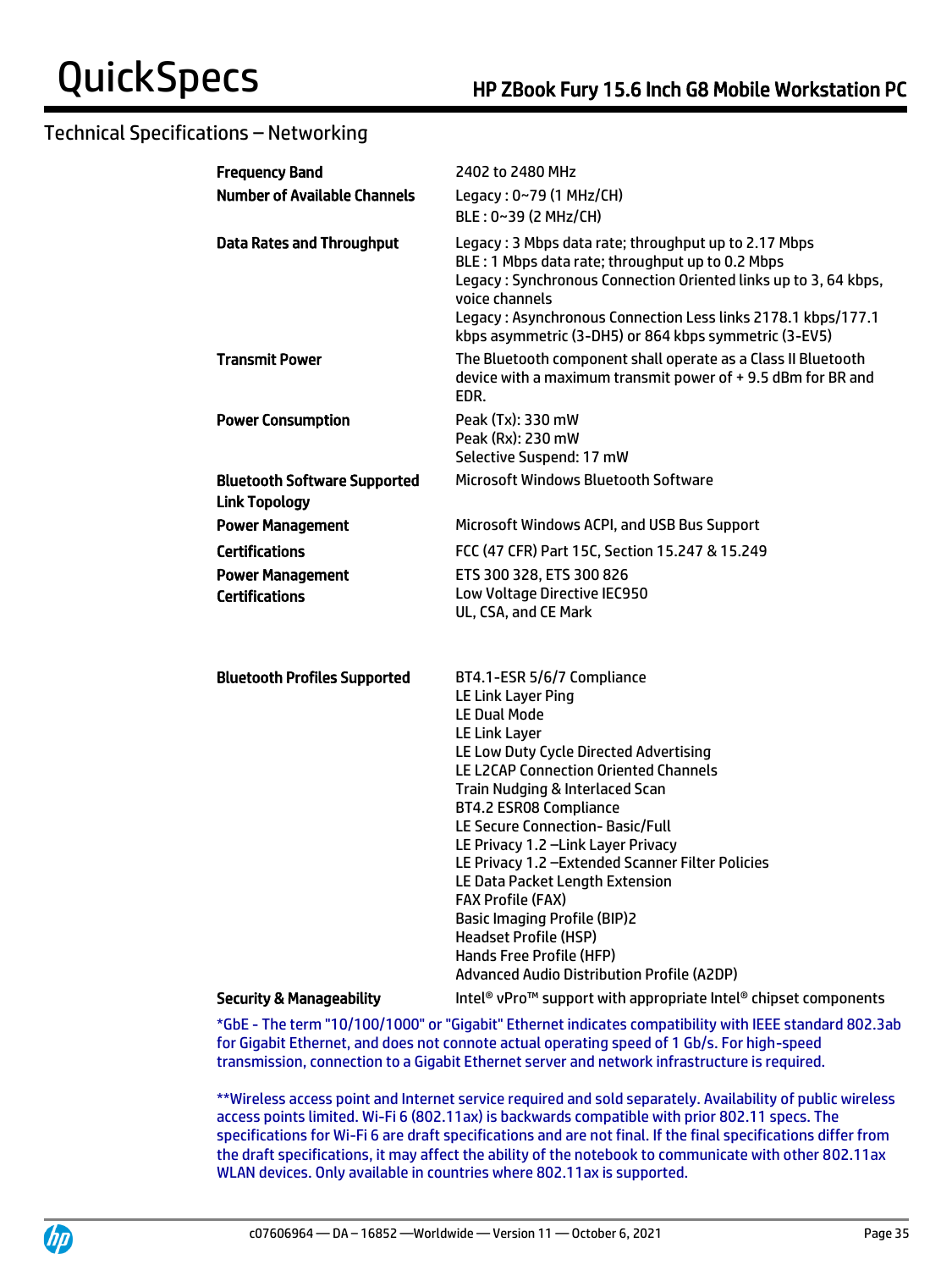## Technical Specifications – Networking

| | |
|---|---|
| **Frequency Band** | 2402 to 2480 MHz |
| **Number of Available Channels** | Legacy : 0~79 (1 MHz/CH)<br>BLE : 0~39 (2 MHz/CH) |
| **Data Rates and Throughput** | Legacy : 3 Mbps data rate; throughput up to 2.17 Mbps<br>BLE : 1 Mbps data rate; throughput up to 0.2 Mbps<br>Legacy : Synchronous Connection Oriented links up to 3, 64 kbps, voice channels<br>Legacy : Asynchronous Connection Less links 2178.1 kbps/177.1 kbps asymmetric (3-DH5) or 864 kbps symmetric (3-EV5) |
| **Transmit Power** | The Bluetooth component shall operate as a Class II Bluetooth device with a maximum transmit power of + 9.5 dBm for BR and EDR. |
| **Power Consumption** | Peak (Tx): 330 mW<br>Peak (Rx): 230 mW<br>Selective Suspend: 17 mW |
| **Bluetooth Software Supported Link Topology** | Microsoft Windows Bluetooth Software |
| **Power Management** | Microsoft Windows ACPI, and USB Bus Support |
| **Certifications** | FCC (47 CFR) Part 15C, Section 15.247 & 15.249 |
| **Power Management Certifications** | ETS 300 328, ETS 300 826<br>Low Voltage Directive IEC950<br>UL, CSA, and CE Mark |
| **Bluetooth Profiles Supported** | BT4.1-ESR 5/6/7 Compliance<br>LE Link Layer Ping<br>LE Dual Mode<br>LE Link Layer<br>LE Low Duty Cycle Directed Advertising<br>LE L2CAP Connection Oriented Channels<br>Train Nudging & Interlaced Scan<br>BT4.2 ESR08 Compliance<br>LE Secure Connection- Basic/Full<br>LE Privacy 1.2 –Link Layer Privacy<br>LE Privacy 1.2 –Extended Scanner Filter Policies<br>LE Data Packet Length Extension<br>FAX Profile (FAX)<br>Basic Imaging Profile (BIP)2<br>Headset Profile (HSP)<br>Hands Free Profile (HFP)<br>Advanced Audio Distribution Profile (A2DP) |
| **Security & Manageability** | Intel® vPro™ support with appropriate Intel® chipset components |

*GbE - The term "10/100/1000" or "Gigabit" Ethernet indicates compatibility with IEEE standard 802.3ab for Gigabit Ethernet, and does not connote actual operating speed of 1 Gb/s. For high-speed transmission, connection to a Gigabit Ethernet server and network infrastructure is required.

**Wireless access point and Internet service required and sold separately. Availability of public wireless access points limited. Wi-Fi 6 (802.11ax) is backwards compatible with prior 802.11 specs. The specifications for Wi-Fi 6 are draft specifications and are not final. If the final specifications differ from the draft specifications, it may affect the ability of the notebook to communicate with other 802.11ax WLAN devices. Only available in countries where 802.11ax is supported.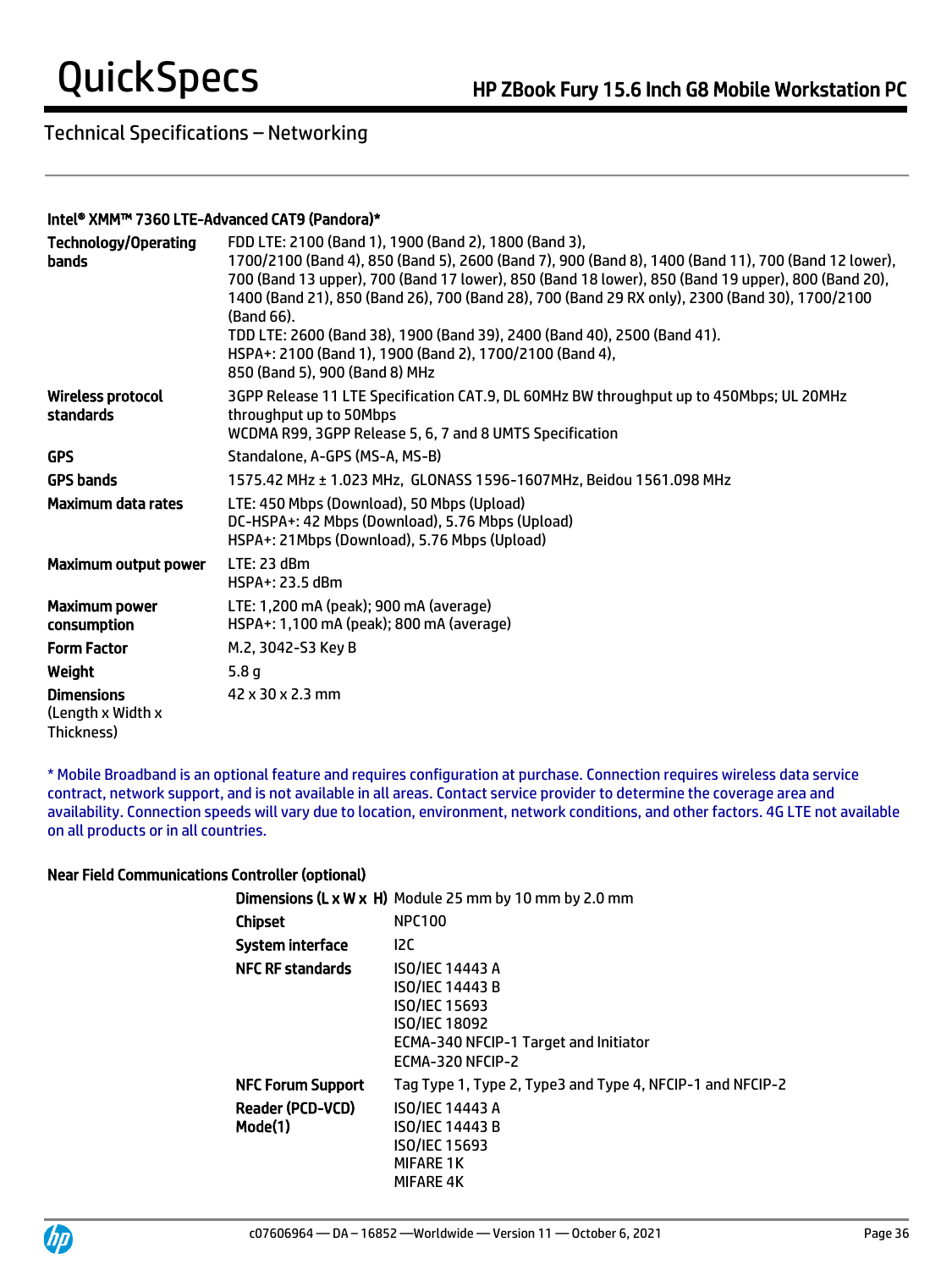## Technical Specifications – Networking

### Intel® XMM™ 7360 LTE-Advanced CAT9 (Pandora)*

| | |
|---|---|
| **Technology/Operating bands** | FDD LTE: 2100 (Band 1), 1900 (Band 2), 1800 (Band 3), 1700/2100 (Band 4), 850 (Band 5), 2600 (Band 7), 900 (Band 8), 1400 (Band 11), 700 (Band 12 lower), 700 (Band 13 upper), 700 (Band 17 lower), 850 (Band 18 lower), 850 (Band 19 upper), 800 (Band 20), 1400 (Band 21), 850 (Band 26), 700 (Band 28), 700 (Band 29 RX only), 2300 (Band 30), 1700/2100 (Band 66).<br>TDD LTE: 2600 (Band 38), 1900 (Band 39), 2400 (Band 40), 2500 (Band 41).<br>HSPA+: 2100 (Band 1), 1900 (Band 2), 1700/2100 (Band 4), 850 (Band 5), 900 (Band 8) MHz |
| **Wireless protocol standards** | 3GPP Release 11 LTE Specification CAT.9, DL 60MHz BW throughput up to 450Mbps; UL 20MHz throughput up to 50Mbps<br>WCDMA R99, 3GPP Release 5, 6, 7 and 8 UMTS Specification |
| **GPS** | Standalone, A-GPS (MS-A, MS-B) |
| **GPS bands** | 1575.42 MHz ± 1.023 MHz, GLONASS 1596-1607MHz, Beidou 1561.098 MHz |
| **Maximum data rates** | LTE: 450 Mbps (Download), 50 Mbps (Upload)<br>DC-HSPA+: 42 Mbps (Download), 5.76 Mbps (Upload)<br>HSPA+: 21Mbps (Download), 5.76 Mbps (Upload) |
| **Maximum output power** | LTE: 23 dBm<br>HSPA+: 23.5 dBm |
| **Maximum power consumption** | LTE: 1,200 mA (peak); 900 mA (average)<br>HSPA+: 1,100 mA (peak); 800 mA (average) |
| **Form Factor** | M.2, 3042-S3 Key B |
| **Weight** | 5.8 g |
| **Dimensions** (Length x Width x Thickness) | 42 x 30 x 2.3 mm |

\* Mobile Broadband is an optional feature and requires configuration at purchase. Connection requires wireless data service contract, network support, and is not available in all areas. Contact service provider to determine the coverage area and availability. Connection speeds will vary due to location, environment, network conditions, and other factors. 4G LTE not available on all products or in all countries.

### Near Field Communications Controller (optional)

| | |
|---|---|
| **Dimensions (L x W x H)** | Module 25 mm by 10 mm by 2.0 mm |
| **Chipset** | NPC100 |
| **System interface** | I2C |
| **NFC RF standards** | ISO/IEC 14443 A<br>ISO/IEC 14443 B<br>ISO/IEC 15693<br>ISO/IEC 18092<br>ECMA-340 NFCIP-1 Target and Initiator<br>ECMA-320 NFCIP-2 |
| **NFC Forum Support** | Tag Type 1, Type 2, Type3 and Type 4, NFCIP-1 and NFCIP-2 |
| **Reader (PCD-VCD) Mode(1)** | ISO/IEC 14443 A<br>ISO/IEC 14443 B<br>ISO/IEC 15693<br>MIFARE 1K<br>MIFARE 4K |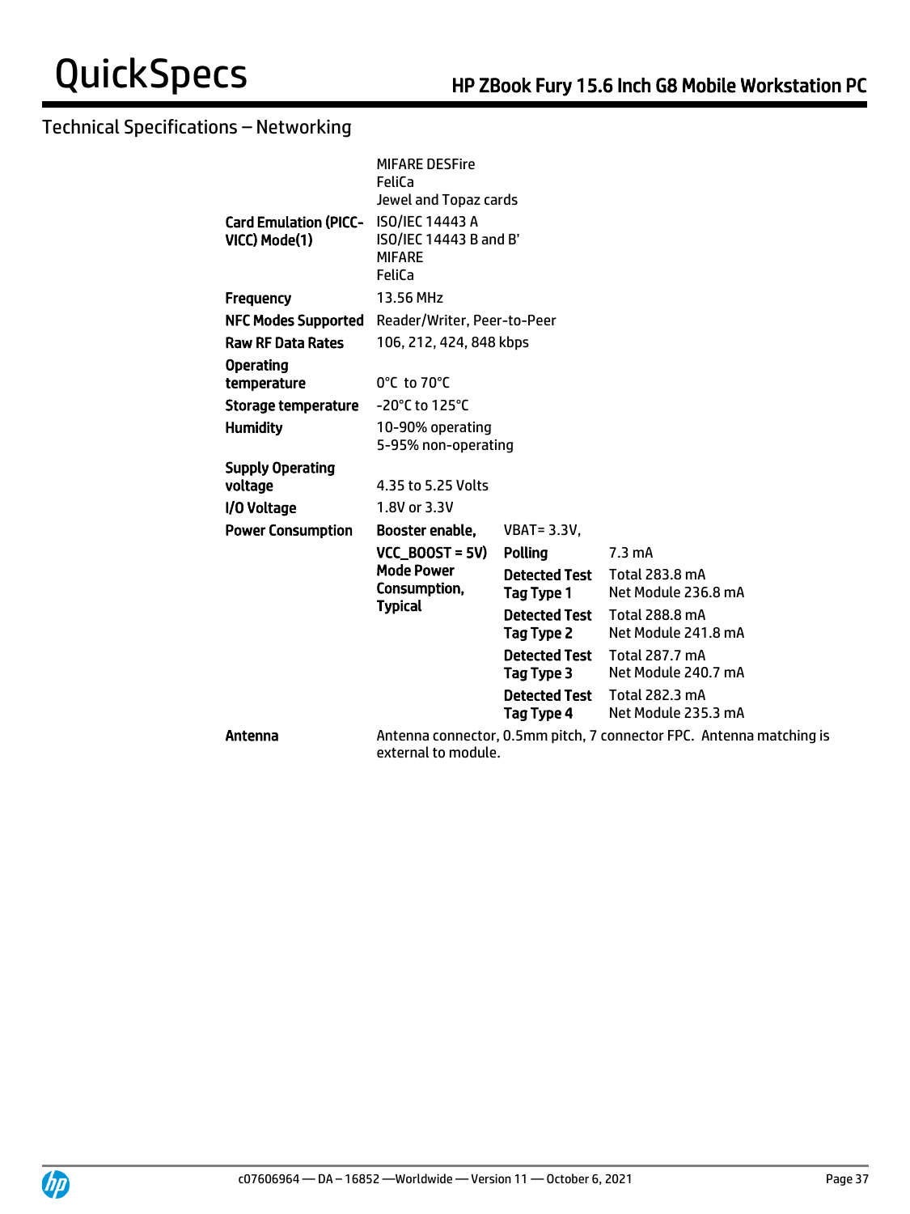## Technical Specifications – Networking

| | | | |
|---|---|---|---|
| | MIFARE DESFire<br>FeliCa<br>Jewel and Topaz cards | | |
| **Card Emulation (PICC-VICC) Mode(1)** | ISO/IEC 14443 A<br>ISO/IEC 14443 B and B'<br>MIFARE<br>FeliCa | | |
| **Frequency** | 13.56 MHz | | |
| **NFC Modes Supported** | Reader/Writer, Peer-to-Peer | | |
| **Raw RF Data Rates** | 106, 212, 424, 848 kbps | | |
| **Operating temperature** | 0°C to 70°C | | |
| **Storage temperature** | -20°C to 125°C | | |
| **Humidity** | 10-90% operating<br>5-95% non-operating | | |
| **Supply Operating voltage** | 4.35 to 5.25 Volts | | |
| **I/O Voltage** | 1.8V or 3.3V | | |
| **Power Consumption** | **Booster enable,** | VBAT= 3.3V, | |
| | **VCC_BOOST = 5V) Mode Power Consumption, Typical** | **Polling** | 7.3 mA |
| | | **Detected Test Tag Type 1** | Total 283.8 mA<br>Net Module 236.8 mA |
| | | **Detected Test Tag Type 2** | Total 288.8 mA<br>Net Module 241.8 mA |
| | | **Detected Test Tag Type 3** | Total 287.7 mA<br>Net Module 240.7 mA |
| | | **Detected Test Tag Type 4** | Total 282.3 mA<br>Net Module 235.3 mA |
| **Antenna** | Antenna connector, 0.5mm pitch, 7 connector FPC. Antenna matching is external to module. | | |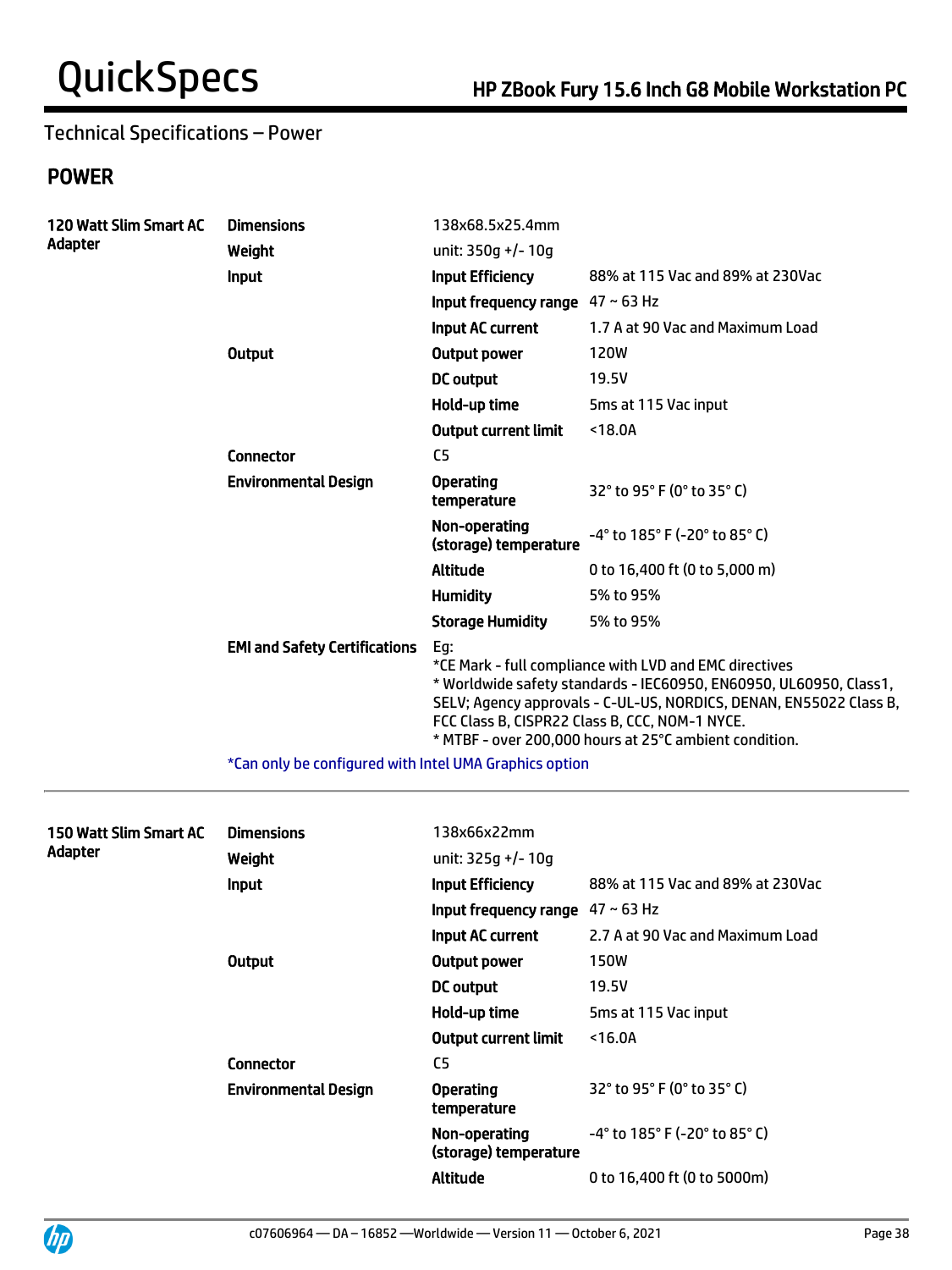## Technical Specifications – Power

### POWER

| | | | |
|---|---|---|---|
| **120 Watt Slim Smart AC Adapter** | **Dimensions** | 138x68.5x25.4mm | |
| | **Weight** | unit: 350g +/- 10g | |
| | **Input** | **Input Efficiency** | 88% at 115 Vac and 89% at 230Vac |
| | | **Input frequency range** | 47 ~ 63 Hz |
| | | **Input AC current** | 1.7 A at 90 Vac and Maximum Load |
| | **Output** | **Output power** | 120W |
| | | **DC output** | 19.5V |
| | | **Hold-up time** | 5ms at 115 Vac input |
| | | **Output current limit** | <18.0A |
| | **Connector** | C5 | |
| | **Environmental Design** | **Operating temperature** | 32° to 95° F (0° to 35° C) |
| | | **Non-operating (storage) temperature** | -4° to 185° F (-20° to 85° C) |
| | | **Altitude** | 0 to 16,400 ft (0 to 5,000 m) |
| | | **Humidity** | 5% to 95% |
| | | **Storage Humidity** | 5% to 95% |
| | **EMI and Safety Certifications** | Eg:<br>*CE Mark - full compliance with LVD and EMC directives<br>* Worldwide safety standards - IEC60950, EN60950, UL60950, Class1, SELV; Agency approvals - C-UL-US, NORDICS, DENAN, EN55022 Class B, FCC Class B, CISPR22 Class B, CCC, NOM-1 NYCE.<br>* MTBF - over 200,000 hours at 25°C ambient condition. | |
| | *Can only be configured with Intel UMA Graphics option | | |

| | | | |
|---|---|---|---|
| **150 Watt Slim Smart AC Adapter** | **Dimensions** | 138x66x22mm | |
| | **Weight** | unit: 325g +/- 10g | |
| | **Input** | **Input Efficiency** | 88% at 115 Vac and 89% at 230Vac |
| | | **Input frequency range** | 47 ~ 63 Hz |
| | | **Input AC current** | 2.7 A at 90 Vac and Maximum Load |
| | **Output** | **Output power** | 150W |
| | | **DC output** | 19.5V |
| | | **Hold-up time** | 5ms at 115 Vac input |
| | | **Output current limit** | <16.0A |
| | **Connector** | C5 | |
| | **Environmental Design** | **Operating temperature** | 32° to 95° F (0° to 35° C) |
| | | **Non-operating (storage) temperature** | -4° to 185° F (-20° to 85° C) |
| | | **Altitude** | 0 to 16,400 ft (0 to 5000m) |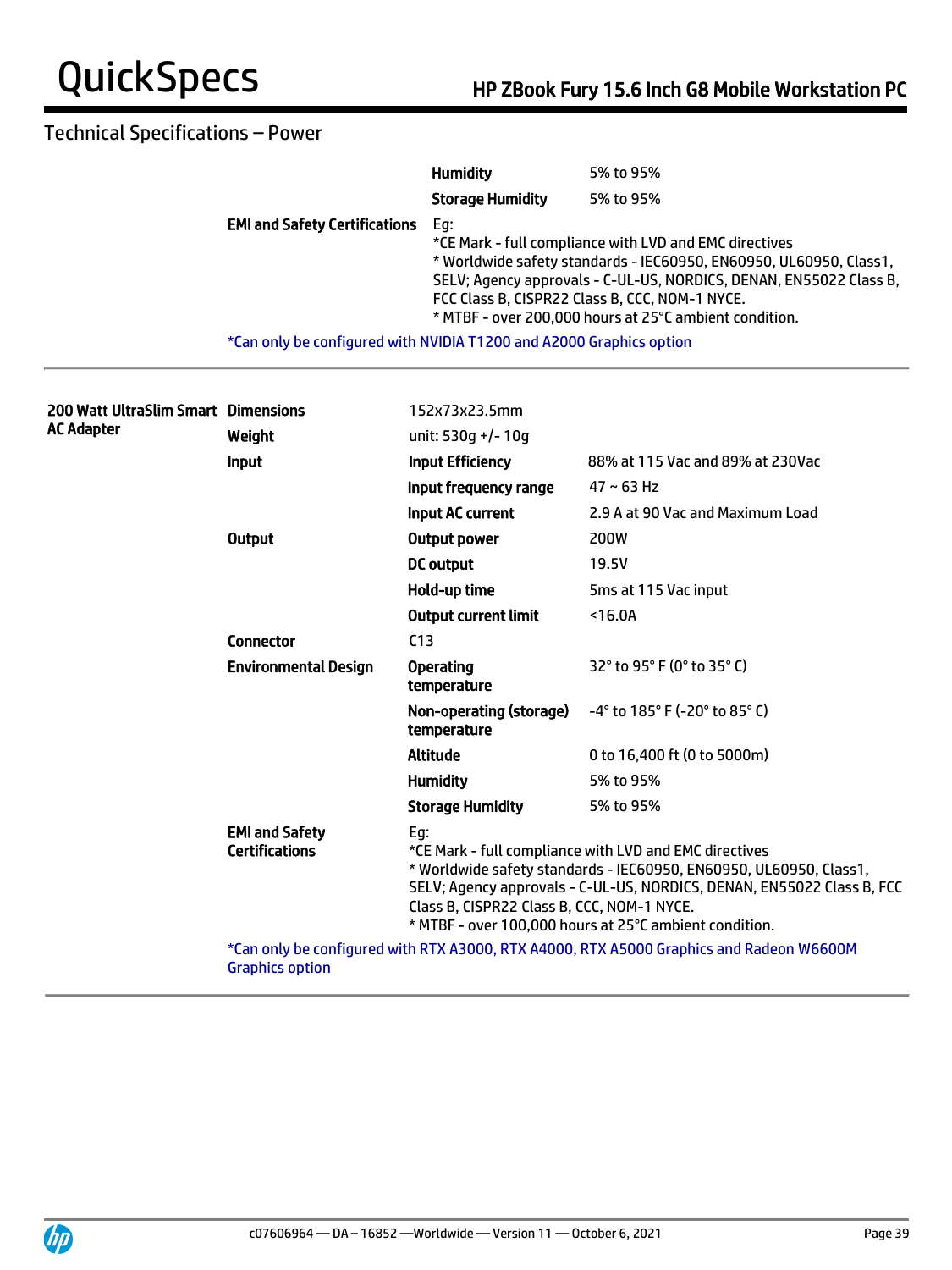## Technical Specifications – Power

| | | | |
|---|---|---|---|
| | | **Humidity** | 5% to 95% |
| | | **Storage Humidity** | 5% to 95% |
| | **EMI and Safety Certifications** | Eg:<br>*CE Mark - full compliance with LVD and EMC directives<br>* Worldwide safety standards - IEC60950, EN60950, UL60950, Class1, SELV; Agency approvals - C-UL-US, NORDICS, DENAN, EN55022 Class B, FCC Class B, CISPR22 Class B, CCC, NOM-1 NYCE.<br>* MTBF - over 200,000 hours at 25°C ambient condition. | |
| | *Can only be configured with NVIDIA T1200 and A2000 Graphics option | | |

| | | | |
|---|---|---|---|
| **200 Watt UltraSlim Smart AC Adapter** | **Dimensions** | 152x73x23.5mm | |
| | **Weight** | unit: 530g +/- 10g | |
| | **Input** | **Input Efficiency** | 88% at 115 Vac and 89% at 230Vac |
| | | **Input frequency range** | 47 ~ 63 Hz |
| | | **Input AC current** | 2.9 A at 90 Vac and Maximum Load |
| | **Output** | **Output power** | 200W |
| | | **DC output** | 19.5V |
| | | **Hold-up time** | 5ms at 115 Vac input |
| | | **Output current limit** | <16.0A |
| | **Connector** | C13 | |
| | **Environmental Design** | **Operating temperature** | 32° to 95° F (0° to 35° C) |
| | | **Non-operating (storage) temperature** | -4° to 185° F (-20° to 85° C) |
| | | **Altitude** | 0 to 16,400 ft (0 to 5000m) |
| | | **Humidity** | 5% to 95% |
| | | **Storage Humidity** | 5% to 95% |
| | **EMI and Safety Certifications** | Eg:<br>*CE Mark - full compliance with LVD and EMC directives<br>* Worldwide safety standards - IEC60950, EN60950, UL60950, Class1, SELV; Agency approvals - C-UL-US, NORDICS, DENAN, EN55022 Class B, FCC Class B, CISPR22 Class B, CCC, NOM-1 NYCE.<br>* MTBF - over 100,000 hours at 25°C ambient condition. | |
| | *Can only be configured with RTX A3000, RTX A4000, RTX A5000 Graphics and Radeon W6600M Graphics option | | |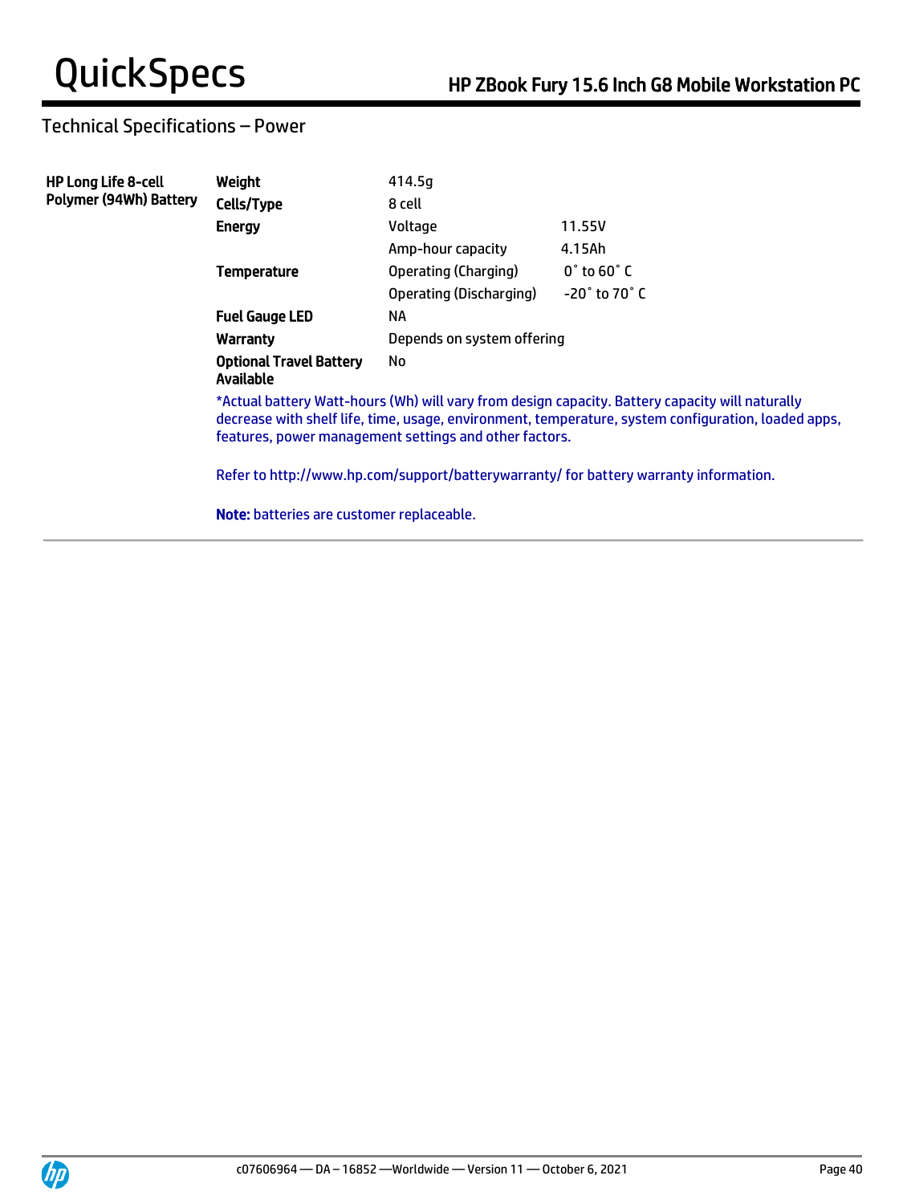## Technical Specifications – Power

| HP Long Life 8-cell Polymer (94Wh) Battery | | | |
|---|---|---|---|
| | **Weight** | 414.5g | |
| | **Cells/Type** | 8 cell | |
| | **Energy** | Voltage | 11.55V |
| | | Amp-hour capacity | 4.15Ah |
| | **Temperature** | Operating (Charging) | 0˚ to 60˚ C |
| | | Operating (Discharging) | -20˚ to 70˚ C |
| | **Fuel Gauge LED** | NA | |
| | **Warranty** | Depends on system offering | |
| | **Optional Travel Battery Available** | No | |

*Actual battery Watt-hours (Wh) will vary from design capacity. Battery capacity will naturally decrease with shelf life, time, usage, environment, temperature, system configuration, loaded apps, features, power management settings and other factors.

Refer to http://www.hp.com/support/batterywarranty/ for battery warranty information.

**Note:** batteries are customer replaceable.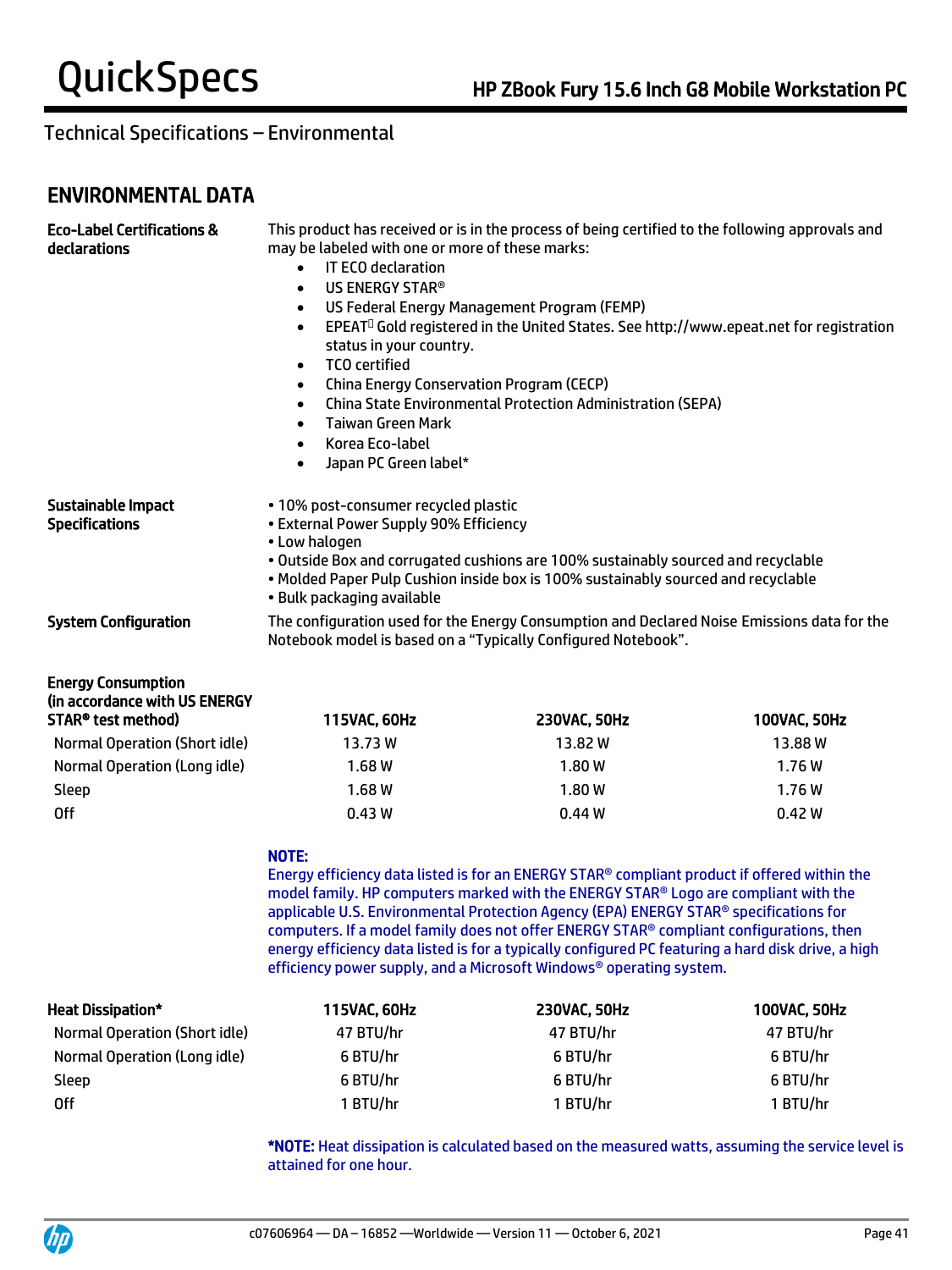## Technical Specifications – Environmental

## ENVIRONMENTAL DATA

**Eco-Label Certifications & declarations**

This product has received or is in the process of being certified to the following approvals and may be labeled with one or more of these marks:

- IT ECO declaration
- US ENERGY STAR®
- US Federal Energy Management Program (FEMP)
- EPEAT Gold registered in the United States. See http://www.epeat.net for registration status in your country.
- TCO certified
- China Energy Conservation Program (CECP)
- China State Environmental Protection Administration (SEPA)
- Taiwan Green Mark
- Korea Eco-label
- Japan PC Green label*

**Sustainable Impact Specifications**

- 10% post-consumer recycled plastic
- External Power Supply 90% Efficiency
- Low halogen
- Outside Box and corrugated cushions are 100% sustainably sourced and recyclable
- Molded Paper Pulp Cushion inside box is 100% sustainably sourced and recyclable
- Bulk packaging available

**System Configuration**

The configuration used for the Energy Consumption and Declared Noise Emissions data for the Notebook model is based on a "Typically Configured Notebook".

| Energy Consumption (in accordance with US ENERGY STAR® test method) | 115VAC, 60Hz | 230VAC, 50Hz | 100VAC, 50Hz |
|---|---|---|---|
| Normal Operation (Short idle) | 13.73 W | 13.82 W | 13.88 W |
| Normal Operation (Long idle) | 1.68 W | 1.80 W | 1.76 W |
| Sleep | 1.68 W | 1.80 W | 1.76 W |
| Off | 0.43 W | 0.44 W | 0.42 W |

**NOTE:**
Energy efficiency data listed is for an ENERGY STAR® compliant product if offered within the model family. HP computers marked with the ENERGY STAR® Logo are compliant with the applicable U.S. Environmental Protection Agency (EPA) ENERGY STAR® specifications for computers. If a model family does not offer ENERGY STAR® compliant configurations, then energy efficiency data listed is for a typically configured PC featuring a hard disk drive, a high efficiency power supply, and a Microsoft Windows® operating system.

| Heat Dissipation* | 115VAC, 60Hz | 230VAC, 50Hz | 100VAC, 50Hz |
|---|---|---|---|
| Normal Operation (Short idle) | 47 BTU/hr | 47 BTU/hr | 47 BTU/hr |
| Normal Operation (Long idle) | 6 BTU/hr | 6 BTU/hr | 6 BTU/hr |
| Sleep | 6 BTU/hr | 6 BTU/hr | 6 BTU/hr |
| Off | 1 BTU/hr | 1 BTU/hr | 1 BTU/hr |

***NOTE:** Heat dissipation is calculated based on the measured watts, assuming the service level is attained for one hour.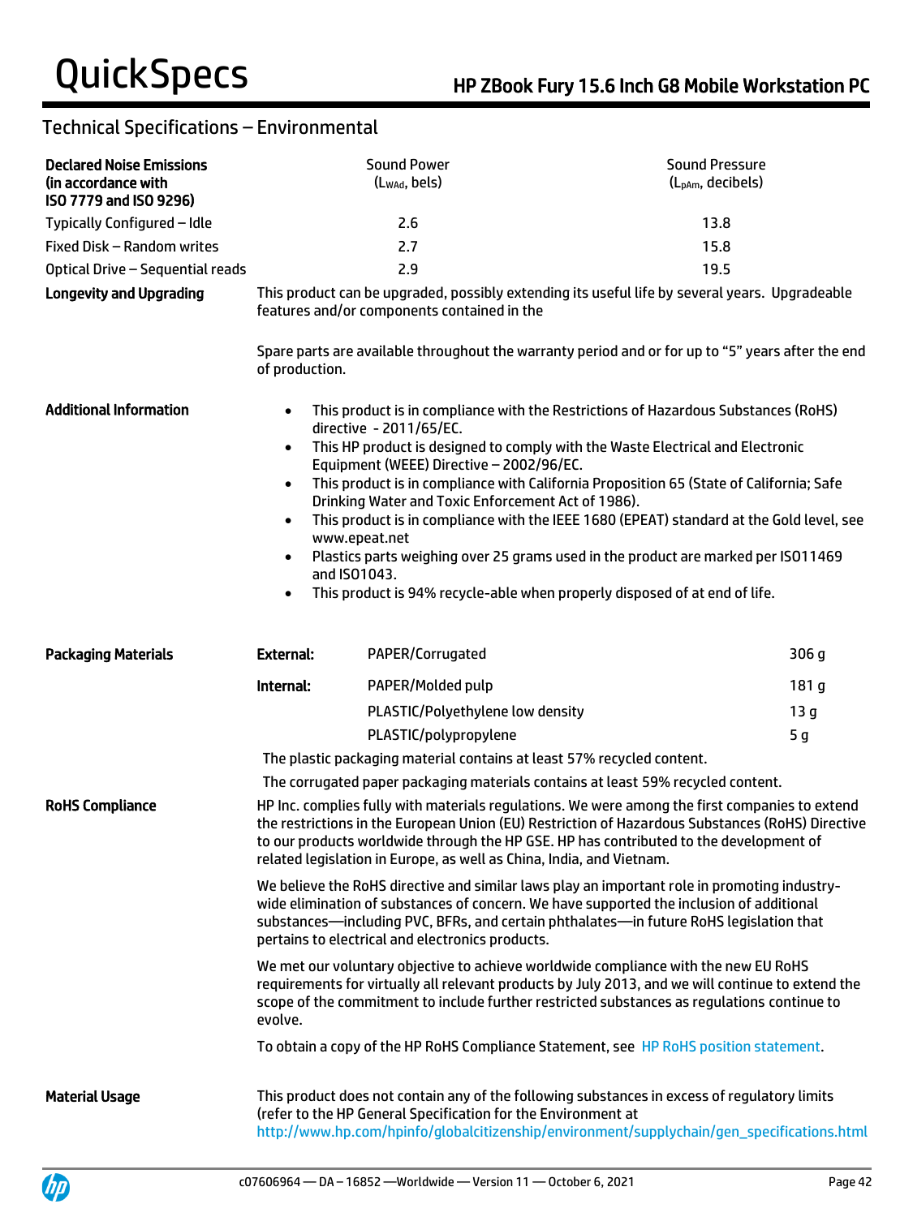## Technical Specifications – Environmental

| **Declared Noise Emissions (in accordance with ISO 7779 and ISO 9296)** | Sound Power ($L_{WAd}$, bels) | Sound Pressure ($L_{pAm}$, decibels) |
|---|---|---|
| Typically Configured – Idle | 2.6 | 13.8 |
| Fixed Disk – Random writes | 2.7 | 15.8 |
| Optical Drive – Sequential reads | 2.9 | 19.5 |

**Longevity and Upgrading**

This product can be upgraded, possibly extending its useful life by several years. Upgradeable features and/or components contained in the

Spare parts are available throughout the warranty period and or for up to "5" years after the end of production.

**Additional Information**

- This product is in compliance with the Restrictions of Hazardous Substances (RoHS) directive - 2011/65/EC.
- This HP product is designed to comply with the Waste Electrical and Electronic Equipment (WEEE) Directive – 2002/96/EC.
- This product is in compliance with California Proposition 65 (State of California; Safe Drinking Water and Toxic Enforcement Act of 1986).
- This product is in compliance with the IEEE 1680 (EPEAT) standard at the Gold level, see www.epeat.net
- Plastics parts weighing over 25 grams used in the product are marked per ISO11469 and ISO1043.
- This product is 94% recycle-able when properly disposed of at end of life.

**Packaging Materials**

| | Material | Weight |
|---|---|---|
| **External:** | PAPER/Corrugated | 306 g |
| **Internal:** | PAPER/Molded pulp | 181 g |
| | PLASTIC/Polyethylene low density | 13 g |
| | PLASTIC/polypropylene | 5 g |

The plastic packaging material contains at least 57% recycled content.

The corrugated paper packaging materials contains at least 59% recycled content.

**RoHS Compliance**

HP Inc. complies fully with materials regulations. We were among the first companies to extend the restrictions in the European Union (EU) Restriction of Hazardous Substances (RoHS) Directive to our products worldwide through the HP GSE. HP has contributed to the development of related legislation in Europe, as well as China, India, and Vietnam.

We believe the RoHS directive and similar laws play an important role in promoting industry-wide elimination of substances of concern. We have supported the inclusion of additional substances—including PVC, BFRs, and certain phthalates—in future RoHS legislation that pertains to electrical and electronics products.

We met our voluntary objective to achieve worldwide compliance with the new EU RoHS requirements for virtually all relevant products by July 2013, and we will continue to extend the scope of the commitment to include further restricted substances as regulations continue to evolve.

To obtain a copy of the HP RoHS Compliance Statement, see HP RoHS position statement.

**Material Usage**

This product does not contain any of the following substances in excess of regulatory limits (refer to the HP General Specification for the Environment at http://www.hp.com/hpinfo/globalcitizenship/environment/supplychain/gen_specifications.html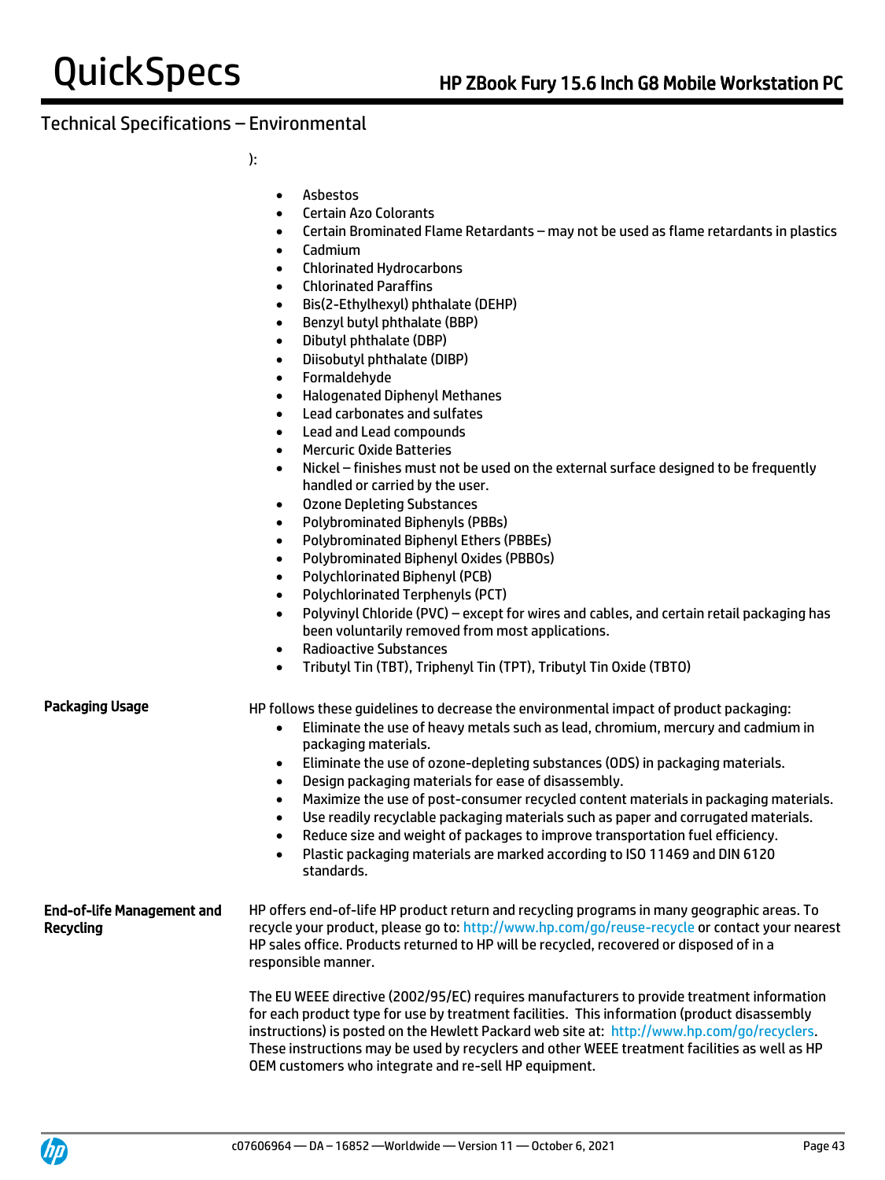## Technical Specifications – Environmental

):

- Asbestos
- Certain Azo Colorants
- Certain Brominated Flame Retardants – may not be used as flame retardants in plastics
- Cadmium
- Chlorinated Hydrocarbons
- Chlorinated Paraffins
- Bis(2-Ethylhexyl) phthalate (DEHP)
- Benzyl butyl phthalate (BBP)
- Dibutyl phthalate (DBP)
- Diisobutyl phthalate (DIBP)
- Formaldehyde
- Halogenated Diphenyl Methanes
- Lead carbonates and sulfates
- Lead and Lead compounds
- Mercuric Oxide Batteries
- Nickel – finishes must not be used on the external surface designed to be frequently handled or carried by the user.
- Ozone Depleting Substances
- Polybrominated Biphenyls (PBBs)
- Polybrominated Biphenyl Ethers (PBBEs)
- Polybrominated Biphenyl Oxides (PBBOs)
- Polychlorinated Biphenyl (PCB)
- Polychlorinated Terphenyls (PCT)
- Polyvinyl Chloride (PVC) – except for wires and cables, and certain retail packaging has been voluntarily removed from most applications.
- Radioactive Substances
- Tributyl Tin (TBT), Triphenyl Tin (TPT), Tributyl Tin Oxide (TBTO)

**Packaging Usage**

HP follows these guidelines to decrease the environmental impact of product packaging:

- Eliminate the use of heavy metals such as lead, chromium, mercury and cadmium in packaging materials.
- Eliminate the use of ozone-depleting substances (ODS) in packaging materials.
- Design packaging materials for ease of disassembly.
- Maximize the use of post-consumer recycled content materials in packaging materials.
- Use readily recyclable packaging materials such as paper and corrugated materials.
- Reduce size and weight of packages to improve transportation fuel efficiency.
- Plastic packaging materials are marked according to ISO 11469 and DIN 6120 standards.

**End-of-life Management and Recycling**

HP offers end-of-life HP product return and recycling programs in many geographic areas. To recycle your product, please go to: http://www.hp.com/go/reuse-recycle or contact your nearest HP sales office. Products returned to HP will be recycled, recovered or disposed of in a responsible manner.

The EU WEEE directive (2002/95/EC) requires manufacturers to provide treatment information for each product type for use by treatment facilities. This information (product disassembly instructions) is posted on the Hewlett Packard web site at: http://www.hp.com/go/recyclers. These instructions may be used by recyclers and other WEEE treatment facilities as well as HP OEM customers who integrate and re-sell HP equipment.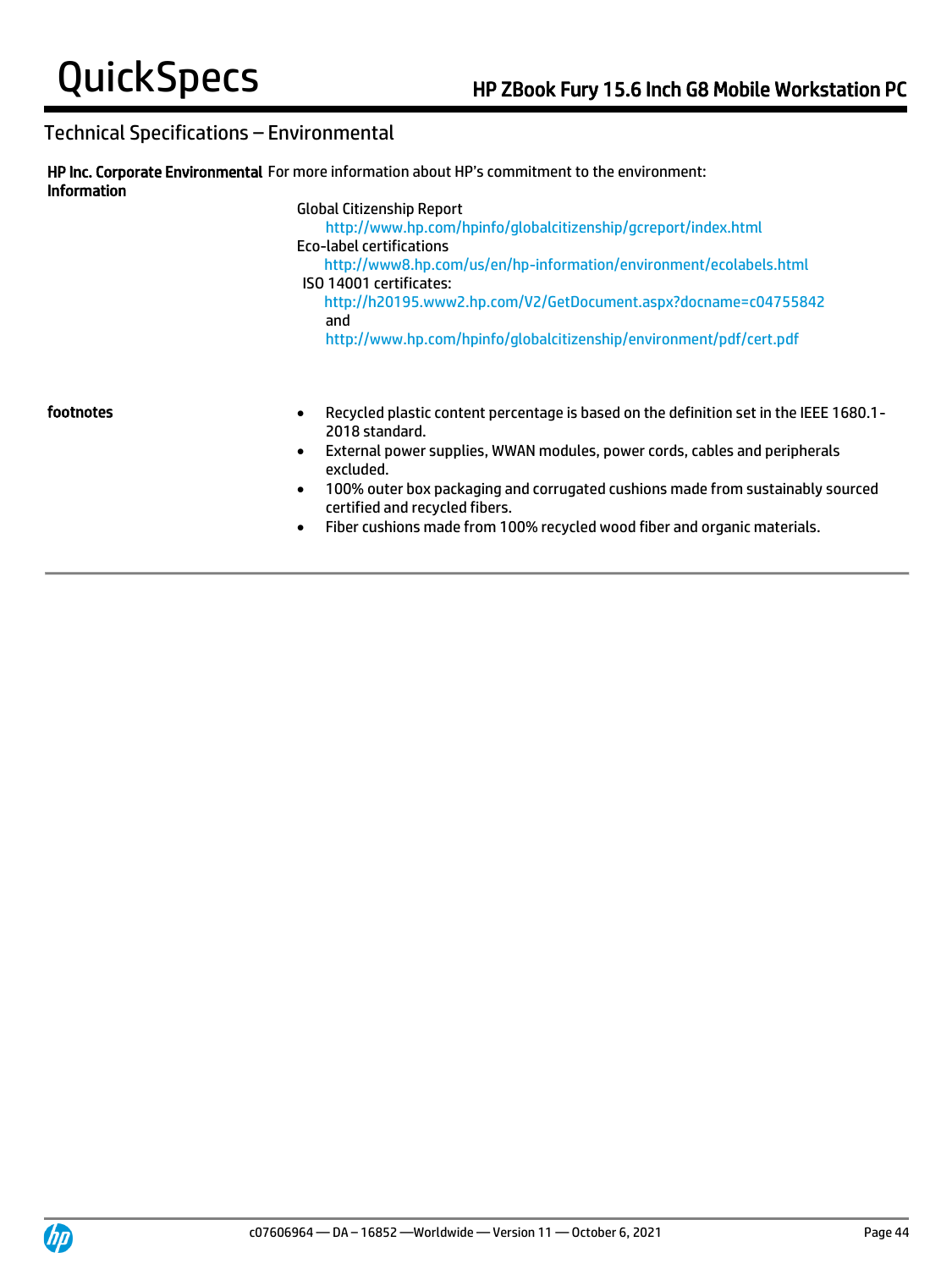## Technical Specifications – Environmental

**HP Inc. Corporate Environmental Information**

For more information about HP's commitment to the environment:

Global Citizenship Report
http://www.hp.com/hpinfo/globalcitizenship/gcreport/index.html

Eco-label certifications
http://www8.hp.com/us/en/hp-information/environment/ecolabels.html

ISO 14001 certificates:
http://h20195.www2.hp.com/V2/GetDocument.aspx?docname=c04755842
and
http://www.hp.com/hpinfo/globalcitizenship/environment/pdf/cert.pdf

**footnotes**

- Recycled plastic content percentage is based on the definition set in the IEEE 1680.1-2018 standard.
- External power supplies, WWAN modules, power cords, cables and peripherals excluded.
- 100% outer box packaging and corrugated cushions made from sustainably sourced certified and recycled fibers.
- Fiber cushions made from 100% recycled wood fiber and organic materials.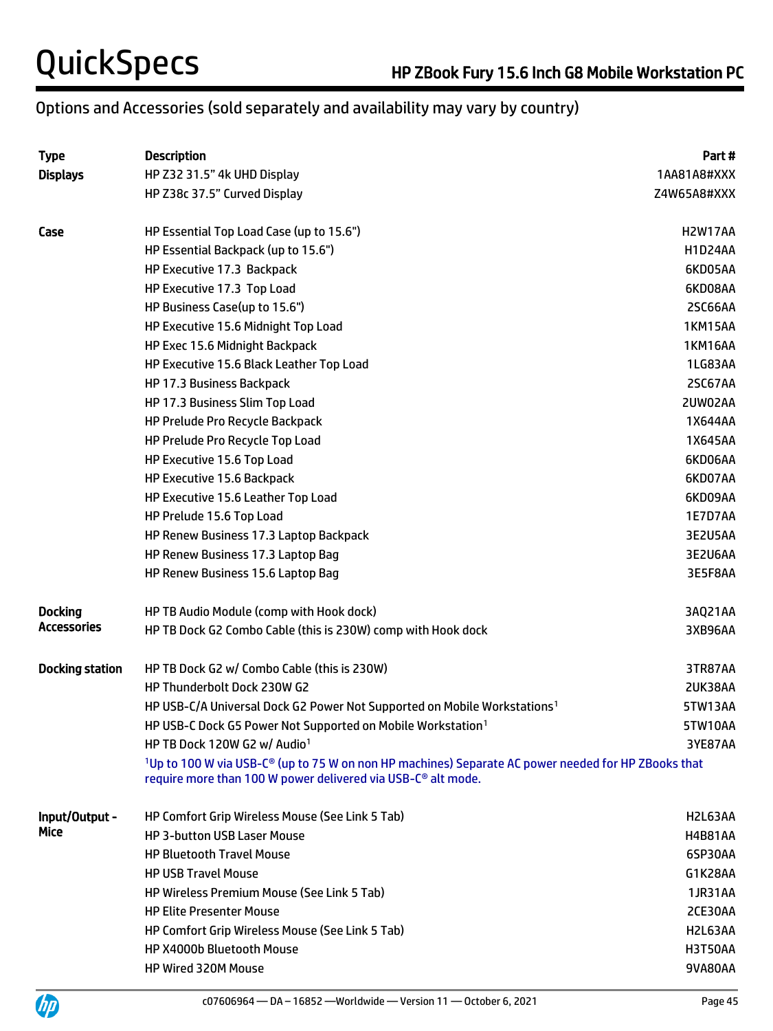## Options and Accessories (sold separately and availability may vary by country)

| Type | Description | Part # |
|---|---|---|
| **Displays** | HP Z32 31.5" 4k UHD Display | 1AA81A8#XXX |
| | HP Z38c 37.5" Curved Display | Z4W65A8#XXX |
| **Case** | HP Essential Top Load Case (up to 15.6") | H2W17AA |
| | HP Essential Backpack (up to 15.6") | H1D24AA |
| | HP Executive 17.3 Backpack | 6KD05AA |
| | HP Executive 17.3 Top Load | 6KD08AA |
| | HP Business Case(up to 15.6") | 2SC66AA |
| | HP Executive 15.6 Midnight Top Load | 1KM15AA |
| | HP Exec 15.6 Midnight Backpack | 1KM16AA |
| | HP Executive 15.6 Black Leather Top Load | 1LG83AA |
| | HP 17.3 Business Backpack | 2SC67AA |
| | HP 17.3 Business Slim Top Load | 2UW02AA |
| | HP Prelude Pro Recycle Backpack | 1X644AA |
| | HP Prelude Pro Recycle Top Load | 1X645AA |
| | HP Executive 15.6 Top Load | 6KD06AA |
| | HP Executive 15.6 Backpack | 6KD07AA |
| | HP Executive 15.6 Leather Top Load | 6KD09AA |
| | HP Prelude 15.6 Top Load | 1E7D7AA |
| | HP Renew Business 17.3 Laptop Backpack | 3E2U5AA |
| | HP Renew Business 17.3 Laptop Bag | 3E2U6AA |
| | HP Renew Business 15.6 Laptop Bag | 3E5F8AA |
| **Docking Accessories** | HP TB Audio Module (comp with Hook dock) | 3AQ21AA |
| | HP TB Dock G2 Combo Cable (this is 230W) comp with Hook dock | 3XB96AA |
| **Docking station** | HP TB Dock G2 w/ Combo Cable (this is 230W) | 3TR87AA |
| | HP Thunderbolt Dock 230W G2 | 2UK38AA |
| | HP USB-C/A Universal Dock G2 Power Not Supported on Mobile Workstations[1] | 5TW13AA |
| | HP USB-C Dock G5 Power Not Supported on Mobile Workstation[1] | 5TW10AA |
| | HP TB Dock 120W G2 w/ Audio[1] | 3YE87AA |
| | [1]Up to 100 W via USB-C® (up to 75 W on non HP machines) Separate AC power needed for HP ZBooks that require more than 100 W power delivered via USB-C® alt mode. | |
| **Input/Output - Mice** | HP Comfort Grip Wireless Mouse (See Link 5 Tab) | H2L63AA |
| | HP 3-button USB Laser Mouse | H4B81AA |
| | HP Bluetooth Travel Mouse | 6SP30AA |
| | HP USB Travel Mouse | G1K28AA |
| | HP Wireless Premium Mouse (See Link 5 Tab) | 1JR31AA |
| | HP Elite Presenter Mouse | 2CE30AA |
| | HP Comfort Grip Wireless Mouse (See Link 5 Tab) | H2L63AA |
| | HP X4000b Bluetooth Mouse | H3T50AA |
| | HP Wired 320M Mouse | 9VA80AA |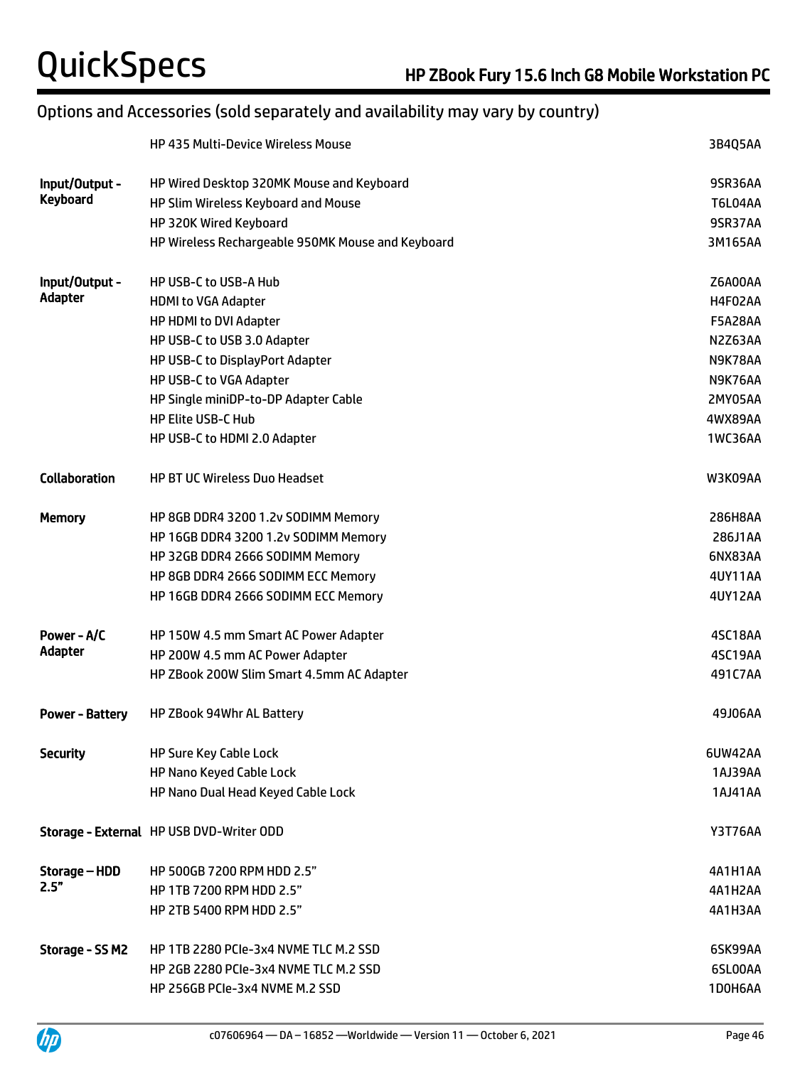## Options and Accessories (sold separately and availability may vary by country)

| Category | Description | Part Number |
|---|---|---|
| | HP 435 Multi-Device Wireless Mouse | 3B4Q5AA |
| **Input/Output - Keyboard** | HP Wired Desktop 320MK Mouse and Keyboard | 9SR36AA |
| | HP Slim Wireless Keyboard and Mouse | T6L04AA |
| | HP 320K Wired Keyboard | 9SR37AA |
| | HP Wireless Rechargeable 950MK Mouse and Keyboard | 3M165AA |
| **Input/Output - Adapter** | HP USB-C to USB-A Hub | Z6A00AA |
| | HDMI to VGA Adapter | H4F02AA |
| | HP HDMI to DVI Adapter | F5A28AA |
| | HP USB-C to USB 3.0 Adapter | N2Z63AA |
| | HP USB-C to DisplayPort Adapter | N9K78AA |
| | HP USB-C to VGA Adapter | N9K76AA |
| | HP Single miniDP-to-DP Adapter Cable | 2MY05AA |
| | HP Elite USB-C Hub | 4WX89AA |
| | HP USB-C to HDMI 2.0 Adapter | 1WC36AA |
| **Collaboration** | HP BT UC Wireless Duo Headset | W3K09AA |
| **Memory** | HP 8GB DDR4 3200 1.2v SODIMM Memory | 286H8AA |
| | HP 16GB DDR4 3200 1.2v SODIMM Memory | 286J1AA |
| | HP 32GB DDR4 2666 SODIMM Memory | 6NX83AA |
| | HP 8GB DDR4 2666 SODIMM ECC Memory | 4UY11AA |
| | HP 16GB DDR4 2666 SODIMM ECC Memory | 4UY12AA |
| **Power - A/C Adapter** | HP 150W 4.5 mm Smart AC Power Adapter | 4SC18AA |
| | HP 200W 4.5 mm AC Power Adapter | 4SC19AA |
| | HP ZBook 200W Slim Smart 4.5mm AC Adapter | 491C7AA |
| **Power - Battery** | HP ZBook 94Whr AL Battery | 49J06AA |
| **Security** | HP Sure Key Cable Lock | 6UW42AA |
| | HP Nano Keyed Cable Lock | 1AJ39AA |
| | HP Nano Dual Head Keyed Cable Lock | 1AJ41AA |
| **Storage - External** | HP USB DVD-Writer ODD | Y3T76AA |
| **Storage – HDD 2.5"** | HP 500GB 7200 RPM HDD 2.5" | 4A1H1AA |
| | HP 1TB 7200 RPM HDD 2.5" | 4A1H2AA |
| | HP 2TB 5400 RPM HDD 2.5" | 4A1H3AA |
| **Storage - SS M2** | HP 1TB 2280 PCIe-3x4 NVME TLC M.2 SSD | 6SK99AA |
| | HP 2GB 2280 PCIe-3x4 NVME TLC M.2 SSD | 6SL00AA |
| | HP 256GB PCIe-3x4 NVME M.2 SSD | 1D0H6AA |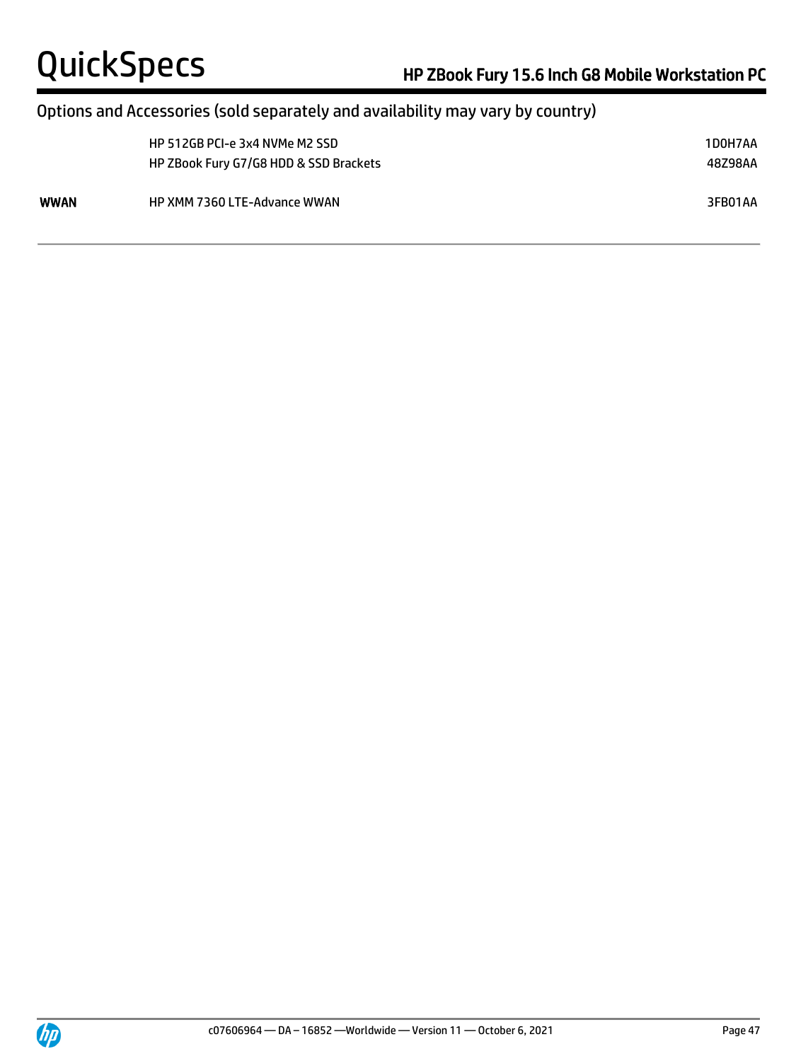## Options and Accessories (sold separately and availability may vary by country)

| | | |
|---|---|---|
| | HP 512GB PCI-e 3x4 NVMe M2 SSD | 1D0H7AA |
| | HP ZBook Fury G7/G8 HDD & SSD Brackets | 48Z98AA |
| **WWAN** | HP XMM 7360 LTE-Advance WWAN | 3FB01AA |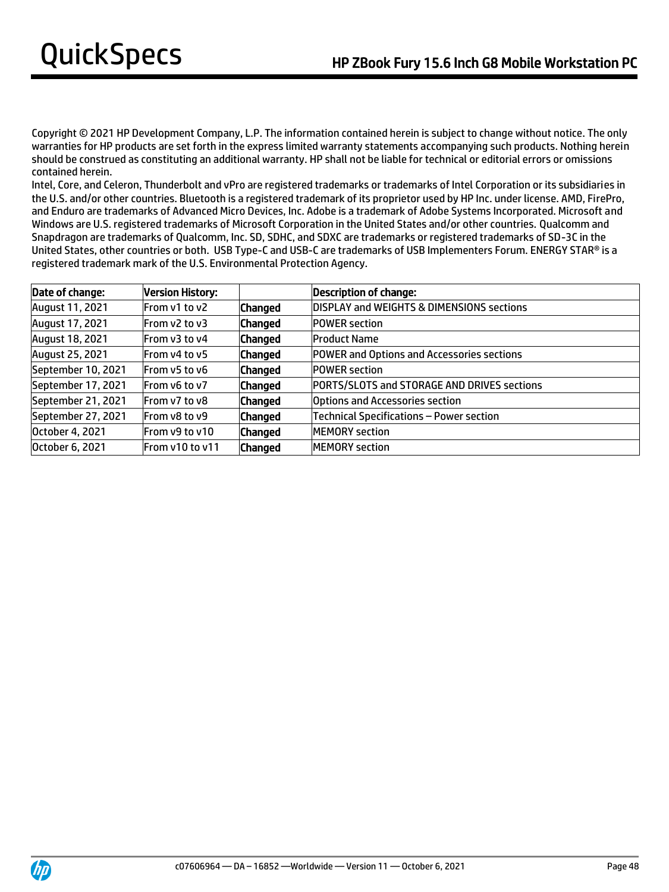Copyright © 2021 HP Development Company, L.P. The information contained herein is subject to change without notice. The only warranties for HP products are set forth in the express limited warranty statements accompanying such products. Nothing herein should be construed as constituting an additional warranty. HP shall not be liable for technical or editorial errors or omissions contained herein.

Intel, Core, and Celeron, Thunderbolt and vPro are registered trademarks or trademarks of Intel Corporation or its subsidiaries in the U.S. and/or other countries. Bluetooth is a registered trademark of its proprietor used by HP Inc. under license. AMD, FirePro, and Enduro are trademarks of Advanced Micro Devices, Inc. Adobe is a trademark of Adobe Systems Incorporated. Microsoft and Windows are U.S. registered trademarks of Microsoft Corporation in the United States and/or other countries. Qualcomm and Snapdragon are trademarks of Qualcomm, Inc. SD, SDHC, and SDXC are trademarks or registered trademarks of SD-3C in the United States, other countries or both. USB Type-C and USB-C are trademarks of USB Implementers Forum. ENERGY STAR® is a registered trademark mark of the U.S. Environmental Protection Agency.

| Date of change: | Version History: | | Description of change: |
|---|---|---|---|
| August 11, 2021 | From v1 to v2 | **Changed** | DISPLAY and WEIGHTS & DIMENSIONS sections |
| August 17, 2021 | From v2 to v3 | **Changed** | POWER section |
| August 18, 2021 | From v3 to v4 | **Changed** | Product Name |
| August 25, 2021 | From v4 to v5 | **Changed** | POWER and Options and Accessories sections |
| September 10, 2021 | From v5 to v6 | **Changed** | POWER section |
| September 17, 2021 | From v6 to v7 | **Changed** | PORTS/SLOTS and STORAGE AND DRIVES sections |
| September 21, 2021 | From v7 to v8 | **Changed** | Options and Accessories section |
| September 27, 2021 | From v8 to v9 | **Changed** | Technical Specifications – Power section |
| October 4, 2021 | From v9 to v10 | **Changed** | MEMORY section |
| October 6, 2021 | From v10 to v11 | **Changed** | MEMORY section |